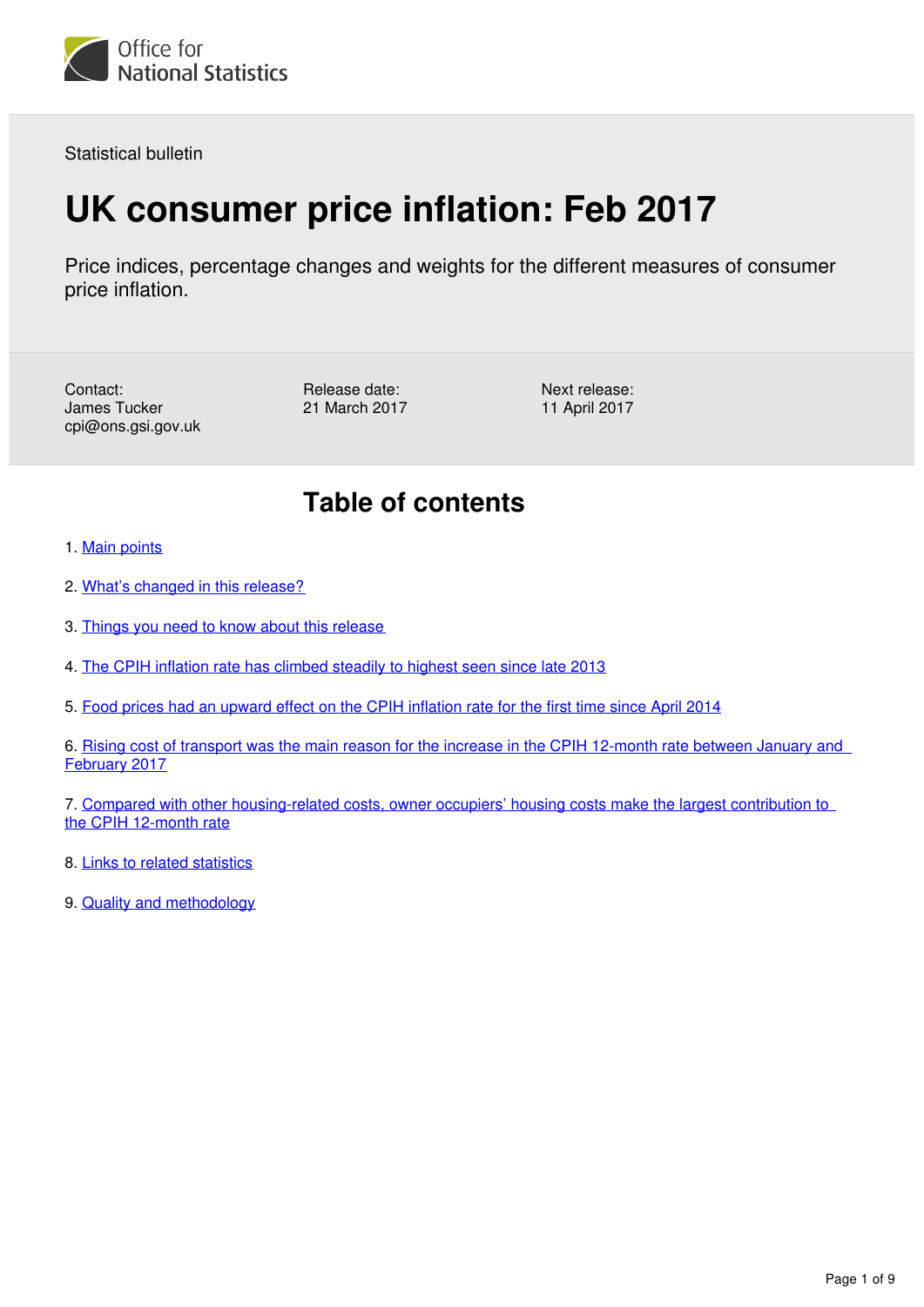Statistical bulletin

# UK consumer price inflation: Feb 2017

Price indices, percentage changes and weights for the different measures of consumer price inflation.

Contact:
James Tucker
cpi@ons.gsi.gov.uk

Release date:
21 March 2017

Next release:
11 April 2017

## Table of contents

1. Main points
2. What's changed in this release?
3. Things you need to know about this release
4. The CPIH inflation rate has climbed steadily to highest seen since late 2013
5. Food prices had an upward effect on the CPIH inflation rate for the first time since April 2014
6. Rising cost of transport was the main reason for the increase in the CPIH 12-month rate between January and February 2017
7. Compared with other housing-related costs, owner occupiers' housing costs make the largest contribution to the CPIH 12-month rate
8. Links to related statistics
9. Quality and methodology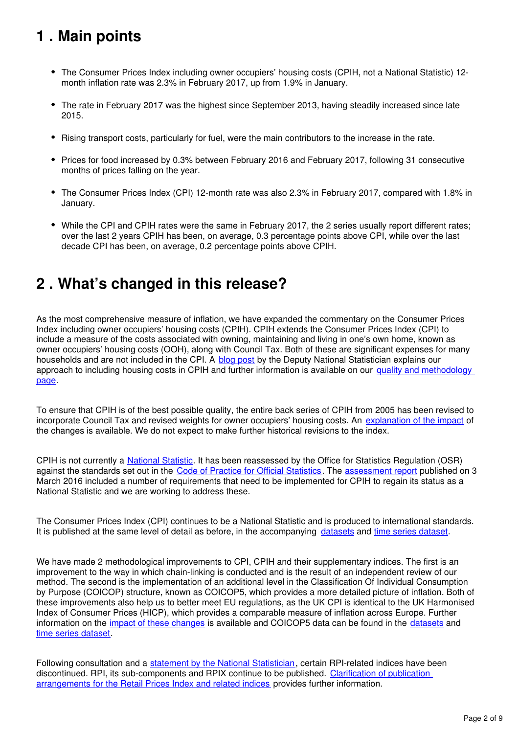## 1 . Main points

- The Consumer Prices Index including owner occupiers' housing costs (CPIH, not a National Statistic) 12-month inflation rate was 2.3% in February 2017, up from 1.9% in January.
- The rate in February 2017 was the highest since September 2013, having steadily increased since late 2015.
- Rising transport costs, particularly for fuel, were the main contributors to the increase in the rate.
- Prices for food increased by 0.3% between February 2016 and February 2017, following 31 consecutive months of prices falling on the year.
- The Consumer Prices Index (CPI) 12-month rate was also 2.3% in February 2017, compared with 1.8% in January.
- While the CPI and CPIH rates were the same in February 2017, the 2 series usually report different rates; over the last 2 years CPIH has been, on average, 0.3 percentage points above CPI, while over the last decade CPI has been, on average, 0.2 percentage points above CPIH.

## 2 . What's changed in this release?

As the most comprehensive measure of inflation, we have expanded the commentary on the Consumer Prices Index including owner occupiers' housing costs (CPIH). CPIH extends the Consumer Prices Index (CPI) to include a measure of the costs associated with owning, maintaining and living in one's own home, known as owner occupiers' housing costs (OOH), along with Council Tax. Both of these are significant expenses for many households and are not included in the CPI. A blog post by the Deputy National Statistician explains our approach to including housing costs in CPIH and further information is available on our quality and methodology page.

To ensure that CPIH is of the best possible quality, the entire back series of CPIH from 2005 has been revised to incorporate Council Tax and revised weights for owner occupiers' housing costs. An explanation of the impact of the changes is available. We do not expect to make further historical revisions to the index.

CPIH is not currently a National Statistic. It has been reassessed by the Office for Statistics Regulation (OSR) against the standards set out in the Code of Practice for Official Statistics. The assessment report published on 3 March 2016 included a number of requirements that need to be implemented for CPIH to regain its status as a National Statistic and we are working to address these.

The Consumer Prices Index (CPI) continues to be a National Statistic and is produced to international standards. It is published at the same level of detail as before, in the accompanying datasets and time series dataset.

We have made 2 methodological improvements to CPI, CPIH and their supplementary indices. The first is an improvement to the way in which chain-linking is conducted and is the result of an independent review of our method. The second is the implementation of an additional level in the Classification Of Individual Consumption by Purpose (COICOP) structure, known as COICOP5, which provides a more detailed picture of inflation. Both of these improvements also help us to better meet EU regulations, as the UK CPI is identical to the UK Harmonised Index of Consumer Prices (HICP), which provides a comparable measure of inflation across Europe. Further information on the impact of these changes is available and COICOP5 data can be found in the datasets and time series dataset.

Following consultation and a statement by the National Statistician, certain RPI-related indices have been discontinued. RPI, its sub-components and RPIX continue to be published. Clarification of publication arrangements for the Retail Prices Index and related indices provides further information.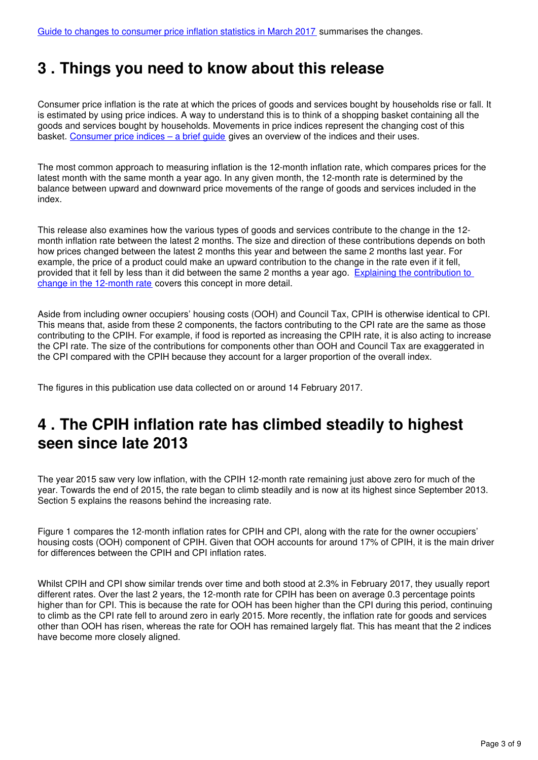Guide to changes to consumer price inflation statistics in March 2017 summarises the changes.

## 3 . Things you need to know about this release

Consumer price inflation is the rate at which the prices of goods and services bought by households rise or fall. It is estimated by using price indices. A way to understand this is to think of a shopping basket containing all the goods and services bought by households. Movements in price indices represent the changing cost of this basket. Consumer price indices – a brief guide gives an overview of the indices and their uses.

The most common approach to measuring inflation is the 12-month inflation rate, which compares prices for the latest month with the same month a year ago. In any given month, the 12-month rate is determined by the balance between upward and downward price movements of the range of goods and services included in the index.

This release also examines how the various types of goods and services contribute to the change in the 12-month inflation rate between the latest 2 months. The size and direction of these contributions depends on both how prices changed between the latest 2 months this year and between the same 2 months last year. For example, the price of a product could make an upward contribution to the change in the rate even if it fell, provided that it fell by less than it did between the same 2 months a year ago. Explaining the contribution to change in the 12-month rate covers this concept in more detail.

Aside from including owner occupiers' housing costs (OOH) and Council Tax, CPIH is otherwise identical to CPI. This means that, aside from these 2 components, the factors contributing to the CPI rate are the same as those contributing to the CPIH. For example, if food is reported as increasing the CPIH rate, it is also acting to increase the CPI rate. The size of the contributions for components other than OOH and Council Tax are exaggerated in the CPI compared with the CPIH because they account for a larger proportion of the overall index.

The figures in this publication use data collected on or around 14 February 2017.

## 4 . The CPIH inflation rate has climbed steadily to highest seen since late 2013

The year 2015 saw very low inflation, with the CPIH 12-month rate remaining just above zero for much of the year. Towards the end of 2015, the rate began to climb steadily and is now at its highest since September 2013. Section 5 explains the reasons behind the increasing rate.

Figure 1 compares the 12-month inflation rates for CPIH and CPI, along with the rate for the owner occupiers' housing costs (OOH) component of CPIH. Given that OOH accounts for around 17% of CPIH, it is the main driver for differences between the CPIH and CPI inflation rates.

Whilst CPIH and CPI show similar trends over time and both stood at 2.3% in February 2017, they usually report different rates. Over the last 2 years, the 12-month rate for CPIH has been on average 0.3 percentage points higher than for CPI. This is because the rate for OOH has been higher than the CPI during this period, continuing to climb as the CPI rate fell to around zero in early 2015. More recently, the inflation rate for goods and services other than OOH has risen, whereas the rate for OOH has remained largely flat. This has meant that the 2 indices have become more closely aligned.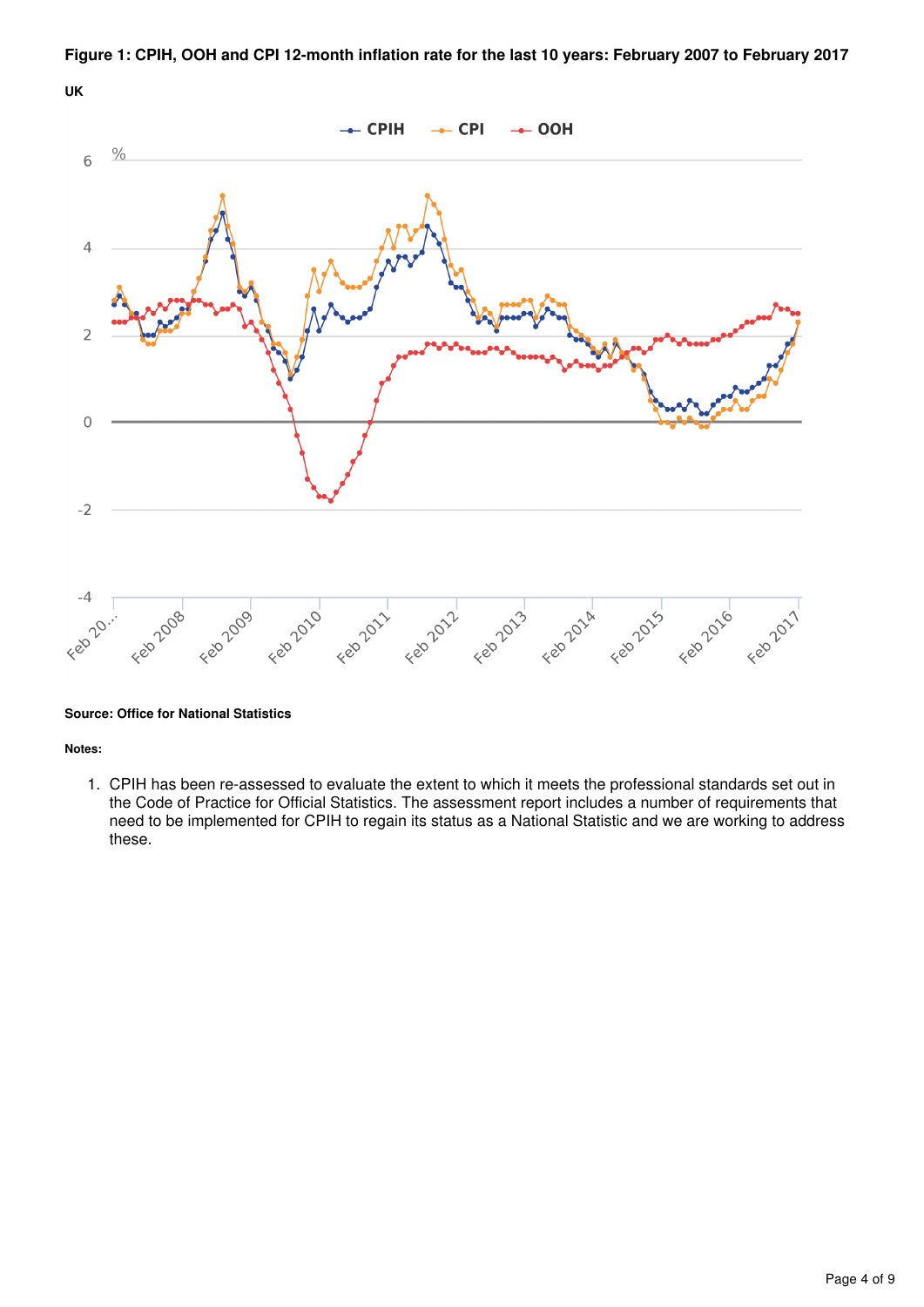**Figure 1: CPIH, OOH and CPI 12-month inflation rate for the last 10 years: February 2007 to February 2017**

**UK**

**Source: Office for National Statistics**

**Notes:**

1. CPIH has been re-assessed to evaluate the extent to which it meets the professional standards set out in the Code of Practice for Official Statistics. The assessment report includes a number of requirements that need to be implemented for CPIH to regain its status as a National Statistic and we are working to address these.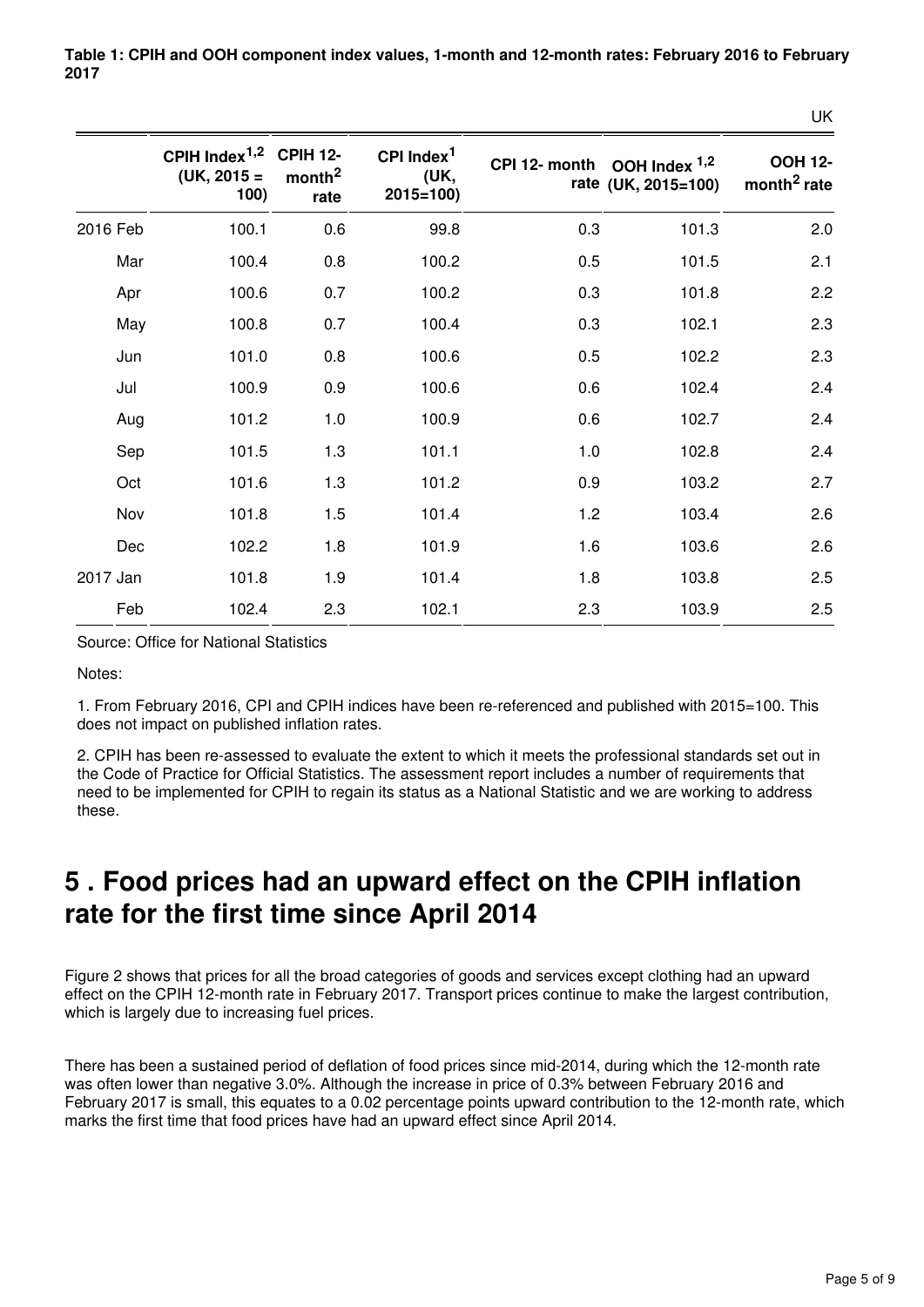**Table 1: CPIH and OOH component index values, 1-month and 12-month rates: February 2016 to February 2017**

UK

| | CPIH Index[1,2] (UK, 2015 = 100) | CPIH 12-month[2] rate | CPI Index[1] (UK, 2015=100) | CPI 12- month rate | OOH Index [1,2] (UK, 2015=100) | OOH 12-month[2] rate |
|---|---|---|---|---|---|---|
| 2016 Feb | 100.1 | 0.6 | 99.8 | 0.3 | 101.3 | 2.0 |
| Mar | 100.4 | 0.8 | 100.2 | 0.5 | 101.5 | 2.1 |
| Apr | 100.6 | 0.7 | 100.2 | 0.3 | 101.8 | 2.2 |
| May | 100.8 | 0.7 | 100.4 | 0.3 | 102.1 | 2.3 |
| Jun | 101.0 | 0.8 | 100.6 | 0.5 | 102.2 | 2.3 |
| Jul | 100.9 | 0.9 | 100.6 | 0.6 | 102.4 | 2.4 |
| Aug | 101.2 | 1.0 | 100.9 | 0.6 | 102.7 | 2.4 |
| Sep | 101.5 | 1.3 | 101.1 | 1.0 | 102.8 | 2.4 |
| Oct | 101.6 | 1.3 | 101.2 | 0.9 | 103.2 | 2.7 |
| Nov | 101.8 | 1.5 | 101.4 | 1.2 | 103.4 | 2.6 |
| Dec | 102.2 | 1.8 | 101.9 | 1.6 | 103.6 | 2.6 |
| 2017 Jan | 101.8 | 1.9 | 101.4 | 1.8 | 103.8 | 2.5 |
| Feb | 102.4 | 2.3 | 102.1 | 2.3 | 103.9 | 2.5 |

Source: Office for National Statistics

Notes:

1. From February 2016, CPI and CPIH indices have been re-referenced and published with 2015=100. This does not impact on published inflation rates.

2. CPIH has been re-assessed to evaluate the extent to which it meets the professional standards set out in the Code of Practice for Official Statistics. The assessment report includes a number of requirements that need to be implemented for CPIH to regain its status as a National Statistic and we are working to address these.

## 5 . Food prices had an upward effect on the CPIH inflation rate for the first time since April 2014

Figure 2 shows that prices for all the broad categories of goods and services except clothing had an upward effect on the CPIH 12-month rate in February 2017. Transport prices continue to make the largest contribution, which is largely due to increasing fuel prices.

There has been a sustained period of deflation of food prices since mid-2014, during which the 12-month rate was often lower than negative 3.0%. Although the increase in price of 0.3% between February 2016 and February 2017 is small, this equates to a 0.02 percentage points upward contribution to the 12-month rate, which marks the first time that food prices have had an upward effect since April 2014.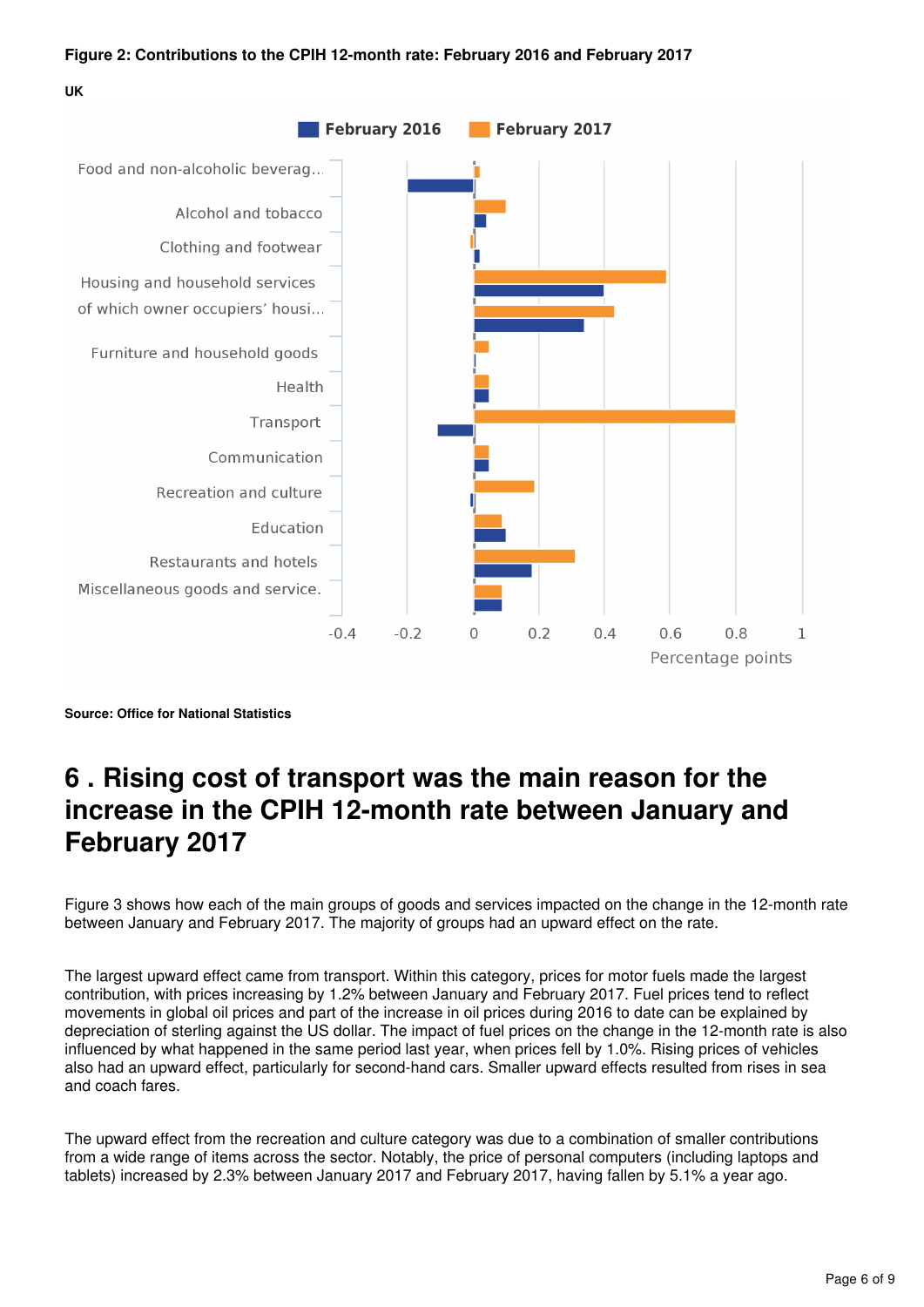**Figure 2: Contributions to the CPIH 12-month rate: February 2016 and February 2017**

**UK**

**Source: Office for National Statistics**

## 6 . Rising cost of transport was the main reason for the increase in the CPIH 12-month rate between January and February 2017

Figure 3 shows how each of the main groups of goods and services impacted on the change in the 12-month rate between January and February 2017. The majority of groups had an upward effect on the rate.

The largest upward effect came from transport. Within this category, prices for motor fuels made the largest contribution, with prices increasing by 1.2% between January and February 2017. Fuel prices tend to reflect movements in global oil prices and part of the increase in oil prices during 2016 to date can be explained by depreciation of sterling against the US dollar. The impact of fuel prices on the change in the 12-month rate is also influenced by what happened in the same period last year, when prices fell by 1.0%. Rising prices of vehicles also had an upward effect, particularly for second-hand cars. Smaller upward effects resulted from rises in sea and coach fares.

The upward effect from the recreation and culture category was due to a combination of smaller contributions from a wide range of items across the sector. Notably, the price of personal computers (including laptops and tablets) increased by 2.3% between January 2017 and February 2017, having fallen by 5.1% a year ago.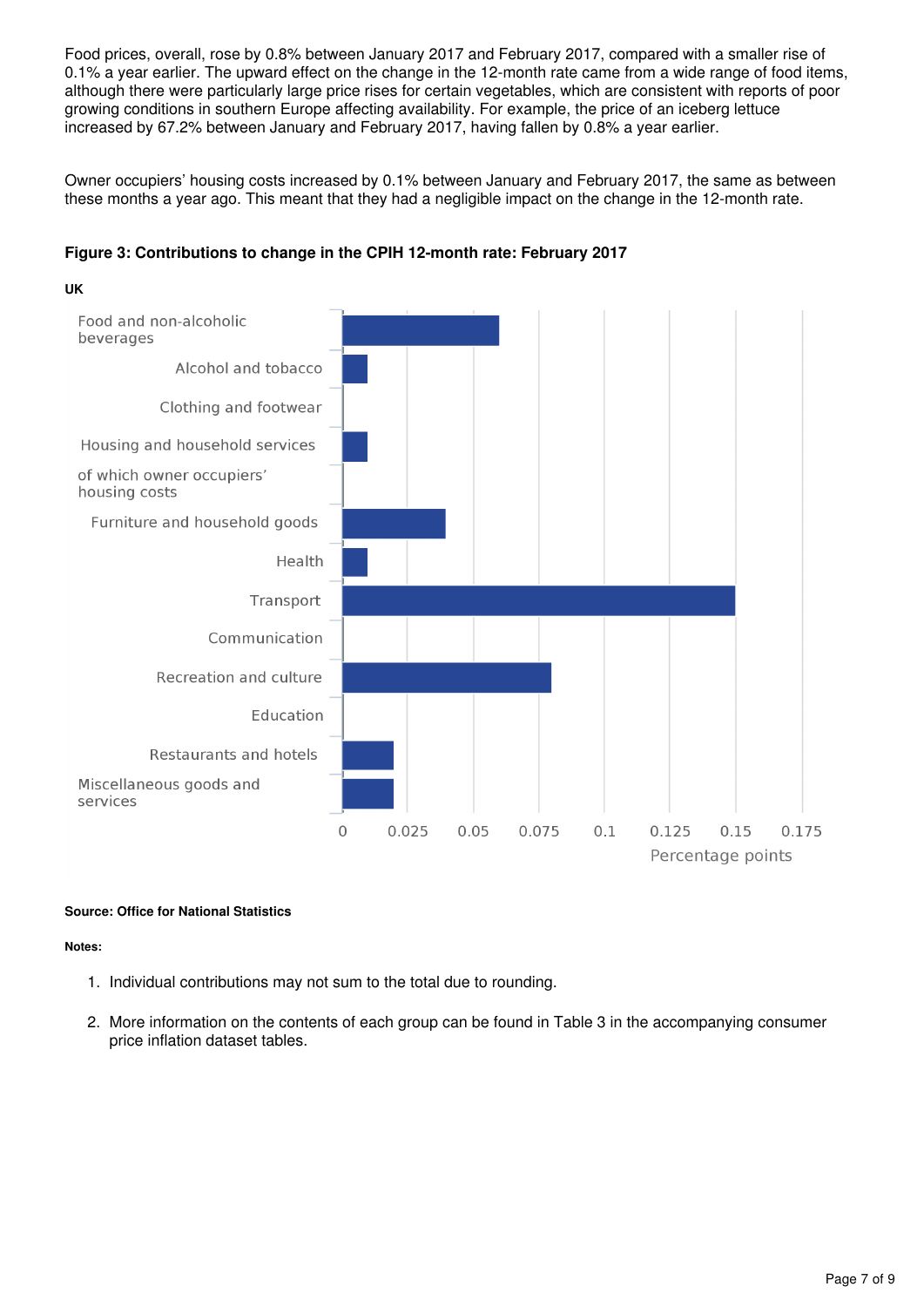Food prices, overall, rose by 0.8% between January 2017 and February 2017, compared with a smaller rise of 0.1% a year earlier. The upward effect on the change in the 12-month rate came from a wide range of food items, although there were particularly large price rises for certain vegetables, which are consistent with reports of poor growing conditions in southern Europe affecting availability. For example, the price of an iceberg lettuce increased by 67.2% between January and February 2017, having fallen by 0.8% a year earlier.

Owner occupiers' housing costs increased by 0.1% between January and February 2017, the same as between these months a year ago. This meant that they had a negligible impact on the change in the 12-month rate.

**Figure 3: Contributions to change in the CPIH 12-month rate: February 2017**

**UK**

| Category | Percentage points |
|---|---|
| Food and non-alcoholic beverages | 0.06 |
| Alcohol and tobacco | 0.01 |
| Clothing and footwear | 0 |
| Housing and household services | 0.01 |
| of which owner occupiers' housing costs | 0 |
| Furniture and household goods | 0.04 |
| Health | 0.01 |
| Transport | 0.15 |
| Communication | 0 |
| Recreation and culture | 0.08 |
| Education | 0 |
| Restaurants and hotels | 0.02 |
| Miscellaneous goods and services | 0.02 |

**Source: Office for National Statistics**

**Notes:**

1. Individual contributions may not sum to the total due to rounding.
2. More information on the contents of each group can be found in Table 3 in the accompanying consumer price inflation dataset tables.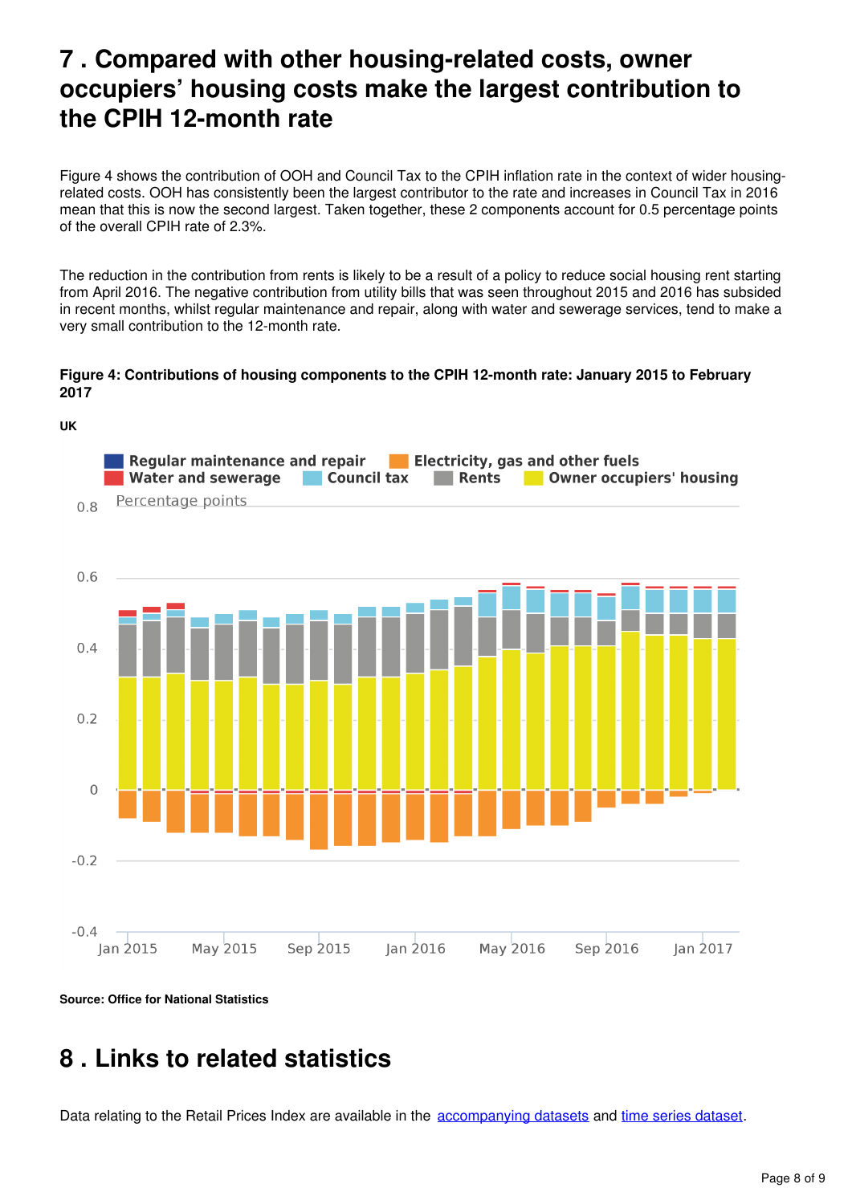## 7 . Compared with other housing-related costs, owner occupiers' housing costs make the largest contribution to the CPIH 12-month rate

Figure 4 shows the contribution of OOH and Council Tax to the CPIH inflation rate in the context of wider housing-related costs. OOH has consistently been the largest contributor to the rate and increases in Council Tax in 2016 mean that this is now the second largest. Taken together, these 2 components account for 0.5 percentage points of the overall CPIH rate of 2.3%.

The reduction in the contribution from rents is likely to be a result of a policy to reduce social housing rent starting from April 2016. The negative contribution from utility bills that was seen throughout 2015 and 2016 has subsided in recent months, whilst regular maintenance and repair, along with water and sewerage services, tend to make a very small contribution to the 12-month rate.

**Figure 4: Contributions of housing components to the CPIH 12-month rate: January 2015 to February 2017**

**UK**

**Source: Office for National Statistics**

## 8 . Links to related statistics

Data relating to the Retail Prices Index are available in the [accompanying datasets] and [time series dataset].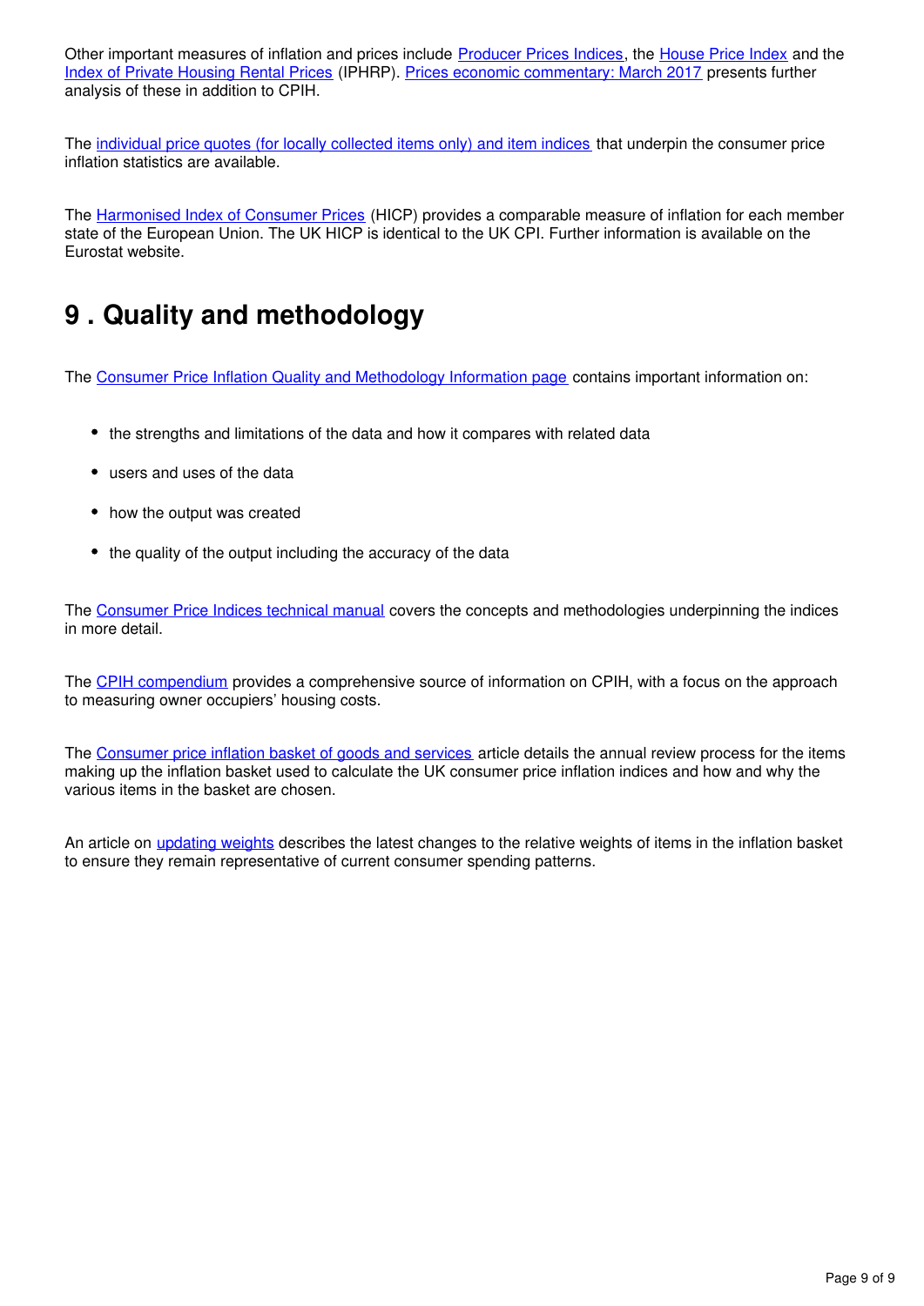Other important measures of inflation and prices include Producer Prices Indices, the House Price Index and the Index of Private Housing Rental Prices (IPHRP). Prices economic commentary: March 2017 presents further analysis of these in addition to CPIH.

The individual price quotes (for locally collected items only) and item indices that underpin the consumer price inflation statistics are available.

The Harmonised Index of Consumer Prices (HICP) provides a comparable measure of inflation for each member state of the European Union. The UK HICP is identical to the UK CPI. Further information is available on the Eurostat website.

# 9 . Quality and methodology

The Consumer Price Inflation Quality and Methodology Information page contains important information on:

- the strengths and limitations of the data and how it compares with related data
- users and uses of the data
- how the output was created
- the quality of the output including the accuracy of the data

The Consumer Price Indices technical manual covers the concepts and methodologies underpinning the indices in more detail.

The CPIH compendium provides a comprehensive source of information on CPIH, with a focus on the approach to measuring owner occupiers' housing costs.

The Consumer price inflation basket of goods and services article details the annual review process for the items making up the inflation basket used to calculate the UK consumer price inflation indices and how and why the various items in the basket are chosen.

An article on updating weights describes the latest changes to the relative weights of items in the inflation basket to ensure they remain representative of current consumer spending patterns.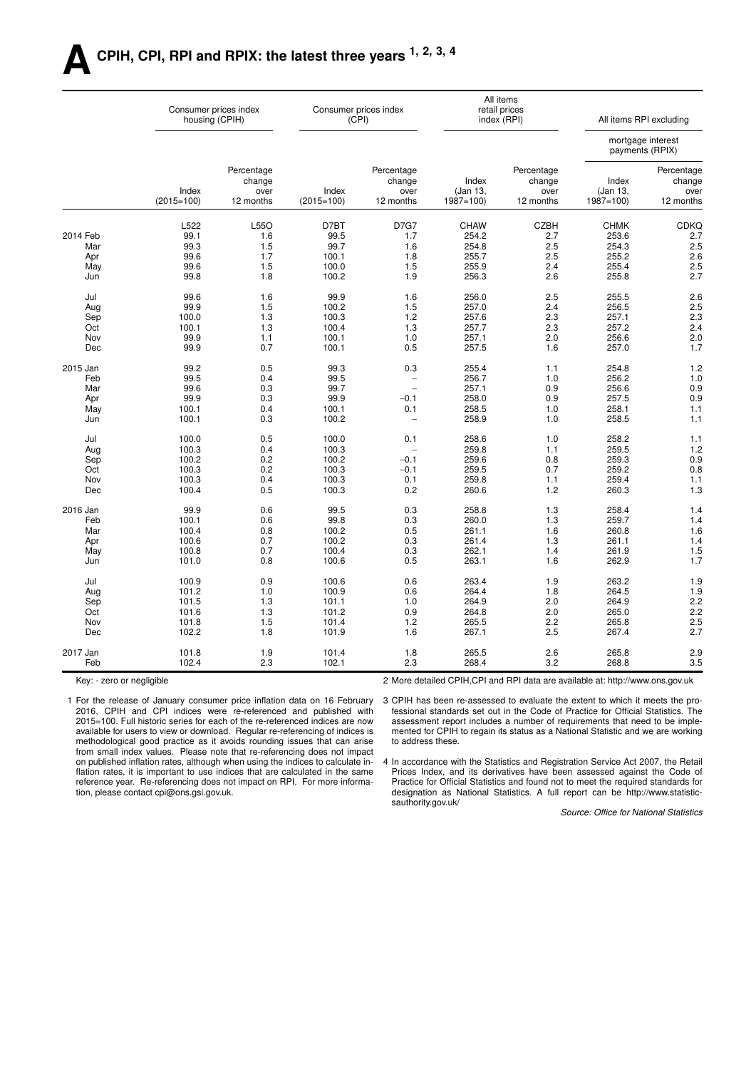# A CPIH, CPI, RPI and RPIX: the latest three years [1, 2, 3, 4]

| | Consumer prices index housing (CPIH) | | Consumer prices index (CPI) | | All items retail prices index (RPI) | | All items RPI excluding mortgage interest payments (RPIX) | |
|---|---|---|---|---|---|---|---|---|
| | Index (2015=100) | Percentage change over 12 months | Index (2015=100) | Percentage change over 12 months | Index (Jan 13, 1987=100) | Percentage change over 12 months | Index (Jan 13, 1987=100) | Percentage change over 12 months |
| | L522 | L55O | D7BT | D7G7 | CHAW | CZBH | CHMK | CDKQ |
| 2014 Feb | 99.1 | 1.6 | 99.5 | 1.7 | 254.2 | 2.7 | 253.6 | 2.7 |
| Mar | 99.3 | 1.5 | 99.7 | 1.6 | 254.8 | 2.5 | 254.3 | 2.5 |
| Apr | 99.6 | 1.7 | 100.1 | 1.8 | 255.7 | 2.5 | 255.2 | 2.6 |
| May | 99.6 | 1.5 | 100.0 | 1.5 | 255.9 | 2.4 | 255.4 | 2.5 |
| Jun | 99.8 | 1.8 | 100.2 | 1.9 | 256.3 | 2.6 | 255.8 | 2.7 |
| Jul | 99.6 | 1.6 | 99.9 | 1.6 | 256.0 | 2.5 | 255.5 | 2.6 |
| Aug | 99.9 | 1.5 | 100.2 | 1.5 | 257.0 | 2.4 | 256.5 | 2.5 |
| Sep | 100.0 | 1.3 | 100.3 | 1.2 | 257.6 | 2.3 | 257.1 | 2.3 |
| Oct | 100.1 | 1.3 | 100.4 | 1.3 | 257.7 | 2.3 | 257.2 | 2.4 |
| Nov | 99.9 | 1.1 | 100.1 | 1.0 | 257.1 | 2.0 | 256.6 | 2.0 |
| Dec | 99.9 | 0.7 | 100.1 | 0.5 | 257.5 | 1.6 | 257.0 | 1.7 |
| 2015 Jan | 99.2 | 0.5 | 99.3 | 0.3 | 255.4 | 1.1 | 254.8 | 1.2 |
| Feb | 99.5 | 0.4 | 99.5 | – | 256.7 | 1.0 | 256.2 | 1.0 |
| Mar | 99.6 | 0.3 | 99.7 | – | 257.1 | 0.9 | 256.6 | 0.9 |
| Apr | 99.9 | 0.3 | 99.9 | –0.1 | 258.0 | 0.9 | 257.5 | 0.9 |
| May | 100.1 | 0.4 | 100.1 | 0.1 | 258.5 | 1.0 | 258.1 | 1.1 |
| Jun | 100.1 | 0.3 | 100.2 | – | 258.9 | 1.0 | 258.5 | 1.1 |
| Jul | 100.0 | 0.5 | 100.0 | 0.1 | 258.6 | 1.0 | 258.2 | 1.1 |
| Aug | 100.3 | 0.4 | 100.3 | – | 259.8 | 1.1 | 259.5 | 1.2 |
| Sep | 100.2 | 0.2 | 100.2 | –0.1 | 259.6 | 0.8 | 259.3 | 0.9 |
| Oct | 100.3 | 0.2 | 100.3 | –0.1 | 259.5 | 0.7 | 259.2 | 0.8 |
| Nov | 100.3 | 0.4 | 100.3 | 0.1 | 259.8 | 1.1 | 259.4 | 1.1 |
| Dec | 100.4 | 0.5 | 100.3 | 0.2 | 260.6 | 1.2 | 260.3 | 1.3 |
| 2016 Jan | 99.9 | 0.6 | 99.5 | 0.3 | 258.8 | 1.3 | 258.4 | 1.4 |
| Feb | 100.1 | 0.6 | 99.8 | 0.3 | 260.0 | 1.3 | 259.7 | 1.4 |
| Mar | 100.4 | 0.8 | 100.2 | 0.5 | 261.1 | 1.6 | 260.8 | 1.6 |
| Apr | 100.6 | 0.7 | 100.2 | 0.3 | 261.4 | 1.3 | 261.1 | 1.4 |
| May | 100.8 | 0.7 | 100.4 | 0.3 | 262.1 | 1.4 | 261.9 | 1.5 |
| Jun | 101.0 | 0.8 | 100.6 | 0.5 | 263.1 | 1.6 | 262.9 | 1.7 |
| Jul | 100.9 | 0.9 | 100.6 | 0.6 | 263.4 | 1.9 | 263.2 | 1.9 |
| Aug | 101.2 | 1.0 | 100.9 | 0.6 | 264.4 | 1.8 | 264.5 | 1.9 |
| Sep | 101.5 | 1.3 | 101.1 | 1.0 | 264.9 | 2.0 | 264.9 | 2.2 |
| Oct | 101.6 | 1.3 | 101.2 | 0.9 | 264.8 | 2.0 | 265.0 | 2.2 |
| Nov | 101.8 | 1.5 | 101.4 | 1.2 | 265.5 | 2.2 | 265.8 | 2.5 |
| Dec | 102.2 | 1.8 | 101.9 | 1.6 | 267.1 | 2.5 | 267.4 | 2.7 |
| 2017 Jan | 101.8 | 1.9 | 101.4 | 1.8 | 265.5 | 2.6 | 265.8 | 2.9 |
| Feb | 102.4 | 2.3 | 102.1 | 2.3 | 268.4 | 3.2 | 268.8 | 3.5 |

Key: - zero or negligible

1 For the release of January consumer price inflation data on 16 February 2016, CPIH and CPI indices were re-referenced and published with 2015=100. Full historic series for each of the re-referenced indices are now available for users to view or download. Regular re-referencing of indices is methodological good practice as it avoids rounding issues that can arise from small index values. Please note that re-referencing does not impact on published inflation rates, although when using the indices to calculate inflation rates, it is important to use indices that are calculated in the same reference year. Re-referencing does not impact on RPI. For more information, please contact cpi@ons.gsi.gov.uk.

2 More detailed CPIH,CPI and RPI data are available at: http://www.ons.gov.uk

3 CPIH has been re-assessed to evaluate the extent to which it meets the professional standards set out in the Code of Practice for Official Statistics. The assessment report includes a number of requirements that need to be implemented for CPIH to regain its status as a National Statistic and we are working to address these.

4 In accordance with the Statistics and Registration Service Act 2007, the Retail Prices Index, and its derivatives have been assessed against the Code of Practice for Official Statistics and found not to meet the required standards for designation as National Statistics. A full report can be http://www.statisticsauthority.gov.uk/

*Source: Office for National Statistics*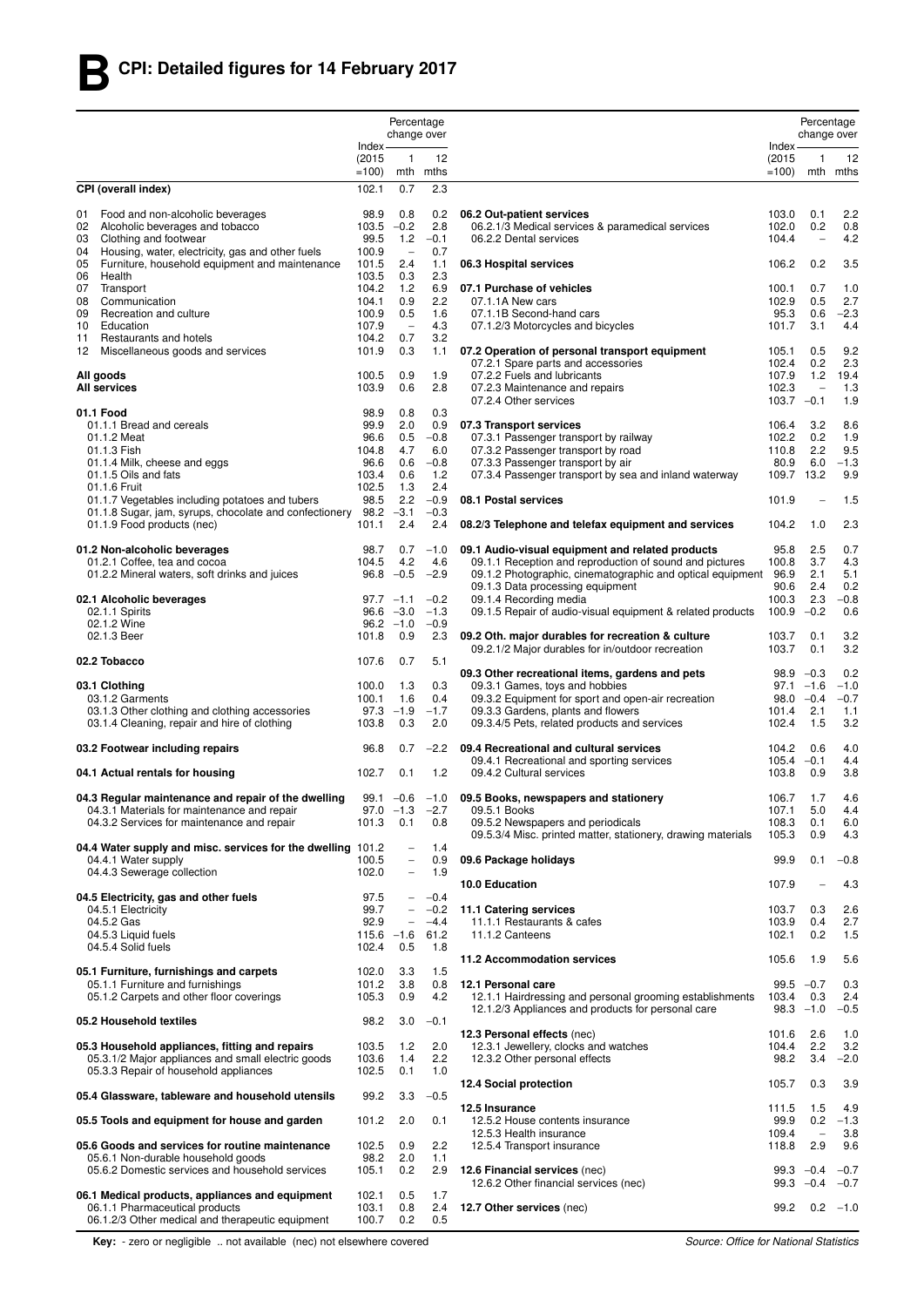# B CPI: Detailed figures for 14 February 2017

| | Index (2015 =100) | Percentage change over 1 mth | Percentage change over 12 mths |
|---|---|---|---|
| **CPI (overall index)** | 102.1 | 0.7 | 2.3 |
| 01 Food and non-alcoholic beverages | 98.9 | 0.8 | 0.2 |
| 02 Alcoholic beverages and tobacco | 103.5 | −0.2 | 2.8 |
| 03 Clothing and footwear | 99.5 | 1.2 | −0.1 |
| 04 Housing, water, electricity, gas and other fuels | 100.9 | – | 0.7 |
| 05 Furniture, household equipment and maintenance | 101.5 | 2.4 | 1.1 |
| 06 Health | 103.5 | 0.3 | 2.3 |
| 07 Transport | 104.2 | 1.2 | 6.9 |
| 08 Communication | 104.1 | 0.9 | 2.2 |
| 09 Recreation and culture | 100.9 | 0.5 | 1.6 |
| 10 Education | 107.9 | – | 4.3 |
| 11 Restaurants and hotels | 104.2 | 0.7 | 3.2 |
| 12 Miscellaneous goods and services | 101.9 | 0.3 | 1.1 |
| **All goods** | 100.5 | 0.9 | 1.9 |
| **All services** | 103.9 | 0.6 | 2.8 |
| **01.1 Food** | 98.9 | 0.8 | 0.3 |
| 01.1.1 Bread and cereals | 99.9 | 2.0 | 0.9 |
| 01.1.2 Meat | 96.6 | 0.5 | −0.8 |
| 01.1.3 Fish | 104.8 | 4.7 | 6.0 |
| 01.1.4 Milk, cheese and eggs | 96.6 | 0.6 | −0.8 |
| 01.1.5 Oils and fats | 103.4 | 0.6 | 1.2 |
| 01.1.6 Fruit | 102.5 | 1.3 | 2.4 |
| 01.1.7 Vegetables including potatoes and tubers | 98.5 | 2.2 | −0.9 |
| 01.1.8 Sugar, jam, syrups, chocolate and confectionery | 98.2 | −3.1 | −0.3 |
| 01.1.9 Food products (nec) | 101.1 | 2.4 | 2.4 |
| **01.2 Non-alcoholic beverages** | 98.7 | 0.7 | −1.0 |
| 01.2.1 Coffee, tea and cocoa | 104.5 | 4.2 | 4.6 |
| 01.2.2 Mineral waters, soft drinks and juices | 96.8 | −0.5 | −2.9 |
| **02.1 Alcoholic beverages** | 97.7 | −1.1 | −0.2 |
| 02.1.1 Spirits | 96.6 | −3.0 | −1.3 |
| 02.1.2 Wine | 96.2 | −1.0 | −0.9 |
| 02.1.3 Beer | 101.8 | 0.9 | 2.3 |
| **02.2 Tobacco** | 107.6 | 0.7 | 5.1 |
| **03.1 Clothing** | 100.0 | 1.3 | 0.3 |
| 03.1.2 Garments | 100.1 | 1.6 | 0.4 |
| 03.1.3 Other clothing and clothing accessories | 97.3 | −1.9 | −1.7 |
| 03.1.4 Cleaning, repair and hire of clothing | 103.8 | 0.3 | 2.0 |
| **03.2 Footwear including repairs** | 96.8 | 0.7 | −2.2 |
| **04.1 Actual rentals for housing** | 102.7 | 0.1 | 1.2 |
| **04.3 Regular maintenance and repair of the dwelling** | 99.1 | −0.6 | −1.0 |
| 04.3.1 Materials for maintenance and repair | 97.0 | −1.3 | −2.7 |
| 04.3.2 Services for maintenance and repair | 101.3 | 0.1 | 0.8 |
| **04.4 Water supply and misc. services for the dwelling** | 101.2 | – | 1.4 |
| 04.4.1 Water supply | 100.5 | – | 0.9 |
| 04.4.3 Sewerage collection | 102.0 | – | 1.9 |
| **04.5 Electricity, gas and other fuels** | 97.5 | – | −0.4 |
| 04.5.1 Electricity | 99.7 | – | −0.2 |
| 04.5.2 Gas | 92.9 | – | −4.4 |
| 04.5.3 Liquid fuels | 115.6 | −1.6 | 61.2 |
| 04.5.4 Solid fuels | 102.4 | 0.5 | 1.8 |
| **05.1 Furniture, furnishings and carpets** | 102.0 | 3.3 | 1.5 |
| 05.1.1 Furniture and furnishings | 101.2 | 3.8 | 0.8 |
| 05.1.2 Carpets and other floor coverings | 105.3 | 0.9 | 4.2 |
| **05.2 Household textiles** | 98.2 | 3.0 | −0.1 |
| **05.3 Household appliances, fitting and repairs** | 103.5 | 1.2 | 2.0 |
| 05.3.1/2 Major appliances and small electric goods | 103.6 | 1.4 | 2.2 |
| 05.3.3 Repair of household appliances | 102.5 | 0.1 | 1.0 |
| **05.4 Glassware, tableware and household utensils** | 99.2 | 3.3 | −0.5 |
| **05.5 Tools and equipment for house and garden** | 101.2 | 2.0 | 0.1 |
| **05.6 Goods and services for routine maintenance** | 102.5 | 0.9 | 2.2 |
| 05.6.1 Non-durable household goods | 98.2 | 2.0 | 1.1 |
| 05.6.2 Domestic services and household services | 105.1 | 0.2 | 2.9 |
| **06.1 Medical products, appliances and equipment** | 102.1 | 0.5 | 1.7 |
| 06.1.1 Pharmaceutical products | 103.1 | 0.8 | 2.4 |
| 06.1.2/3 Other medical and therapeutic equipment | 100.7 | 0.2 | 0.5 |
| **06.2 Out-patient services** | 103.0 | 0.1 | 2.2 |
| 06.2.1/3 Medical services & paramedical services | 102.0 | 0.2 | 0.8 |
| 06.2.2 Dental services | 104.4 | – | 4.2 |
| **06.3 Hospital services** | 106.2 | 0.2 | 3.5 |
| **07.1 Purchase of vehicles** | 100.1 | 0.7 | 1.0 |
| 07.1.1A New cars | 102.9 | 0.5 | 2.7 |
| 07.1.1B Second-hand cars | 95.3 | 0.6 | −2.3 |
| 07.1.2/3 Motorcycles and bicycles | 101.7 | 3.1 | 4.4 |
| **07.2 Operation of personal transport equipment** | 105.1 | 0.5 | 9.2 |
| 07.2.1 Spare parts and accessories | 102.4 | 0.2 | 2.3 |
| 07.2.2 Fuels and lubricants | 107.9 | 1.2 | 19.4 |
| 07.2.3 Maintenance and repairs | 102.3 | – | 1.3 |
| 07.2.4 Other services | 103.7 | −0.1 | 1.9 |
| **07.3 Transport services** | 106.4 | 3.2 | 8.6 |
| 07.3.1 Passenger transport by railway | 102.2 | 0.2 | 1.9 |
| 07.3.2 Passenger transport by road | 110.8 | 2.2 | 9.5 |
| 07.3.3 Passenger transport by air | 80.9 | 6.0 | −1.3 |
| 07.3.4 Passenger transport by sea and inland waterway | 109.7 | 13.2 | 9.9 |
| **08.1 Postal services** | 101.9 | – | 1.5 |
| **08.2/3 Telephone and telefax equipment and services** | 104.2 | 1.0 | 2.3 |
| **09.1 Audio-visual equipment and related products** | 95.8 | 2.5 | 0.7 |
| 09.1.1 Reception and reproduction of sound and pictures | 100.8 | 3.7 | 4.3 |
| 09.1.2 Photographic, cinematographic and optical equipment | 96.9 | 2.1 | 5.1 |
| 09.1.3 Data processing equipment | 90.6 | 2.4 | 0.2 |
| 09.1.4 Recording media | 100.3 | 2.3 | −0.8 |
| 09.1.5 Repair of audio-visual equipment & related products | 100.9 | −0.2 | 0.6 |
| **09.2 Oth. major durables for recreation & culture** | 103.7 | 0.1 | 3.2 |
| 09.2.1/2 Major durables for in/outdoor recreation | 103.7 | 0.1 | 3.2 |
| **09.3 Other recreational items, gardens and pets** | 98.9 | −0.3 | 0.2 |
| 09.3.1 Games, toys and hobbies | 97.1 | −1.6 | −1.0 |
| 09.3.2 Equipment for sport and open-air recreation | 98.0 | −0.4 | −0.7 |
| 09.3.3 Gardens, plants and flowers | 101.4 | 2.1 | 1.1 |
| 09.3.4/5 Pets, related products and services | 102.4 | 1.5 | 3.2 |
| **09.4 Recreational and cultural services** | 104.2 | 0.6 | 4.0 |
| 09.4.1 Recreational and sporting services | 105.4 | −0.1 | 4.4 |
| 09.4.2 Cultural services | 103.8 | 0.9 | 3.8 |
| **09.5 Books, newspapers and stationery** | 106.7 | 1.7 | 4.6 |
| 09.5.1 Books | 107.1 | 5.0 | 4.4 |
| 09.5.2 Newspapers and periodicals | 108.3 | 0.1 | 6.0 |
| 09.5.3/4 Misc. printed matter, stationery, drawing materials | 105.3 | 0.9 | 4.3 |
| **09.6 Package holidays** | 99.9 | 0.1 | −0.8 |
| **10.0 Education** | 107.9 | – | 4.3 |
| **11.1 Catering services** | 103.7 | 0.3 | 2.6 |
| 11.1.1 Restaurants & cafes | 103.9 | 0.4 | 2.7 |
| 11.1.2 Canteens | 102.1 | 0.2 | 1.5 |
| **11.2 Accommodation services** | 105.6 | 1.9 | 5.6 |
| **12.1 Personal care** | 99.5 | −0.7 | 0.3 |
| 12.1.1 Hairdressing and personal grooming establishments | 103.4 | 0.3 | 2.4 |
| 12.1.2/3 Appliances and products for personal care | 98.3 | −1.0 | −0.5 |
| **12.3 Personal effects** (nec) | 101.6 | 2.6 | 1.0 |
| 12.3.1 Jewellery, clocks and watches | 104.4 | 2.2 | 3.2 |
| 12.3.2 Other personal effects | 98.2 | 3.4 | −2.0 |
| **12.4 Social protection** | 105.7 | 0.3 | 3.9 |
| **12.5 Insurance** | 111.5 | 1.5 | 4.9 |
| 12.5.2 House contents insurance | 99.9 | 0.2 | −1.3 |
| 12.5.3 Health insurance | 109.4 | – | 3.8 |
| 12.5.4 Transport insurance | 118.8 | 2.9 | 9.6 |
| **12.6 Financial services** (nec) | 99.3 | −0.4 | −0.7 |
| 12.6.2 Other financial services (nec) | 99.3 | −0.4 | −0.7 |
| **12.7 Other services** (nec) | 99.2 | 0.2 | −1.0 |

**Key:** - zero or negligible .. not available (nec) not elsewhere covered

*Source: Office for National Statistics*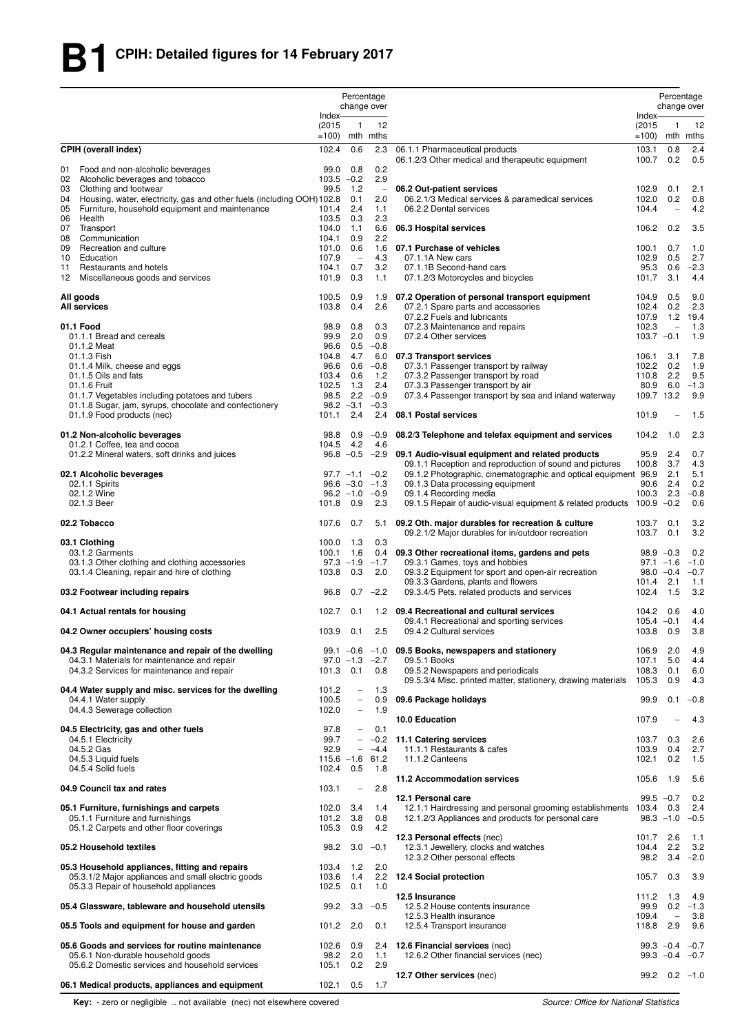# B1 CPIH: Detailed figures for 14 February 2017

| | Index (2015 =100) | Percentage change over 1 mth | Percentage change over 12 mths |
|---|---|---|---|
| **CPIH (overall index)** | 102.4 | 0.6 | 2.3 |
| 01 Food and non-alcoholic beverages | 99.0 | 0.8 | 0.2 |
| 02 Alcoholic beverages and tobacco | 103.5 | −0.2 | 2.9 |
| 03 Clothing and footwear | 99.5 | 1.2 | – |
| 04 Housing, water, electricity, gas and other fuels (including OOH) | 102.8 | 0.1 | 2.0 |
| 05 Furniture, household equipment and maintenance | 101.4 | 2.4 | 1.1 |
| 06 Health | 103.5 | 0.3 | 2.3 |
| 07 Transport | 104.0 | 1.1 | 6.6 |
| 08 Communication | 104.1 | 0.9 | 2.2 |
| 09 Recreation and culture | 101.0 | 0.6 | 1.6 |
| 10 Education | 107.9 | – | 4.3 |
| 11 Restaurants and hotels | 104.1 | 0.7 | 3.2 |
| 12 Miscellaneous goods and services | 101.9 | 0.3 | 1.1 |
| **All goods** | 100.5 | 0.9 | 1.9 |
| **All services** | 103.8 | 0.4 | 2.6 |
| **01.1 Food** | 98.9 | 0.8 | 0.3 |
| 01.1.1 Bread and cereals | 99.9 | 2.0 | 0.9 |
| 01.1.2 Meat | 96.6 | 0.5 | −0.8 |
| 01.1.3 Fish | 104.8 | 4.7 | 6.0 |
| 01.1.4 Milk, cheese and eggs | 96.6 | 0.6 | −0.8 |
| 01.1.5 Oils and fats | 103.4 | 0.6 | 1.2 |
| 01.1.6 Fruit | 102.5 | 1.3 | 2.4 |
| 01.1.7 Vegetables including potatoes and tubers | 98.5 | 2.2 | −0.9 |
| 01.1.8 Sugar, jam, syrups, chocolate and confectionery | 98.2 | −3.1 | −0.3 |
| 01.1.9 Food products (nec) | 101.1 | 2.4 | 2.4 |
| **01.2 Non-alcoholic beverages** | 98.8 | 0.9 | −0.9 |
| 01.2.1 Coffee, tea and cocoa | 104.5 | 4.2 | 4.6 |
| 01.2.2 Mineral waters, soft drinks and juices | 96.8 | −0.5 | −2.9 |
| **02.1 Alcoholic beverages** | 97.7 | −1.1 | −0.2 |
| 02.1.1 Spirits | 96.6 | −3.0 | −1.3 |
| 02.1.2 Wine | 96.2 | −1.0 | −0.9 |
| 02.1.3 Beer | 101.8 | 0.9 | 2.3 |
| **02.2 Tobacco** | 107.6 | 0.7 | 5.1 |
| **03.1 Clothing** | 100.0 | 1.3 | 0.3 |
| 03.1.2 Garments | 100.1 | 1.6 | 0.4 |
| 03.1.3 Other clothing and clothing accessories | 97.3 | −1.9 | −1.7 |
| 03.1.4 Cleaning, repair and hire of clothing | 103.8 | 0.3 | 2.0 |
| **03.2 Footwear including repairs** | 96.8 | 0.7 | −2.2 |
| **04.1 Actual rentals for housing** | 102.7 | 0.1 | 1.2 |
| **04.2 Owner occupiers' housing costs** | 103.9 | 0.1 | 2.5 |
| **04.3 Regular maintenance and repair of the dwelling** | 99.1 | −0.6 | −1.0 |
| 04.3.1 Materials for maintenance and repair | 97.0 | −1.3 | −2.7 |
| 04.3.2 Services for maintenance and repair | 101.3 | 0.1 | 0.8 |
| **04.4 Water supply and misc. services for the dwelling** | 101.2 | – | 1.3 |
| 04.4.1 Water supply | 100.5 | – | 0.9 |
| 04.4.3 Sewerage collection | 102.0 | – | 1.9 |
| **04.5 Electricity, gas and other fuels** | 97.8 | – | 0.1 |
| 04.5.1 Electricity | 99.7 | – | −0.2 |
| 04.5.2 Gas | 92.9 | – | −4.4 |
| 04.5.3 Liquid fuels | 115.6 | −1.6 | 61.2 |
| 04.5.4 Solid fuels | 102.4 | 0.5 | 1.8 |
| **04.9 Council tax and rates** | 103.1 | – | 2.8 |
| **05.1 Furniture, furnishings and carpets** | 102.0 | 3.4 | 1.4 |
| 05.1.1 Furniture and furnishings | 101.2 | 3.8 | 0.8 |
| 05.1.2 Carpets and other floor coverings | 105.3 | 0.9 | 4.2 |
| **05.2 Household textiles** | 98.2 | 3.0 | −0.1 |
| **05.3 Household appliances, fitting and repairs** | 103.4 | 1.2 | 2.0 |
| 05.3.1/2 Major appliances and small electric goods | 103.6 | 1.4 | 2.2 |
| 05.3.3 Repair of household appliances | 102.5 | 0.1 | 1.0 |
| **05.4 Glassware, tableware and household utensils** | 99.2 | 3.3 | −0.5 |
| **05.5 Tools and equipment for house and garden** | 101.2 | 2.0 | 0.1 |
| **05.6 Goods and services for routine maintenance** | 102.6 | 0.9 | 2.4 |
| 05.6.1 Non-durable household goods | 98.2 | 2.0 | 1.1 |
| 05.6.2 Domestic services and household services | 105.1 | 0.2 | 2.9 |
| **06.1 Medical products, appliances and equipment** | 102.1 | 0.5 | 1.7 |
| 06.1.1 Pharmaceutical products | 103.1 | 0.8 | 2.4 |
| 06.1.2/3 Other medical and therapeutic equipment | 100.7 | 0.2 | 0.5 |
| **06.2 Out-patient services** | 102.9 | 0.1 | 2.1 |
| 06.2.1/3 Medical services & paramedical services | 102.0 | 0.2 | 0.8 |
| 06.2.2 Dental services | 104.4 | – | 4.2 |
| **06.3 Hospital services** | 106.2 | 0.2 | 3.5 |
| **07.1 Purchase of vehicles** | 100.1 | 0.7 | 1.0 |
| 07.1.1A New cars | 102.9 | 0.5 | 2.7 |
| 07.1.1B Second-hand cars | 95.3 | 0.6 | −2.3 |
| 07.1.2/3 Motorcycles and bicycles | 101.7 | 3.1 | 4.4 |
| **07.2 Operation of personal transport equipment** | 104.9 | 0.5 | 9.0 |
| 07.2.1 Spare parts and accessories | 102.4 | 0.2 | 2.3 |
| 07.2.2 Fuels and lubricants | 107.9 | 1.2 | 19.4 |
| 07.2.3 Maintenance and repairs | 102.3 | – | 1.3 |
| 07.2.4 Other services | 103.7 | −0.1 | 1.9 |
| **07.3 Transport services** | 106.1 | 3.1 | 7.8 |
| 07.3.1 Passenger transport by railway | 102.2 | 0.2 | 1.9 |
| 07.3.2 Passenger transport by road | 110.8 | 2.2 | 9.5 |
| 07.3.3 Passenger transport by air | 80.9 | 6.0 | −1.3 |
| 07.3.4 Passenger transport by sea and inland waterway | 109.7 | 13.2 | 9.9 |
| **08.1 Postal services** | 101.9 | – | 1.5 |
| **08.2/3 Telephone and telefax equipment and services** | 104.2 | 1.0 | 2.3 |
| **09.1 Audio-visual equipment and related products** | 95.9 | 2.4 | 0.7 |
| 09.1.1 Reception and reproduction of sound and pictures | 100.8 | 3.7 | 4.3 |
| 09.1.2 Photographic, cinematographic and optical equipment | 96.9 | 2.1 | 5.1 |
| 09.1.3 Data processing equipment | 90.6 | 2.4 | 0.2 |
| 09.1.4 Recording media | 100.3 | 2.3 | −0.8 |
| 09.1.5 Repair of audio-visual equipment & related products | 100.9 | −0.2 | 0.6 |
| **09.2 Oth. major durables for recreation & culture** | 103.7 | 0.1 | 3.2 |
| 09.2.1/2 Major durables for in/outdoor recreation | 103.7 | 0.1 | 3.2 |
| **09.3 Other recreational items, gardens and pets** | 98.9 | −0.3 | 0.2 |
| 09.3.1 Games, toys and hobbies | 97.1 | −1.6 | −1.0 |
| 09.3.2 Equipment for sport and open-air recreation | 98.0 | −0.4 | −0.7 |
| 09.3.3 Gardens, plants and flowers | 101.4 | 2.1 | 1.1 |
| 09.3.4/5 Pets, related products and services | 102.4 | 1.5 | 3.2 |
| **09.4 Recreational and cultural services** | 104.2 | 0.6 | 4.0 |
| 09.4.1 Recreational and sporting services | 105.4 | −0.1 | 4.4 |
| 09.4.2 Cultural services | 103.8 | 0.9 | 3.8 |
| **09.5 Books, newspapers and stationery** | 106.9 | 2.0 | 4.9 |
| 09.5.1 Books | 107.1 | 5.0 | 4.4 |
| 09.5.2 Newspapers and periodicals | 108.3 | 0.1 | 6.0 |
| 09.5.3/4 Misc. printed matter, stationery, drawing materials | 105.3 | 0.9 | 4.3 |
| **09.6 Package holidays** | 99.9 | 0.1 | −0.8 |
| **10.0 Education** | 107.9 | – | 4.3 |
| **11.1 Catering services** | 103.7 | 0.3 | 2.6 |
| 11.1.1 Restaurants & cafes | 103.9 | 0.4 | 2.7 |
| 11.1.2 Canteens | 102.1 | 0.2 | 1.5 |
| **11.2 Accommodation services** | 105.6 | 1.9 | 5.6 |
| **12.1 Personal care** | 99.5 | −0.7 | 0.2 |
| 12.1.1 Hairdressing and personal grooming establishments | 103.4 | 0.3 | 2.4 |
| 12.1.2/3 Appliances and products for personal care | 98.3 | −1.0 | −0.5 |
| **12.3 Personal effects** (nec) | 101.7 | 2.6 | 1.1 |
| 12.3.1 Jewellery, clocks and watches | 104.4 | 2.2 | 3.2 |
| 12.3.2 Other personal effects | 98.2 | 3.4 | −2.0 |
| **12.4 Social protection** | 105.7 | 0.3 | 3.9 |
| **12.5 Insurance** | 111.2 | 1.3 | 4.9 |
| 12.5.2 House contents insurance | 99.9 | 0.2 | −1.3 |
| 12.5.3 Health insurance | 109.4 | – | 3.8 |
| 12.5.4 Transport insurance | 118.8 | 2.9 | 9.6 |
| **12.6 Financial services** (nec) | 99.3 | −0.4 | −0.7 |
| 12.6.2 Other financial services (nec) | 99.3 | −0.4 | −0.7 |
| **12.7 Other services** (nec) | 99.2 | 0.2 | −1.0 |

**Key:** - zero or negligible .. not available (nec) not elsewhere covered

Source: Office for National Statistics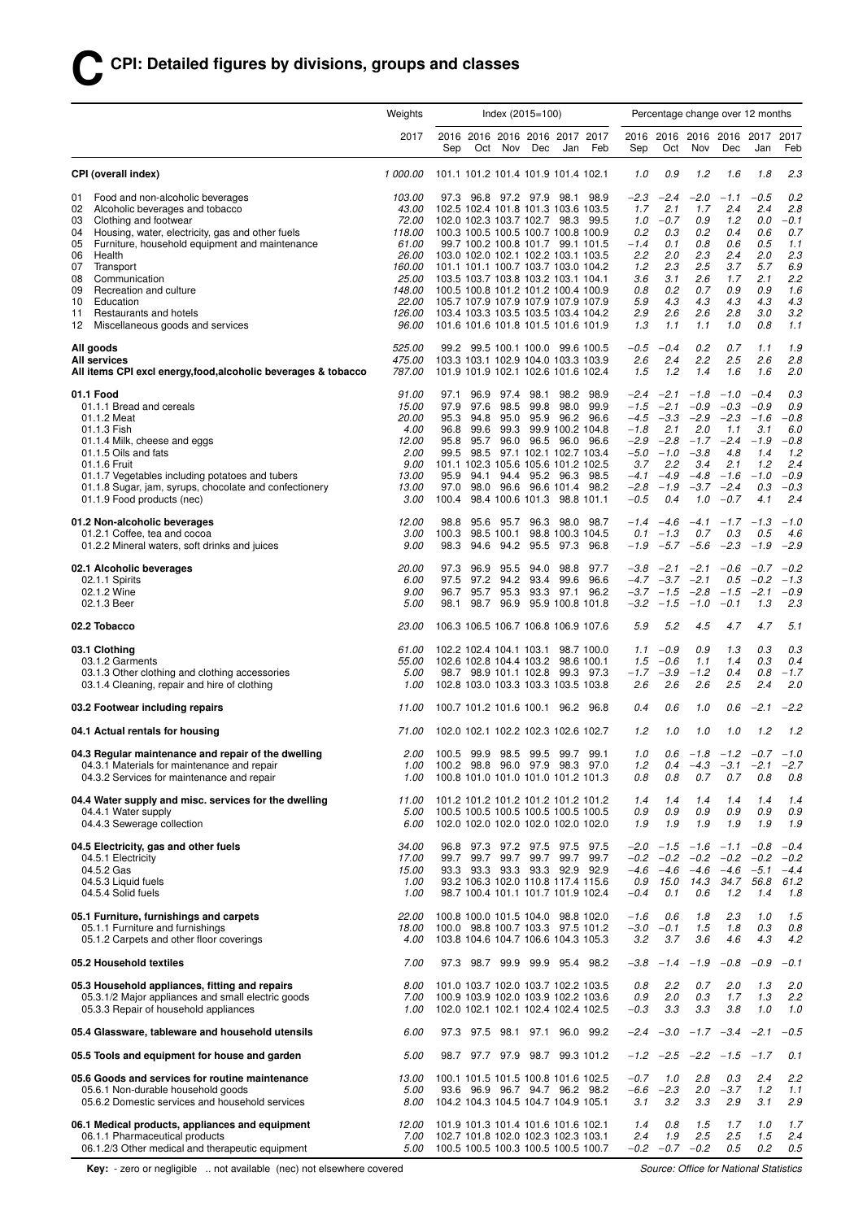# C CPI: Detailed figures by divisions, groups and classes

| | Weights | Index (2015=100) | | | | | | Percentage change over 12 months | | | | | |
|---|---|---|---|---|---|---|---|---|---|---|---|---|---|
| | 2017 | 2016 Sep | 2016 Oct | 2016 Nov | 2016 Dec | 2017 Jan | 2017 Feb | 2016 Sep | 2016 Oct | 2016 Nov | 2016 Dec | 2017 Jan | 2017 Feb |
| **CPI (overall index)** | 1 000.00 | 101.1 | 101.2 | 101.4 | 101.9 | 101.4 | 102.1 | 1.0 | 0.9 | 1.2 | 1.6 | 1.8 | 2.3 |
| 01 Food and non-alcoholic beverages | 103.00 | 97.3 | 96.8 | 97.2 | 97.9 | 98.1 | 98.9 | −2.3 | −2.4 | −2.0 | −1.1 | −0.5 | 0.2 |
| 02 Alcoholic beverages and tobacco | 43.00 | 102.5 | 102.4 | 101.8 | 101.3 | 103.6 | 103.5 | 1.7 | 2.1 | 1.7 | 2.4 | 2.4 | 2.8 |
| 03 Clothing and footwear | 72.00 | 102.0 | 102.3 | 103.7 | 102.7 | 98.3 | 99.5 | 1.0 | −0.7 | 0.9 | 1.2 | 0.0 | −0.1 |
| 04 Housing, water, electricity, gas and other fuels | 118.00 | 100.3 | 100.5 | 100.5 | 100.7 | 100.8 | 100.9 | 0.2 | 0.3 | 0.2 | 0.4 | 0.6 | 0.7 |
| 05 Furniture, household equipment and maintenance | 61.00 | 99.7 | 100.2 | 100.8 | 101.7 | 99.1 | 101.5 | −1.4 | 0.1 | 0.8 | 0.6 | 0.5 | 1.1 |
| 06 Health | 26.00 | 103.0 | 102.0 | 102.1 | 102.2 | 103.1 | 103.5 | 2.2 | 2.0 | 2.3 | 2.4 | 2.0 | 2.3 |
| 07 Transport | 160.00 | 101.1 | 101.1 | 100.7 | 103.7 | 103.0 | 104.2 | 1.2 | 2.3 | 2.5 | 3.7 | 5.7 | 6.9 |
| 08 Communication | 25.00 | 103.5 | 103.7 | 103.8 | 103.2 | 103.1 | 104.1 | 3.6 | 3.1 | 2.6 | 1.7 | 2.1 | 2.2 |
| 09 Recreation and culture | 148.00 | 100.5 | 100.8 | 101.2 | 101.2 | 100.4 | 100.9 | 0.8 | 0.2 | 0.7 | 0.9 | 0.9 | 1.6 |
| 10 Education | 22.00 | 105.7 | 107.9 | 107.9 | 107.9 | 107.9 | 107.9 | 5.9 | 4.3 | 4.3 | 4.3 | 4.3 | 4.3 |
| 11 Restaurants and hotels | 126.00 | 103.4 | 103.3 | 103.5 | 103.5 | 103.4 | 104.2 | 2.9 | 2.6 | 2.6 | 2.8 | 3.0 | 3.2 |
| 12 Miscellaneous goods and services | 96.00 | 101.6 | 101.6 | 101.8 | 101.5 | 101.6 | 101.9 | 1.3 | 1.1 | 1.1 | 1.0 | 0.8 | 1.1 |
| **All goods** | 525.00 | 99.2 | 99.5 | 100.1 | 100.0 | 99.6 | 100.5 | −0.5 | −0.4 | 0.2 | 0.7 | 1.1 | 1.9 |
| **All services** | 475.00 | 103.3 | 103.1 | 102.9 | 104.0 | 103.3 | 103.9 | 2.6 | 2.4 | 2.2 | 2.5 | 2.6 | 2.8 |
| **All items CPI excl energy,food,alcoholic beverages & tobacco** | 787.00 | 101.9 | 101.9 | 102.1 | 102.6 | 101.6 | 102.4 | 1.5 | 1.2 | 1.4 | 1.6 | 1.6 | 2.0 |
| **01.1 Food** | 91.00 | 97.1 | 96.9 | 97.4 | 98.1 | 98.2 | 98.9 | −2.4 | −2.1 | −1.8 | −1.0 | −0.4 | 0.3 |
| 01.1.1 Bread and cereals | 15.00 | 97.9 | 97.6 | 98.5 | 99.8 | 98.0 | 99.9 | −1.5 | −2.1 | −0.9 | −0.3 | −0.9 | 0.9 |
| 01.1.2 Meat | 20.00 | 95.3 | 94.8 | 95.0 | 95.9 | 96.2 | 96.6 | −4.5 | −3.3 | −2.9 | −2.3 | −1.6 | −0.8 |
| 01.1.3 Fish | 4.00 | 96.8 | 99.6 | 99.3 | 99.9 | 100.2 | 104.8 | −1.8 | 2.1 | 2.0 | 1.1 | 3.1 | 6.0 |
| 01.1.4 Milk, cheese and eggs | 12.00 | 95.8 | 95.7 | 96.0 | 96.5 | 96.0 | 96.6 | −2.9 | −2.8 | −1.7 | −2.4 | −1.9 | −0.8 |
| 01.1.5 Oils and fats | 2.00 | 99.5 | 98.5 | 97.1 | 102.1 | 102.7 | 103.4 | −5.0 | −1.0 | −3.8 | 4.8 | 1.4 | 1.2 |
| 01.1.6 Fruit | 9.00 | 101.1 | 102.3 | 105.6 | 105.6 | 101.2 | 102.5 | 3.7 | 2.2 | 3.4 | 2.1 | 1.2 | 2.4 |
| 01.1.7 Vegetables including potatoes and tubers | 13.00 | 95.9 | 94.1 | 94.4 | 95.2 | 96.3 | 98.5 | −4.1 | −4.9 | −4.8 | −1.6 | −1.0 | −0.9 |
| 01.1.8 Sugar, jam, syrups, chocolate and confectionery | 13.00 | 97.0 | 98.0 | 96.6 | 96.6 | 101.4 | 98.2 | −2.8 | −1.9 | −3.7 | −2.4 | 0.3 | −0.3 |
| 01.1.9 Food products (nec) | 3.00 | 100.4 | 98.4 | 100.6 | 101.3 | 98.8 | 101.1 | −0.5 | 0.4 | 1.0 | −0.7 | 4.1 | 2.4 |
| **01.2 Non-alcoholic beverages** | 12.00 | 98.8 | 95.6 | 95.7 | 96.3 | 98.0 | 98.7 | −1.4 | −4.6 | −4.1 | −1.7 | −1.3 | −1.0 |
| 01.2.1 Coffee, tea and cocoa | 3.00 | 100.3 | 98.5 | 100.1 | 98.8 | 100.3 | 104.5 | 0.1 | −1.3 | 0.7 | 0.3 | 0.5 | 4.6 |
| 01.2.2 Mineral waters, soft drinks and juices | 9.00 | 98.3 | 94.6 | 94.2 | 95.5 | 97.3 | 96.8 | −1.9 | −5.7 | −5.6 | −2.3 | −1.9 | −2.9 |
| **02.1 Alcoholic beverages** | 20.00 | 97.3 | 96.9 | 95.5 | 94.0 | 98.8 | 97.7 | −3.8 | −2.1 | −2.1 | −0.6 | −0.7 | −0.2 |
| 02.1.1 Spirits | 6.00 | 97.5 | 97.2 | 94.2 | 93.4 | 99.6 | 96.6 | −4.7 | −3.7 | −2.1 | 0.5 | −0.2 | −1.3 |
| 02.1.2 Wine | 9.00 | 96.7 | 95.7 | 95.3 | 93.3 | 97.1 | 96.2 | −3.7 | −1.5 | −2.8 | −1.5 | −2.1 | −0.9 |
| 02.1.3 Beer | 5.00 | 98.1 | 98.7 | 96.9 | 95.9 | 100.8 | 101.8 | −3.2 | −1.5 | −1.0 | −0.1 | 1.3 | 2.3 |
| **02.2 Tobacco** | 23.00 | 106.3 | 106.5 | 106.7 | 106.8 | 106.9 | 107.6 | 5.9 | 5.2 | 4.5 | 4.7 | 4.7 | 5.1 |
| **03.1 Clothing** | 61.00 | 102.2 | 102.4 | 104.1 | 103.1 | 98.7 | 100.0 | 1.1 | −0.9 | 0.9 | 1.3 | 0.3 | 0.3 |
| 03.1.2 Garments | 55.00 | 102.6 | 102.8 | 104.4 | 103.2 | 98.6 | 100.1 | 1.5 | −0.6 | 1.1 | 1.4 | 0.3 | 0.4 |
| 03.1.3 Other clothing and clothing accessories | 5.00 | 98.7 | 98.9 | 101.1 | 102.8 | 99.3 | 97.3 | −1.7 | −3.9 | −1.2 | 0.4 | 0.8 | −1.7 |
| 03.1.4 Cleaning, repair and hire of clothing | 1.00 | 102.8 | 103.0 | 103.3 | 103.3 | 103.5 | 103.8 | 2.6 | 2.6 | 2.6 | 2.5 | 2.4 | 2.0 |
| **03.2 Footwear including repairs** | 11.00 | 100.7 | 101.2 | 101.6 | 100.1 | 96.2 | 96.8 | 0.4 | 0.6 | 1.0 | 0.6 | −2.1 | −2.2 |
| **04.1 Actual rentals for housing** | 71.00 | 102.0 | 102.1 | 102.2 | 102.3 | 102.6 | 102.7 | 1.2 | 1.0 | 1.0 | 1.0 | 1.2 | 1.2 |
| **04.3 Regular maintenance and repair of the dwelling** | 2.00 | 100.5 | 99.9 | 98.5 | 99.5 | 99.7 | 99.1 | 1.0 | 0.6 | −1.8 | −1.2 | −0.7 | −1.0 |
| 04.3.1 Materials for maintenance and repair | 1.00 | 100.2 | 98.8 | 96.0 | 97.9 | 98.3 | 97.0 | 1.2 | 0.4 | −4.3 | −3.1 | −2.1 | −2.7 |
| 04.3.2 Services for maintenance and repair | 1.00 | 100.8 | 101.0 | 101.0 | 101.0 | 101.2 | 101.3 | 0.8 | 0.8 | 0.7 | 0.7 | 0.8 | 0.8 |
| **04.4 Water supply and misc. services for the dwelling** | 11.00 | 101.2 | 101.2 | 101.2 | 101.2 | 101.2 | 101.2 | 1.4 | 1.4 | 1.4 | 1.4 | 1.4 | 1.4 |
| 04.4.1 Water supply | 5.00 | 100.5 | 100.5 | 100.5 | 100.5 | 100.5 | 100.5 | 0.9 | 0.9 | 0.9 | 0.9 | 0.9 | 0.9 |
| 04.4.3 Sewerage collection | 6.00 | 102.0 | 102.0 | 102.0 | 102.0 | 102.0 | 102.0 | 1.9 | 1.9 | 1.9 | 1.9 | 1.9 | 1.9 |
| **04.5 Electricity, gas and other fuels** | 34.00 | 96.8 | 97.3 | 97.2 | 97.5 | 97.5 | 97.5 | −2.0 | −1.5 | −1.6 | −1.1 | −0.8 | −0.4 |
| 04.5.1 Electricity | 17.00 | 99.7 | 99.7 | 99.7 | 99.7 | 99.7 | 99.7 | −0.2 | −0.2 | −0.2 | −0.2 | −0.2 | −0.2 |
| 04.5.2 Gas | 15.00 | 93.3 | 93.3 | 93.3 | 93.3 | 92.9 | 92.9 | −4.6 | −4.6 | −4.6 | −4.6 | −5.1 | −4.4 |
| 04.5.3 Liquid fuels | 1.00 | 93.2 | 106.3 | 102.0 | 110.8 | 117.4 | 115.6 | 0.9 | 15.0 | 14.3 | 34.7 | 56.8 | 61.2 |
| 04.5.4 Solid fuels | 1.00 | 98.7 | 100.4 | 101.1 | 101.7 | 101.9 | 102.4 | −0.4 | 0.1 | 0.6 | 1.2 | 1.4 | 1.8 |
| **05.1 Furniture, furnishings and carpets** | 22.00 | 100.8 | 100.0 | 101.5 | 104.0 | 98.8 | 102.0 | −1.6 | 0.6 | 1.8 | 2.3 | 1.0 | 1.5 |
| 05.1.1 Furniture and furnishings | 18.00 | 100.0 | 98.8 | 100.7 | 103.3 | 97.5 | 101.2 | −3.0 | −0.1 | 1.5 | 1.8 | 0.3 | 0.8 |
| 05.1.2 Carpets and other floor coverings | 4.00 | 103.8 | 104.6 | 104.7 | 106.6 | 104.3 | 105.3 | 3.2 | 3.7 | 3.6 | 4.6 | 4.3 | 4.2 |
| **05.2 Household textiles** | 7.00 | 97.3 | 98.7 | 99.9 | 99.9 | 95.4 | 98.2 | −3.8 | −1.4 | −1.9 | −0.8 | −0.9 | −0.1 |
| **05.3 Household appliances, fitting and repairs** | 8.00 | 101.0 | 103.7 | 102.0 | 103.7 | 102.2 | 103.5 | 0.8 | 2.2 | 0.7 | 2.0 | 1.3 | 2.0 |
| 05.3.1/2 Major appliances and small electric goods | 7.00 | 100.9 | 103.9 | 102.0 | 103.9 | 102.2 | 103.6 | 0.9 | 2.0 | 0.3 | 1.7 | 1.3 | 2.2 |
| 05.3.3 Repair of household appliances | 1.00 | 102.0 | 102.1 | 102.1 | 102.4 | 102.4 | 102.5 | −0.3 | 3.3 | 3.3 | 3.8 | 1.0 | 1.0 |
| **05.4 Glassware, tableware and household utensils** | 6.00 | 97.3 | 97.5 | 98.1 | 97.1 | 96.0 | 99.2 | −2.4 | −3.0 | −1.7 | −3.4 | −2.1 | −0.5 |
| **05.5 Tools and equipment for house and garden** | 5.00 | 98.7 | 97.7 | 97.9 | 98.7 | 99.3 | 101.2 | −1.2 | −2.5 | −2.2 | −1.5 | −1.7 | 0.1 |
| **05.6 Goods and services for routine maintenance** | 13.00 | 100.1 | 101.5 | 101.5 | 100.8 | 101.6 | 102.5 | −0.7 | 1.0 | 2.8 | 0.3 | 2.4 | 2.2 |
| 05.6.1 Non-durable household goods | 5.00 | 93.6 | 96.9 | 96.7 | 94.7 | 96.2 | 98.2 | −6.6 | −2.3 | 2.0 | −3.7 | 1.2 | 1.1 |
| 05.6.2 Domestic services and household services | 8.00 | 104.2 | 104.3 | 104.5 | 104.7 | 104.9 | 105.1 | 3.1 | 3.2 | 3.3 | 2.9 | 3.1 | 2.9 |
| **06.1 Medical products, appliances and equipment** | 12.00 | 101.9 | 101.3 | 101.4 | 101.6 | 101.6 | 102.1 | 1.4 | 0.8 | 1.5 | 1.7 | 1.0 | 1.7 |
| 06.1.1 Pharmaceutical products | 7.00 | 102.7 | 101.8 | 102.0 | 102.3 | 102.3 | 103.1 | 2.4 | 1.9 | 2.5 | 2.5 | 1.5 | 2.4 |
| 06.1.2/3 Other medical and therapeutic equipment | 5.00 | 100.5 | 100.5 | 100.3 | 100.5 | 100.5 | 100.7 | −0.2 | −0.7 | −0.2 | 0.5 | 0.2 | 0.5 |

**Key:** - zero or negligible .. not available (nec) not elsewhere covered

*Source: Office for National Statistics*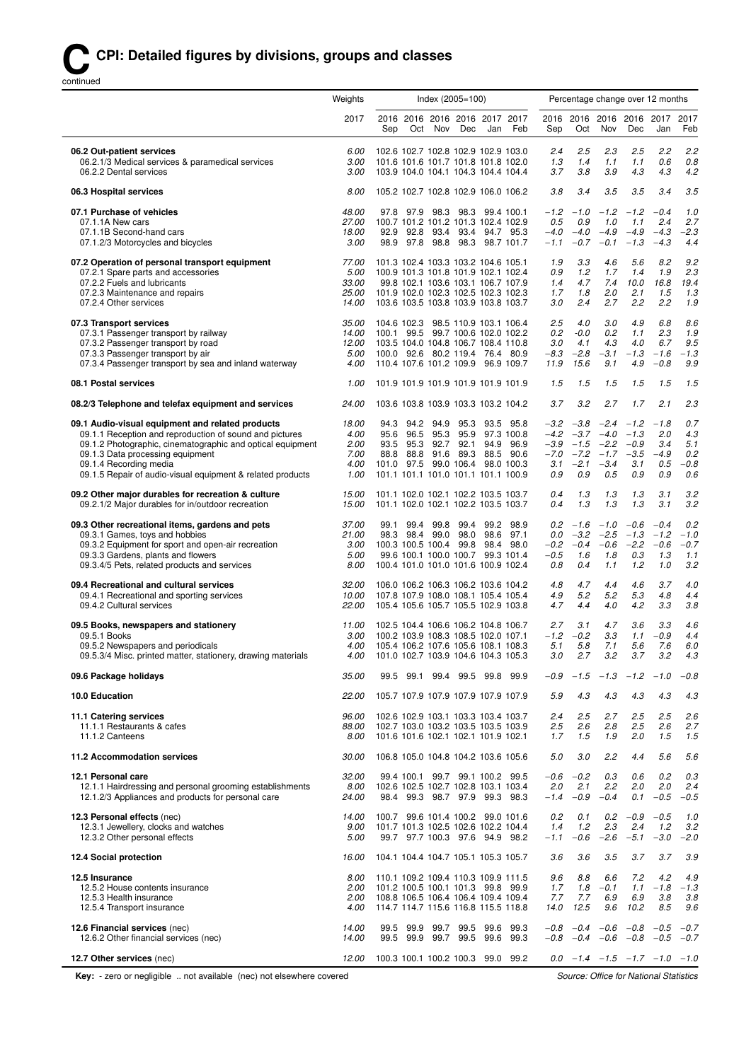# C CPI: Detailed figures by divisions, groups and classes

continued

| | Weights | Index (2005=100) | | | | | | Percentage change over 12 months | | | | | |
|---|---|---|---|---|---|---|---|---|---|---|---|---|---|
| | 2017 | 2016 Sep | 2016 Oct | 2016 Nov | 2016 Dec | 2017 Jan | 2017 Feb | 2016 Sep | 2016 Oct | 2016 Nov | 2016 Dec | 2017 Jan | 2017 Feb |
| **06.2 Out-patient services** | *6.00* | 102.6 | 102.7 | 102.8 | 102.9 | 102.9 | 103.0 | *2.4* | *2.5* | *2.3* | *2.5* | *2.2* | *2.2* |
| 06.2.1/3 Medical services & paramedical services | *3.00* | 101.6 | 101.6 | 101.7 | 101.8 | 101.8 | 102.0 | *1.3* | *1.4* | *1.1* | *1.1* | *0.6* | *0.8* |
| 06.2.2 Dental services | *3.00* | 103.9 | 104.0 | 104.1 | 104.3 | 104.4 | 104.4 | *3.7* | *3.8* | *3.9* | *4.3* | *4.3* | *4.2* |
| **06.3 Hospital services** | *8.00* | 105.2 | 102.7 | 102.8 | 102.9 | 106.0 | 106.2 | *3.8* | *3.4* | *3.5* | *3.5* | *3.4* | *3.5* |
| **07.1 Purchase of vehicles** | *48.00* | 97.8 | 97.9 | 98.3 | 98.3 | 99.4 | 100.1 | *−1.2* | *−1.0* | *−1.2* | *−1.2* | *−0.4* | *1.0* |
| 07.1.1A New cars | *27.00* | 100.7 | 101.2 | 101.2 | 101.3 | 102.4 | 102.9 | *0.5* | *0.9* | *1.0* | *1.1* | *2.4* | *2.7* |
| 07.1.1B Second-hand cars | *18.00* | 92.9 | 92.8 | 93.4 | 93.4 | 94.7 | 95.3 | *−4.0* | *−4.0* | *−4.9* | *−4.9* | *−4.3* | *−2.3* |
| 07.1.2/3 Motorcycles and bicycles | *3.00* | 98.9 | 97.8 | 98.8 | 98.3 | 98.7 | 101.7 | *−1.1* | *−0.7* | *−0.1* | *−1.3* | *−4.3* | *4.4* |
| **07.2 Operation of personal transport equipment** | *77.00* | 101.3 | 102.4 | 103.3 | 103.2 | 104.6 | 105.1 | *1.9* | *3.3* | *4.6* | *5.6* | *8.2* | *9.2* |
| 07.2.1 Spare parts and accessories | *5.00* | 100.9 | 101.3 | 101.8 | 101.9 | 102.1 | 102.4 | *0.9* | *1.2* | *1.7* | *1.4* | *1.9* | *2.3* |
| 07.2.2 Fuels and lubricants | *33.00* | 99.8 | 102.1 | 103.6 | 103.1 | 106.7 | 107.9 | *1.4* | *4.7* | *7.4* | *10.0* | *16.8* | *19.4* |
| 07.2.3 Maintenance and repairs | *25.00* | 101.9 | 102.0 | 102.3 | 102.5 | 102.3 | 102.3 | *1.7* | *1.8* | *2.0* | *2.1* | *1.5* | *1.3* |
| 07.2.4 Other services | *14.00* | 103.6 | 103.5 | 103.8 | 103.9 | 103.8 | 103.7 | *3.0* | *2.4* | *2.7* | *2.2* | *2.2* | *1.9* |
| **07.3 Transport services** | *35.00* | 104.6 | 102.3 | 98.5 | 110.9 | 103.1 | 106.4 | *2.5* | *4.0* | *3.0* | *4.9* | *6.8* | *8.6* |
| 07.3.1 Passenger transport by railway | *14.00* | 100.1 | 99.5 | 99.7 | 100.6 | 102.0 | 102.2 | *0.2* | *−0.0* | *0.2* | *1.1* | *2.3* | *1.9* |
| 07.3.2 Passenger transport by road | *12.00* | 103.5 | 104.0 | 104.8 | 106.7 | 108.4 | 110.8 | *3.0* | *4.1* | *4.3* | *4.0* | *6.7* | *9.5* |
| 07.3.3 Passenger transport by air | *5.00* | 100.0 | 92.6 | 80.2 | 119.4 | 76.4 | 80.9 | *−8.3* | *−2.8* | *−3.1* | *−1.3* | *−1.6* | *−1.3* |
| 07.3.4 Passenger transport by sea and inland waterway | *4.00* | 110.4 | 107.6 | 101.2 | 109.9 | 96.9 | 109.7 | *11.9* | *15.6* | *9.1* | *4.9* | *−0.8* | *9.9* |
| **08.1 Postal services** | *1.00* | 101.9 | 101.9 | 101.9 | 101.9 | 101.9 | 101.9 | *1.5* | *1.5* | *1.5* | *1.5* | *1.5* | *1.5* |
| **08.2/3 Telephone and telefax equipment and services** | *24.00* | 103.6 | 103.8 | 103.9 | 103.3 | 103.2 | 104.2 | *3.7* | *3.2* | *2.7* | *1.7* | *2.1* | *2.3* |
| **09.1 Audio-visual equipment and related products** | *18.00* | 94.3 | 94.2 | 94.9 | 95.3 | 93.5 | 95.8 | *−3.2* | *−3.8* | *−2.4* | *−1.2* | *−1.8* | *0.7* |
| 09.1.1 Reception and reproduction of sound and pictures | *4.00* | 95.6 | 96.5 | 95.3 | 95.9 | 97.3 | 100.8 | *−4.2* | *−3.7* | *−4.0* | *−1.3* | *2.0* | *4.3* |
| 09.1.2 Photographic, cinematographic and optical equipment | *2.00* | 93.5 | 95.3 | 92.7 | 92.1 | 94.9 | 96.9 | *−3.9* | *−1.5* | *−2.2* | *−0.9* | *3.4* | *5.1* |
| 09.1.3 Data processing equipment | *7.00* | 88.8 | 88.8 | 91.6 | 89.3 | 88.5 | 90.6 | *−7.0* | *−7.2* | *−1.7* | *−3.5* | *−4.9* | *0.2* |
| 09.1.4 Recording media | *4.00* | 101.0 | 97.5 | 99.0 | 106.4 | 98.0 | 100.3 | *3.1* | *−2.1* | *−3.4* | *3.1* | *0.5* | *−0.8* |
| 09.1.5 Repair of audio-visual equipment & related products | *1.00* | 101.1 | 101.1 | 101.0 | 101.1 | 101.1 | 100.9 | *0.9* | *0.9* | *0.5* | *0.9* | *0.9* | *0.6* |
| **09.2 Other major durables for recreation & culture** | *15.00* | 101.1 | 102.0 | 102.1 | 102.2 | 103.5 | 103.7 | *0.4* | *1.3* | *1.3* | *1.3* | *3.1* | *3.2* |
| 09.2.1/2 Major durables for in/outdoor recreation | *15.00* | 101.1 | 102.0 | 102.1 | 102.2 | 103.5 | 103.7 | *0.4* | *1.3* | *1.3* | *1.3* | *3.1* | *3.2* |
| **09.3 Other recreational items, gardens and pets** | *37.00* | 99.1 | 99.4 | 99.8 | 99.4 | 99.2 | 98.9 | *0.2* | *−1.6* | *−1.0* | *−0.6* | *−0.4* | *0.2* |
| 09.3.1 Games, toys and hobbies | *21.00* | 98.3 | 98.4 | 99.0 | 98.0 | 98.6 | 97.1 | *0.0* | *−3.2* | *−2.5* | *−1.3* | *−1.2* | *−1.0* |
| 09.3.2 Equipment for sport and open-air recreation | *3.00* | 100.3 | 100.5 | 100.4 | 99.8 | 98.4 | 98.0 | *−0.2* | *−0.4* | *−0.6* | *−2.2* | *−0.6* | *−0.7* |
| 09.3.3 Gardens, plants and flowers | *5.00* | 99.6 | 100.1 | 100.0 | 100.7 | 99.3 | 101.4 | *−0.5* | *1.6* | *1.8* | *0.3* | *1.3* | *1.1* |
| 09.3.4/5 Pets, related products and services | *8.00* | 100.4 | 101.0 | 101.0 | 101.6 | 100.9 | 102.4 | *0.8* | *0.4* | *1.1* | *1.2* | *1.0* | *3.2* |
| **09.4 Recreational and cultural services** | *32.00* | 106.0 | 106.2 | 106.3 | 106.2 | 103.6 | 104.2 | *4.8* | *4.7* | *4.4* | *4.6* | *3.7* | *4.0* |
| 09.4.1 Recreational and sporting services | *10.00* | 107.8 | 107.9 | 108.0 | 108.1 | 105.4 | 105.4 | *4.9* | *5.2* | *5.2* | *5.3* | *4.8* | *4.4* |
| 09.4.2 Cultural services | *22.00* | 105.4 | 105.6 | 105.7 | 105.5 | 102.9 | 103.8 | *4.7* | *4.4* | *4.0* | *4.2* | *3.3* | *3.8* |
| **09.5 Books, newspapers and stationery** | *11.00* | 102.5 | 104.4 | 106.6 | 106.2 | 104.8 | 106.7 | *2.7* | *3.1* | *4.7* | *3.6* | *3.3* | *4.6* |
| 09.5.1 Books | *3.00* | 100.2 | 103.9 | 108.3 | 108.5 | 102.0 | 107.1 | *−1.2* | *−0.2* | *3.3* | *1.1* | *−0.9* | *4.4* |
| 09.5.2 Newspapers and periodicals | *4.00* | 105.4 | 106.2 | 107.6 | 105.6 | 108.1 | 108.3 | *5.1* | *5.8* | *7.1* | *5.6* | *7.6* | *6.0* |
| 09.5.3/4 Misc. printed matter, stationery, drawing materials | *4.00* | 101.0 | 102.7 | 103.9 | 104.6 | 104.3 | 105.3 | *3.0* | *2.7* | *3.2* | *3.7* | *3.2* | *4.3* |
| **09.6 Package holidays** | *35.00* | 99.5 | 99.1 | 99.4 | 99.5 | 99.8 | 99.9 | *−0.9* | *−1.5* | *−1.3* | *−1.2* | *−1.0* | *−0.8* |
| **10.0 Education** | *22.00* | 105.7 | 107.9 | 107.9 | 107.9 | 107.9 | 107.9 | *5.9* | *4.3* | *4.3* | *4.3* | *4.3* | *4.3* |
| **11.1 Catering services** | *96.00* | 102.6 | 102.9 | 103.1 | 103.3 | 103.4 | 103.7 | *2.4* | *2.5* | *2.7* | *2.5* | *2.5* | *2.6* |
| 11.1.1 Restaurants & cafes | *88.00* | 102.7 | 103.0 | 103.2 | 103.5 | 103.5 | 103.9 | *2.5* | *2.6* | *2.8* | *2.5* | *2.6* | *2.7* |
| 11.1.2 Canteens | *8.00* | 101.6 | 101.6 | 102.1 | 102.1 | 101.9 | 102.1 | *1.7* | *1.5* | *1.9* | *2.0* | *1.5* | *1.5* |
| **11.2 Accommodation services** | *30.00* | 106.8 | 105.0 | 104.8 | 104.2 | 103.6 | 105.6 | *5.0* | *3.0* | *2.2* | *4.4* | *5.6* | *5.6* |
| **12.1 Personal care** | *32.00* | 99.4 | 100.1 | 99.7 | 99.1 | 100.2 | 99.5 | *−0.6* | *−0.2* | *0.3* | *0.6* | *0.2* | *0.3* |
| 12.1.1 Hairdressing and personal grooming establishments | *8.00* | 102.6 | 102.5 | 102.7 | 102.8 | 103.1 | 103.4 | *2.0* | *2.1* | *2.2* | *2.0* | *2.0* | *2.4* |
| 12.1.2/3 Appliances and products for personal care | *24.00* | 98.4 | 99.3 | 98.7 | 97.9 | 99.3 | 98.3 | *−1.4* | *−0.9* | *−0.4* | *0.1* | *−0.5* | *−0.5* |
| **12.3 Personal effects** (nec) | *14.00* | 100.7 | 99.6 | 101.4 | 100.2 | 99.0 | 101.6 | *0.2* | *0.1* | *0.2* | *−0.9* | *−0.5* | *1.0* |
| 12.3.1 Jewellery, clocks and watches | *9.00* | 101.7 | 101.3 | 102.5 | 102.6 | 102.2 | 104.4 | *1.4* | *1.2* | *2.3* | *2.4* | *1.2* | *3.2* |
| 12.3.2 Other personal effects | *5.00* | 99.7 | 97.7 | 100.3 | 97.6 | 94.9 | 98.2 | *−1.1* | *−0.6* | *−2.6* | *−5.1* | *−3.0* | *−2.0* |
| **12.4 Social protection** | *16.00* | 104.1 | 104.4 | 104.7 | 105.1 | 105.3 | 105.7 | *3.6* | *3.6* | *3.5* | *3.7* | *3.7* | *3.9* |
| **12.5 Insurance** | *8.00* | 110.1 | 109.2 | 109.4 | 110.3 | 109.9 | 111.5 | *9.6* | *8.8* | *6.6* | *7.2* | *4.2* | *4.9* |
| 12.5.2 House contents insurance | *2.00* | 101.2 | 100.5 | 100.1 | 101.3 | 99.8 | 99.9 | *1.7* | *1.8* | *−0.1* | *1.1* | *−1.8* | *−1.3* |
| 12.5.3 Health insurance | *2.00* | 108.8 | 106.5 | 106.4 | 106.4 | 109.4 | 109.4 | *7.7* | *7.7* | *6.9* | *6.9* | *3.8* | *3.8* |
| 12.5.4 Transport insurance | *4.00* | 114.7 | 114.7 | 115.6 | 116.8 | 115.5 | 118.8 | *14.0* | *12.5* | *9.6* | *10.2* | *8.5* | *9.6* |
| **12.6 Financial services** (nec) | *14.00* | 99.5 | 99.9 | 99.7 | 99.5 | 99.6 | 99.3 | *−0.8* | *−0.4* | *−0.6* | *−0.8* | *−0.5* | *−0.7* |
| 12.6.2 Other financial services (nec) | *14.00* | 99.5 | 99.9 | 99.7 | 99.5 | 99.6 | 99.3 | *−0.8* | *−0.4* | *−0.6* | *−0.8* | *−0.5* | *−0.7* |
| **12.7 Other services** (nec) | *12.00* | 100.3 | 100.1 | 100.2 | 100.3 | 99.0 | 99.2 | *0.0* | *−1.4* | *−1.5* | *−1.7* | *−1.0* | *−1.0* |

**Key:** - zero or negligible .. not available (nec) not elsewhere covered

*Source: Office for National Statistics*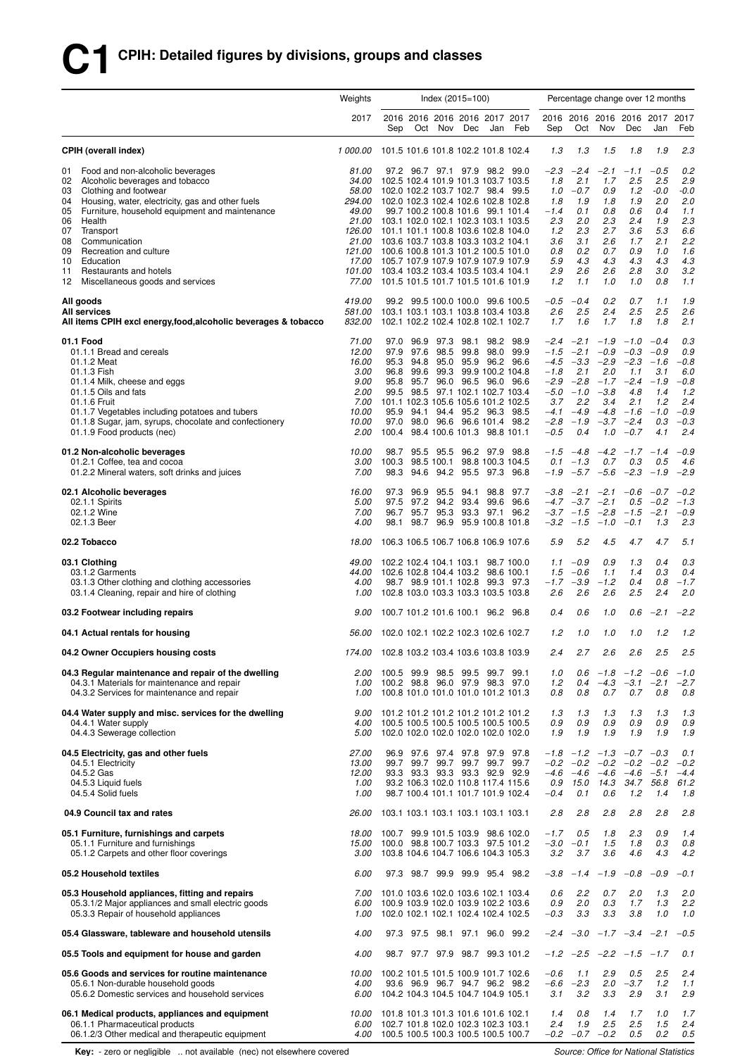# C1 CPIH: Detailed figures by divisions, groups and classes

| | Weights | Index (2015=100) | | | | | | Percentage change over 12 months | | | | | |
|---|---|---|---|---|---|---|---|---|---|---|---|---|---|
| | 2017 | 2016 Sep | 2016 Oct | 2016 Nov | 2016 Dec | 2017 Jan | 2017 Feb | 2016 Sep | 2016 Oct | 2016 Nov | 2016 Dec | 2017 Jan | 2017 Feb |
| **CPIH (overall index)** | 1 000.00 | 101.5 | 101.6 | 101.8 | 102.2 | 101.8 | 102.4 | 1.3 | 1.3 | 1.5 | 1.8 | 1.9 | 2.3 |
| 01 Food and non-alcoholic beverages | 81.00 | 97.2 | 96.7 | 97.1 | 97.9 | 98.2 | 99.0 | −2.3 | −2.4 | −2.1 | −1.1 | −0.5 | 0.2 |
| 02 Alcoholic beverages and tobacco | 34.00 | 102.5 | 102.4 | 101.9 | 101.3 | 103.7 | 103.5 | 1.8 | 2.1 | 1.7 | 2.5 | 2.5 | 2.9 |
| 03 Clothing and footwear | 58.00 | 102.0 | 102.2 | 103.7 | 102.7 | 98.4 | 99.5 | 1.0 | −0.7 | 0.9 | 1.2 | -0.0 | -0.0 |
| 04 Housing, water, electricity, gas and other fuels | 294.00 | 102.0 | 102.3 | 102.4 | 102.6 | 102.8 | 102.8 | 1.8 | 1.9 | 1.8 | 1.9 | 2.0 | 2.0 |
| 05 Furniture, household equipment and maintenance | 49.00 | 99.7 | 100.2 | 100.8 | 101.6 | 99.1 | 101.4 | −1.4 | 0.1 | 0.8 | 0.6 | 0.4 | 1.1 |
| 06 Health | 21.00 | 103.1 | 102.0 | 102.1 | 102.3 | 103.1 | 103.5 | 2.3 | 2.0 | 2.3 | 2.4 | 1.9 | 2.3 |
| 07 Transport | 126.00 | 101.1 | 101.1 | 100.8 | 103.6 | 102.8 | 104.0 | 1.2 | 2.3 | 2.7 | 3.6 | 5.3 | 6.6 |
| 08 Communication | 21.00 | 103.6 | 103.7 | 103.8 | 103.3 | 103.2 | 104.1 | 3.6 | 3.1 | 2.6 | 1.7 | 2.1 | 2.2 |
| 09 Recreation and culture | 121.00 | 100.6 | 100.8 | 101.3 | 101.2 | 100.5 | 101.0 | 0.8 | 0.2 | 0.7 | 0.9 | 1.0 | 1.6 |
| 10 Education | 17.00 | 105.7 | 107.9 | 107.9 | 107.9 | 107.9 | 107.9 | 5.9 | 4.3 | 4.3 | 4.3 | 4.3 | 4.3 |
| 11 Restaurants and hotels | 101.00 | 103.4 | 103.2 | 103.4 | 103.5 | 103.4 | 104.1 | 2.9 | 2.6 | 2.6 | 2.8 | 3.0 | 3.2 |
| 12 Miscellaneous goods and services | 77.00 | 101.5 | 101.5 | 101.7 | 101.5 | 101.6 | 101.9 | 1.2 | 1.1 | 1.0 | 1.0 | 0.8 | 1.1 |
| **All goods** | 419.00 | 99.2 | 99.5 | 100.0 | 100.0 | 99.6 | 100.5 | −0.5 | −0.4 | 0.2 | 0.7 | 1.1 | 1.9 |
| **All services** | 581.00 | 103.1 | 103.1 | 103.1 | 103.8 | 103.4 | 103.8 | 2.6 | 2.5 | 2.4 | 2.5 | 2.5 | 2.6 |
| **All items CPIH excl energy,food,alcoholic beverages & tobacco** | 832.00 | 102.1 | 102.2 | 102.4 | 102.8 | 102.1 | 102.7 | 1.7 | 1.6 | 1.7 | 1.8 | 1.8 | 2.1 |
| **01.1 Food** | 71.00 | 97.0 | 96.9 | 97.3 | 98.1 | 98.2 | 98.9 | −2.4 | −2.1 | −1.9 | −1.0 | −0.4 | 0.3 |
| 01.1.1 Bread and cereals | 12.00 | 97.9 | 97.6 | 98.5 | 99.8 | 98.0 | 99.9 | −1.5 | −2.1 | −0.9 | −0.3 | −0.9 | 0.9 |
| 01.1.2 Meat | 16.00 | 95.3 | 94.8 | 95.0 | 95.9 | 96.2 | 96.6 | −4.5 | −3.3 | −2.9 | −2.3 | −1.6 | −0.8 |
| 01.1.3 Fish | 3.00 | 96.8 | 99.6 | 99.3 | 99.9 | 100.2 | 104.8 | −1.8 | 2.1 | 2.0 | 1.1 | 3.1 | 6.0 |
| 01.1.4 Milk, cheese and eggs | 9.00 | 95.8 | 95.7 | 96.0 | 96.5 | 96.0 | 96.6 | −2.9 | −2.8 | −1.7 | −2.4 | −1.9 | −0.8 |
| 01.1.5 Oils and fats | 2.00 | 99.5 | 98.5 | 97.1 | 102.1 | 102.7 | 103.4 | −5.0 | −1.0 | −3.8 | 4.8 | 1.4 | 1.2 |
| 01.1.6 Fruit | 7.00 | 101.1 | 102.3 | 105.6 | 105.6 | 101.2 | 102.5 | 3.7 | 2.2 | 3.4 | 2.1 | 1.2 | 2.4 |
| 01.1.7 Vegetables including potatoes and tubers | 10.00 | 95.9 | 94.1 | 94.4 | 95.2 | 96.3 | 98.5 | −4.1 | −4.9 | −4.8 | −1.6 | −1.0 | −0.9 |
| 01.1.8 Sugar, jam, syrups, chocolate and confectionery | 10.00 | 97.0 | 98.0 | 96.6 | 96.6 | 101.4 | 98.2 | −2.8 | −1.9 | −3.7 | −2.4 | 0.3 | −0.3 |
| 01.1.9 Food products (nec) | 2.00 | 100.4 | 98.4 | 100.6 | 101.3 | 98.8 | 101.1 | −0.5 | 0.4 | 1.0 | −0.7 | 4.1 | 2.4 |
| **01.2 Non-alcoholic beverages** | 10.00 | 98.7 | 95.5 | 95.5 | 96.2 | 97.9 | 98.8 | −1.5 | −4.8 | −4.2 | −1.7 | −1.4 | −0.9 |
| 01.2.1 Coffee, tea and cocoa | 3.00 | 100.3 | 98.5 | 100.1 | 98.8 | 100.3 | 104.5 | 0.1 | −1.3 | 0.7 | 0.3 | 0.5 | 4.6 |
| 01.2.2 Mineral waters, soft drinks and juices | 7.00 | 98.3 | 94.6 | 94.2 | 95.5 | 97.3 | 96.8 | −1.9 | −5.7 | −5.6 | −2.3 | −1.9 | −2.9 |
| **02.1 Alcoholic beverages** | 16.00 | 97.3 | 96.9 | 95.5 | 94.1 | 98.8 | 97.7 | −3.8 | −2.1 | −2.1 | −0.6 | −0.7 | −0.2 |
| 02.1.1 Spirits | 5.00 | 97.5 | 97.2 | 94.2 | 93.4 | 99.6 | 96.6 | −4.7 | −3.7 | −2.1 | 0.5 | −0.2 | −1.3 |
| 02.1.2 Wine | 7.00 | 96.7 | 95.7 | 95.3 | 93.3 | 97.1 | 96.2 | −3.7 | −1.5 | −2.8 | −1.5 | −2.1 | −0.9 |
| 02.1.3 Beer | 4.00 | 98.1 | 98.7 | 96.9 | 95.9 | 100.8 | 101.8 | −3.2 | −1.5 | −1.0 | −0.1 | 1.3 | 2.3 |
| **02.2 Tobacco** | 18.00 | 106.3 | 106.5 | 106.7 | 106.8 | 106.9 | 107.6 | 5.9 | 5.2 | 4.5 | 4.7 | 4.7 | 5.1 |
| **03.1 Clothing** | 49.00 | 102.2 | 102.4 | 104.1 | 103.1 | 98.7 | 100.0 | 1.1 | −0.9 | 0.9 | 1.3 | 0.4 | 0.3 |
| 03.1.2 Garments | 44.00 | 102.6 | 102.8 | 104.4 | 103.2 | 98.6 | 100.1 | 1.5 | −0.6 | 1.1 | 1.4 | 0.3 | 0.4 |
| 03.1.3 Other clothing and clothing accessories | 4.00 | 98.7 | 98.9 | 101.1 | 102.8 | 99.3 | 97.3 | −1.7 | −3.9 | −1.2 | 0.4 | 0.8 | −1.7 |
| 03.1.4 Cleaning, repair and hire of clothing | 1.00 | 102.8 | 103.0 | 103.3 | 103.3 | 103.5 | 103.8 | 2.6 | 2.6 | 2.6 | 2.5 | 2.4 | 2.0 |
| **03.2 Footwear including repairs** | 9.00 | 100.7 | 101.2 | 101.6 | 100.1 | 96.2 | 96.8 | 0.4 | 0.6 | 1.0 | 0.6 | −2.1 | −2.2 |
| **04.1 Actual rentals for housing** | 56.00 | 102.0 | 102.1 | 102.2 | 102.3 | 102.6 | 102.7 | 1.2 | 1.0 | 1.0 | 1.0 | 1.2 | 1.2 |
| **04.2 Owner Occupiers housing costs** | 174.00 | 102.8 | 103.2 | 103.4 | 103.6 | 103.8 | 103.9 | 2.4 | 2.7 | 2.6 | 2.6 | 2.5 | 2.5 |
| **04.3 Regular maintenance and repair of the dwelling** | 2.00 | 100.5 | 99.9 | 98.5 | 99.5 | 99.7 | 99.1 | 1.0 | 0.6 | −1.8 | −1.2 | −0.6 | −1.0 |
| 04.3.1 Materials for maintenance and repair | 1.00 | 100.2 | 98.8 | 96.0 | 97.9 | 98.3 | 97.0 | 1.2 | 0.4 | −4.3 | −3.1 | −2.1 | −2.7 |
| 04.3.2 Services for maintenance and repair | 1.00 | 100.8 | 101.0 | 101.0 | 101.0 | 101.2 | 101.3 | 0.8 | 0.8 | 0.7 | 0.7 | 0.8 | 0.8 |
| **04.4 Water supply and misc. services for the dwelling** | 9.00 | 101.2 | 101.2 | 101.2 | 101.2 | 101.2 | 101.2 | 1.3 | 1.3 | 1.3 | 1.3 | 1.3 | 1.3 |
| 04.4.1 Water supply | 4.00 | 100.5 | 100.5 | 100.5 | 100.5 | 100.5 | 100.5 | 0.9 | 0.9 | 0.9 | 0.9 | 0.9 | 0.9 |
| 04.4.3 Sewerage collection | 5.00 | 102.0 | 102.0 | 102.0 | 102.0 | 102.0 | 102.0 | 1.9 | 1.9 | 1.9 | 1.9 | 1.9 | 1.9 |
| **04.5 Electricity, gas and other fuels** | 27.00 | 96.9 | 97.6 | 97.4 | 97.8 | 97.9 | 97.8 | −1.8 | −1.2 | −1.3 | −0.7 | −0.3 | 0.1 |
| 04.5.1 Electricity | 13.00 | 99.7 | 99.7 | 99.7 | 99.7 | 99.7 | 99.7 | −0.2 | −0.2 | −0.2 | −0.2 | −0.2 | −0.2 |
| 04.5.2 Gas | 12.00 | 93.3 | 93.3 | 93.3 | 93.3 | 92.9 | 92.9 | −4.6 | −4.6 | −4.6 | −4.6 | −5.1 | −4.4 |
| 04.5.3 Liquid fuels | 1.00 | 93.2 | 106.3 | 102.0 | 110.8 | 117.4 | 115.6 | 0.9 | 15.0 | 14.3 | 34.7 | 56.8 | 61.2 |
| 04.5.4 Solid fuels | 1.00 | 98.7 | 100.4 | 101.1 | 101.7 | 101.9 | 102.4 | −0.4 | 0.1 | 0.6 | 1.2 | 1.4 | 1.8 |
| **04.9 Council tax and rates** | 26.00 | 103.1 | 103.1 | 103.1 | 103.1 | 103.1 | 103.1 | 2.8 | 2.8 | 2.8 | 2.8 | 2.8 | 2.8 |
| **05.1 Furniture, furnishings and carpets** | 18.00 | 100.7 | 99.9 | 101.5 | 103.9 | 98.6 | 102.0 | −1.7 | 0.5 | 1.8 | 2.3 | 0.9 | 1.4 |
| 05.1.1 Furniture and furnishings | 15.00 | 100.0 | 98.8 | 100.7 | 103.3 | 97.5 | 101.2 | −3.0 | −0.1 | 1.5 | 1.8 | 0.3 | 0.8 |
| 05.1.2 Carpets and other floor coverings | 3.00 | 103.8 | 104.6 | 104.7 | 106.6 | 104.3 | 105.3 | 3.2 | 3.7 | 3.6 | 4.6 | 4.3 | 4.2 |
| **05.2 Household textiles** | 6.00 | 97.3 | 98.7 | 99.9 | 99.9 | 95.4 | 98.2 | −3.8 | −1.4 | −1.9 | −0.8 | −0.9 | −0.1 |
| **05.3 Household appliances, fitting and repairs** | 7.00 | 101.0 | 103.6 | 102.0 | 103.6 | 102.1 | 103.4 | 0.6 | 2.2 | 0.7 | 2.0 | 1.3 | 2.0 |
| 05.3.1/2 Major appliances and small electric goods | 6.00 | 100.9 | 103.9 | 102.0 | 103.9 | 102.2 | 103.6 | 0.9 | 2.0 | 0.3 | 1.7 | 1.3 | 2.2 |
| 05.3.3 Repair of household appliances | 1.00 | 102.0 | 102.1 | 102.1 | 102.4 | 102.4 | 102.5 | −0.3 | 3.3 | 3.3 | 3.8 | 1.0 | 1.0 |
| **05.4 Glassware, tableware and household utensils** | 4.00 | 97.3 | 97.5 | 98.1 | 97.1 | 96.0 | 99.2 | −2.4 | −3.0 | −1.7 | −3.4 | −2.1 | −0.5 |
| **05.5 Tools and equipment for house and garden** | 4.00 | 98.7 | 97.7 | 97.9 | 98.7 | 99.3 | 101.2 | −1.2 | −2.5 | −2.2 | −1.5 | −1.7 | 0.1 |
| **05.6 Goods and services for routine maintenance** | 10.00 | 100.2 | 101.5 | 101.5 | 100.9 | 101.7 | 102.6 | −0.6 | 1.1 | 2.9 | 0.5 | 2.5 | 2.4 |
| 05.6.1 Non-durable household goods | 4.00 | 93.6 | 96.9 | 96.7 | 94.7 | 96.2 | 98.2 | −6.6 | −2.3 | 2.0 | −3.7 | 1.2 | 1.1 |
| 05.6.2 Domestic services and household services | 6.00 | 104.2 | 104.3 | 104.5 | 104.7 | 104.9 | 105.1 | 3.1 | 3.2 | 3.3 | 2.9 | 3.1 | 2.9 |
| **06.1 Medical products, appliances and equipment** | 10.00 | 101.8 | 101.3 | 101.3 | 101.6 | 101.6 | 102.1 | 1.4 | 0.8 | 1.4 | 1.7 | 1.0 | 1.7 |
| 06.1.1 Pharmaceutical products | 6.00 | 102.7 | 101.8 | 102.0 | 102.3 | 102.3 | 103.1 | 2.4 | 1.9 | 2.5 | 2.5 | 1.5 | 2.4 |
| 06.1.2/3 Other medical and therapeutic equipment | 4.00 | 100.5 | 100.5 | 100.3 | 100.5 | 100.5 | 100.7 | −0.2 | −0.7 | −0.2 | 0.5 | 0.2 | 0.5 |

**Key:** - zero or negligible .. not available (nec) not elsewhere covered

Source: Office for National Statistics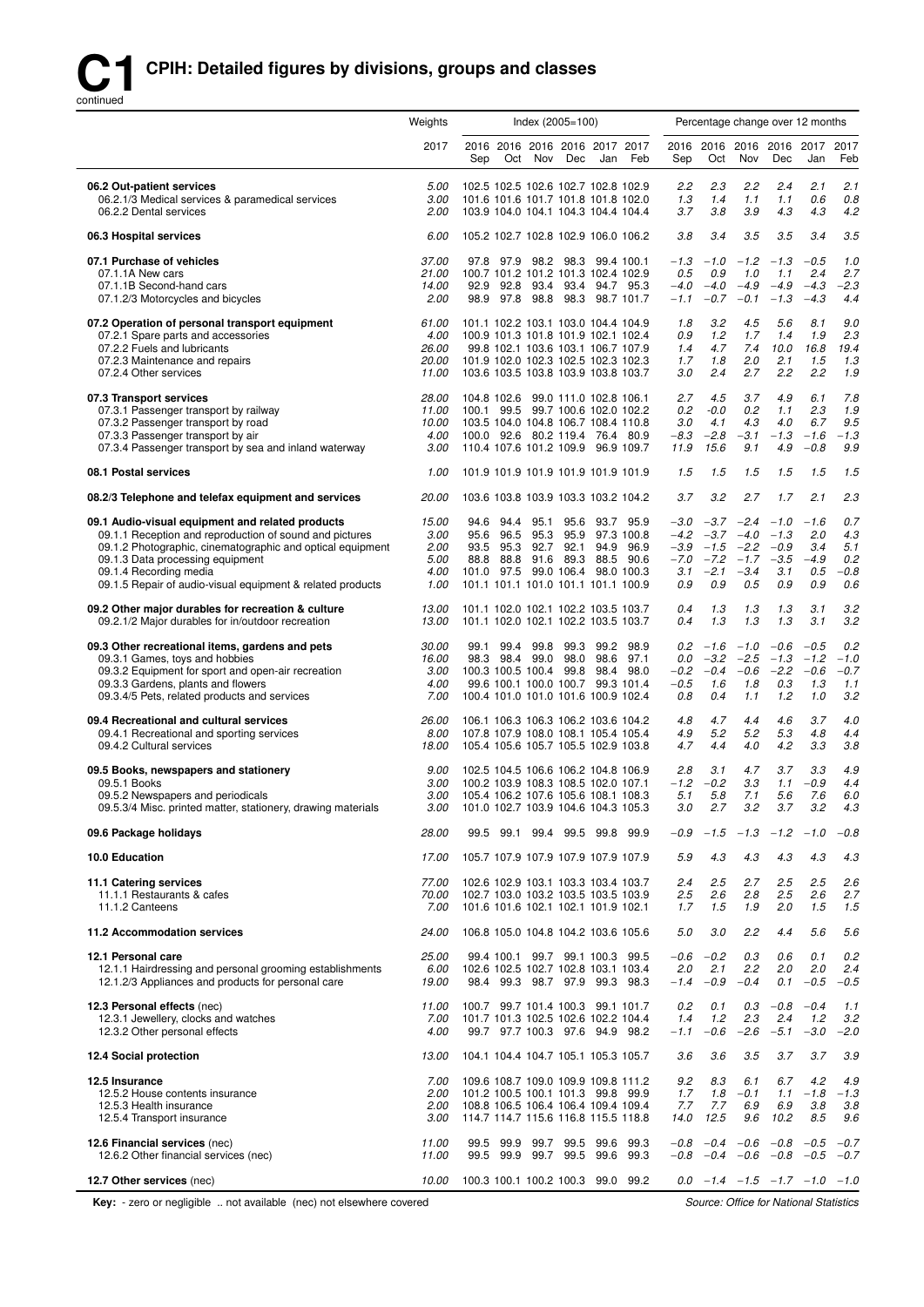# C1 CPIH: Detailed figures by divisions, groups and classes

continued

| | Weights | Index (2005=100) | | | | | | Percentage change over 12 months | | | | | |
|---|---|---|---|---|---|---|---|---|---|---|---|---|---|
| | 2017 | 2016 Sep | 2016 Oct | 2016 Nov | 2016 Dec | 2017 Jan | 2017 Feb | 2016 Sep | 2016 Oct | 2016 Nov | 2016 Dec | 2017 Jan | 2017 Feb |
| **06.2 Out-patient services** | *5.00* | 102.5 | 102.5 | 102.6 | 102.7 | 102.8 | 102.9 | *2.2* | *2.3* | *2.2* | *2.4* | *2.1* | *2.1* |
| 06.2.1/3 Medical services & paramedical services | *3.00* | 101.6 | 101.6 | 101.7 | 101.8 | 101.8 | 102.0 | *1.3* | *1.4* | *1.1* | *1.1* | *0.6* | *0.8* |
| 06.2.2 Dental services | *2.00* | 103.9 | 104.0 | 104.1 | 104.3 | 104.4 | 104.4 | *3.7* | *3.8* | *3.9* | *4.3* | *4.3* | *4.2* |
| **06.3 Hospital services** | *6.00* | 105.2 | 102.7 | 102.8 | 102.9 | 106.0 | 106.2 | *3.8* | *3.4* | *3.5* | *3.5* | *3.4* | *3.5* |
| **07.1 Purchase of vehicles** | *37.00* | 97.8 | 97.9 | 98.2 | 98.3 | 99.4 | 100.1 | *−1.3* | *−1.0* | *−1.2* | *−1.3* | *−0.5* | *1.0* |
| 07.1.1A New cars | *21.00* | 100.7 | 101.2 | 101.2 | 101.3 | 102.4 | 102.9 | *0.5* | *0.9* | *1.0* | *1.1* | *2.4* | *2.7* |
| 07.1.1B Second-hand cars | *14.00* | 92.9 | 92.8 | 93.4 | 93.4 | 94.7 | 95.3 | *−4.0* | *−4.0* | *−4.9* | *−4.9* | *−4.3* | *−2.3* |
| 07.1.2/3 Motorcycles and bicycles | *2.00* | 98.9 | 97.8 | 98.8 | 98.3 | 98.7 | 101.7 | *−1.1* | *−0.7* | *−0.1* | *−1.3* | *−4.3* | *4.4* |
| **07.2 Operation of personal transport equipment** | *61.00* | 101.1 | 102.2 | 103.1 | 103.0 | 104.4 | 104.9 | *1.8* | *3.2* | *4.5* | *5.6* | *8.1* | *9.0* |
| 07.2.1 Spare parts and accessories | *4.00* | 100.9 | 101.3 | 101.8 | 101.9 | 102.1 | 102.4 | *0.9* | *1.2* | *1.7* | *1.4* | *1.9* | *2.3* |
| 07.2.2 Fuels and lubricants | *26.00* | 99.8 | 102.1 | 103.6 | 103.1 | 106.7 | 107.9 | *1.4* | *4.7* | *7.4* | *10.0* | *16.8* | *19.4* |
| 07.2.3 Maintenance and repairs | *20.00* | 101.9 | 102.0 | 102.3 | 102.5 | 102.3 | 102.3 | *1.7* | *1.8* | *2.0* | *2.1* | *1.5* | *1.3* |
| 07.2.4 Other services | *11.00* | 103.6 | 103.5 | 103.8 | 103.9 | 103.8 | 103.7 | *3.0* | *2.4* | *2.7* | *2.2* | *2.2* | *1.9* |
| **07.3 Transport services** | *28.00* | 104.8 | 102.6 | 99.0 | 111.0 | 102.8 | 106.1 | *2.7* | *4.5* | *3.7* | *4.9* | *6.1* | *7.8* |
| 07.3.1 Passenger transport by railway | *11.00* | 100.1 | 99.5 | 99.7 | 100.6 | 102.0 | 102.2 | *0.2* | *−0.0* | *0.2* | *1.1* | *2.3* | *1.9* |
| 07.3.2 Passenger transport by road | *10.00* | 103.5 | 104.0 | 104.8 | 106.7 | 108.4 | 110.8 | *3.0* | *4.1* | *4.3* | *4.0* | *6.7* | *9.5* |
| 07.3.3 Passenger transport by air | *4.00* | 100.0 | 92.6 | 80.2 | 119.4 | 76.4 | 80.9 | *−8.3* | *−2.8* | *−3.1* | *−1.3* | *−1.6* | *−1.3* |
| 07.3.4 Passenger transport by sea and inland waterway | *3.00* | 110.4 | 107.6 | 101.2 | 109.9 | 96.9 | 109.7 | *11.9* | *15.6* | *9.1* | *4.9* | *−0.8* | *9.9* |
| **08.1 Postal services** | *1.00* | 101.9 | 101.9 | 101.9 | 101.9 | 101.9 | 101.9 | *1.5* | *1.5* | *1.5* | *1.5* | *1.5* | *1.5* |
| **08.2/3 Telephone and telefax equipment and services** | *20.00* | 103.6 | 103.8 | 103.9 | 103.3 | 103.2 | 104.2 | *3.7* | *3.2* | *2.7* | *1.7* | *2.1* | *2.3* |
| **09.1 Audio-visual equipment and related products** | *15.00* | 94.6 | 94.4 | 95.1 | 95.6 | 93.7 | 95.9 | *−3.0* | *−3.7* | *−2.4* | *−1.0* | *−1.6* | *0.7* |
| 09.1.1 Reception and reproduction of sound and pictures | *3.00* | 95.6 | 96.5 | 95.3 | 95.9 | 97.3 | 100.8 | *−4.2* | *−3.7* | *−4.0* | *−1.3* | *2.0* | *4.3* |
| 09.1.2 Photographic, cinematographic and optical equipment | *2.00* | 93.5 | 95.3 | 92.7 | 92.1 | 94.9 | 96.9 | *−3.9* | *−1.5* | *−2.2* | *−0.9* | *3.4* | *5.1* |
| 09.1.3 Data processing equipment | *5.00* | 88.8 | 88.8 | 91.6 | 89.3 | 88.5 | 90.6 | *−7.0* | *−7.2* | *−1.7* | *−3.5* | *−4.9* | *0.2* |
| 09.1.4 Recording media | *4.00* | 101.0 | 97.5 | 99.0 | 106.4 | 98.0 | 100.3 | *3.1* | *−2.1* | *−3.4* | *3.1* | *0.5* | *−0.8* |
| 09.1.5 Repair of audio-visual equipment & related products | *1.00* | 101.1 | 101.1 | 101.0 | 101.1 | 101.1 | 100.9 | *0.9* | *0.9* | *0.5* | *0.9* | *0.9* | *0.6* |
| **09.2 Other major durables for recreation & culture** | *13.00* | 101.1 | 102.0 | 102.1 | 102.2 | 103.5 | 103.7 | *0.4* | *1.3* | *1.3* | *1.3* | *3.1* | *3.2* |
| 09.2.1/2 Major durables for in/outdoor recreation | *13.00* | 101.1 | 102.0 | 102.1 | 102.2 | 103.5 | 103.7 | *0.4* | *1.3* | *1.3* | *1.3* | *3.1* | *3.2* |
| **09.3 Other recreational items, gardens and pets** | *30.00* | 99.1 | 99.4 | 99.8 | 99.3 | 99.2 | 98.9 | *0.2* | *−1.6* | *−1.0* | *−0.6* | *−0.5* | *0.2* |
| 09.3.1 Games, toys and hobbies | *16.00* | 98.3 | 98.4 | 99.0 | 98.0 | 98.6 | 97.1 | *0.0* | *−3.2* | *−2.5* | *−1.3* | *−1.2* | *−1.0* |
| 09.3.2 Equipment for sport and open-air recreation | *3.00* | 100.3 | 100.5 | 100.4 | 99.8 | 98.4 | 98.0 | *−0.2* | *−0.4* | *−0.6* | *−2.2* | *−0.6* | *−0.7* |
| 09.3.3 Gardens, plants and flowers | *4.00* | 99.6 | 100.1 | 100.0 | 100.7 | 99.3 | 101.4 | *−0.5* | *1.6* | *1.8* | *0.3* | *1.3* | *1.1* |
| 09.3.4/5 Pets, related products and services | *7.00* | 100.4 | 101.0 | 101.0 | 101.6 | 100.9 | 102.4 | *0.8* | *0.4* | *1.1* | *1.2* | *1.0* | *3.2* |
| **09.4 Recreational and cultural services** | *26.00* | 106.1 | 106.3 | 106.3 | 106.2 | 103.6 | 104.2 | *4.8* | *4.7* | *4.4* | *4.6* | *3.7* | *4.0* |
| 09.4.1 Recreational and sporting services | *8.00* | 107.8 | 107.9 | 108.0 | 108.1 | 105.4 | 105.4 | *4.9* | *5.2* | *5.2* | *5.3* | *4.8* | *4.4* |
| 09.4.2 Cultural services | *18.00* | 105.4 | 105.6 | 105.7 | 105.5 | 102.9 | 103.8 | *4.7* | *4.4* | *4.0* | *4.2* | *3.3* | *3.8* |
| **09.5 Books, newspapers and stationery** | *9.00* | 102.5 | 104.5 | 106.6 | 106.2 | 104.8 | 106.9 | *2.8* | *3.1* | *4.7* | *3.7* | *3.3* | *4.9* |
| 09.5.1 Books | *3.00* | 100.2 | 103.9 | 108.3 | 108.5 | 102.0 | 107.1 | *−1.2* | *−0.2* | *3.3* | *1.1* | *−0.9* | *4.4* |
| 09.5.2 Newspapers and periodicals | *3.00* | 105.4 | 106.2 | 107.6 | 105.6 | 108.1 | 108.3 | *5.1* | *5.8* | *7.1* | *5.6* | *7.6* | *6.0* |
| 09.5.3/4 Misc. printed matter, stationery, drawing materials | *3.00* | 101.0 | 102.7 | 103.9 | 104.6 | 104.3 | 105.3 | *3.0* | *2.7* | *3.2* | *3.7* | *3.2* | *4.3* |
| **09.6 Package holidays** | *28.00* | 99.5 | 99.1 | 99.4 | 99.5 | 99.8 | 99.9 | *−0.9* | *−1.5* | *−1.3* | *−1.2* | *−1.0* | *−0.8* |
| **10.0 Education** | *17.00* | 105.7 | 107.9 | 107.9 | 107.9 | 107.9 | 107.9 | *5.9* | *4.3* | *4.3* | *4.3* | *4.3* | *4.3* |
| **11.1 Catering services** | *77.00* | 102.6 | 102.9 | 103.1 | 103.3 | 103.4 | 103.7 | *2.4* | *2.5* | *2.7* | *2.5* | *2.5* | *2.6* |
| 11.1.1 Restaurants & cafes | *70.00* | 102.7 | 103.0 | 103.2 | 103.5 | 103.5 | 103.9 | *2.5* | *2.6* | *2.8* | *2.5* | *2.6* | *2.7* |
| 11.1.2 Canteens | *7.00* | 101.6 | 101.6 | 102.1 | 102.1 | 101.9 | 102.1 | *1.7* | *1.5* | *1.9* | *2.0* | *1.5* | *1.5* |
| **11.2 Accommodation services** | *24.00* | 106.8 | 105.0 | 104.8 | 104.2 | 103.6 | 105.6 | *5.0* | *3.0* | *2.2* | *4.4* | *5.6* | *5.6* |
| **12.1 Personal care** | *25.00* | 99.4 | 100.1 | 99.7 | 99.1 | 100.3 | 99.5 | *−0.6* | *−0.2* | *0.3* | *0.6* | *0.1* | *0.2* |
| 12.1.1 Hairdressing and personal grooming establishments | *6.00* | 102.6 | 102.5 | 102.7 | 102.8 | 103.1 | 103.4 | *2.0* | *2.1* | *2.2* | *2.0* | *2.0* | *2.4* |
| 12.1.2/3 Appliances and products for personal care | *19.00* | 98.4 | 99.3 | 98.7 | 97.9 | 99.3 | 98.3 | *−1.4* | *−0.9* | *−0.4* | *0.1* | *−0.5* | *−0.5* |
| **12.3 Personal effects** (nec) | *11.00* | 100.7 | 99.7 | 101.4 | 100.3 | 99.1 | 101.7 | *0.2* | *0.1* | *0.3* | *−0.8* | *−0.4* | *1.1* |
| 12.3.1 Jewellery, clocks and watches | *7.00* | 101.7 | 101.3 | 102.5 | 102.6 | 102.2 | 104.4 | *1.4* | *1.2* | *2.3* | *2.4* | *1.2* | *3.2* |
| 12.3.2 Other personal effects | *4.00* | 99.7 | 97.7 | 100.3 | 97.6 | 94.9 | 98.2 | *−1.1* | *−0.6* | *−2.6* | *−5.1* | *−3.0* | *−2.0* |
| **12.4 Social protection** | *13.00* | 104.1 | 104.4 | 104.7 | 105.1 | 105.3 | 105.7 | *3.6* | *3.6* | *3.5* | *3.7* | *3.7* | *3.9* |
| **12.5 Insurance** | *7.00* | 109.6 | 108.7 | 109.0 | 109.9 | 109.8 | 111.2 | *9.2* | *8.3* | *6.1* | *6.7* | *4.2* | *4.9* |
| 12.5.2 House contents insurance | *2.00* | 101.2 | 100.5 | 100.1 | 101.3 | 99.8 | 99.9 | *1.7* | *1.8* | *−0.1* | *1.1* | *−1.8* | *−1.3* |
| 12.5.3 Health insurance | *2.00* | 108.8 | 106.5 | 106.4 | 106.4 | 109.4 | 109.4 | *7.7* | *7.7* | *6.9* | *6.9* | *3.8* | *3.8* |
| 12.5.4 Transport insurance | *3.00* | 114.7 | 114.7 | 115.6 | 116.8 | 115.5 | 118.8 | *14.0* | *12.5* | *9.6* | *10.2* | *8.5* | *9.6* |
| **12.6 Financial services** (nec) | *11.00* | 99.5 | 99.9 | 99.7 | 99.5 | 99.6 | 99.3 | *−0.8* | *−0.4* | *−0.6* | *−0.8* | *−0.5* | *−0.7* |
| 12.6.2 Other financial services (nec) | *11.00* | 99.5 | 99.9 | 99.7 | 99.5 | 99.6 | 99.3 | *−0.8* | *−0.4* | *−0.6* | *−0.8* | *−0.5* | *−0.7* |
| **12.7 Other services** (nec) | *10.00* | 100.3 | 100.1 | 100.2 | 100.3 | 99.0 | 99.2 | *0.0* | *−1.4* | *−1.5* | *−1.7* | *−1.0* | *−1.0* |

**Key:** - zero or negligible .. not available (nec) not elsewhere covered

*Source: Office for National Statistics*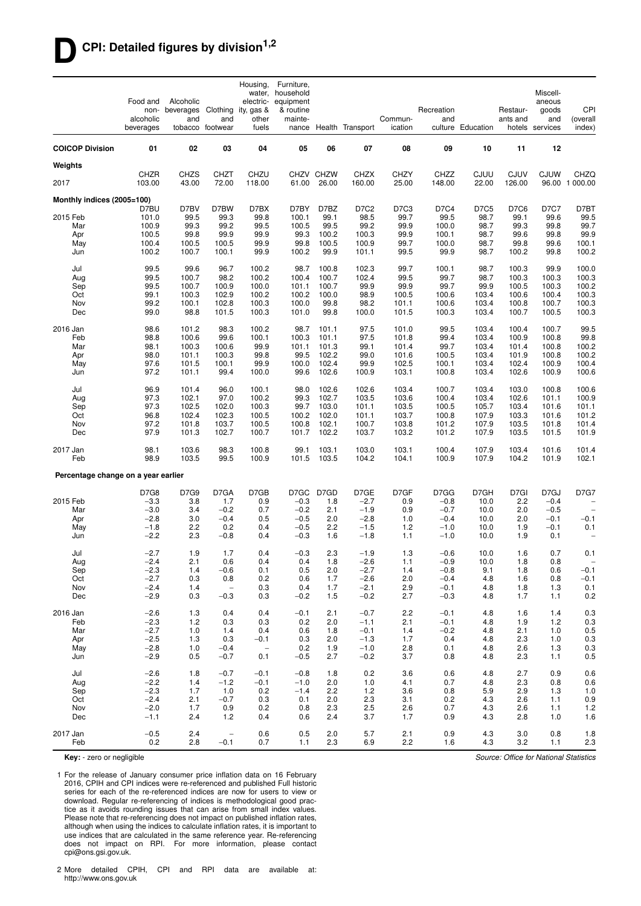# D CPI: Detailed figures by division[1,2]

| | Food and non-alcoholic beverages | Alcoholic beverages and tobacco | Clothing and footwear | Housing, water, electricity, gas & other fuels | Furniture, household equipment & routine maintenance | Health | Transport | Communication | Recreation and culture | Education | Restaurants and hotels | Miscellaneous goods and services | CPI (overall index) |
|---|---|---|---|---|---|---|---|---|---|---|---|---|---|
| **COICOP Division** | **01** | **02** | **03** | **04** | **05** | **06** | **07** | **08** | **09** | **10** | **11** | **12** | |
| **Weights** | | | | | | | | | | | | | |
| | CHZR | CHZS | CHZT | CHZU | CHZV | CHZW | CHZX | CHZY | CHZZ | CJUU | CJUV | CJUW | CHZQ |
| 2017 | 103.00 | 43.00 | 72.00 | 118.00 | 61.00 | 26.00 | 160.00 | 25.00 | 148.00 | 22.00 | 126.00 | 96.00 | 1 000.00 |
| **Monthly indices (2005=100)** | | | | | | | | | | | | | |
| | D7BU | D7BV | D7BW | D7BX | D7BY | D7BZ | D7C2 | D7C3 | D7C4 | D7C5 | D7C6 | D7C7 | D7BT |
| 2015 Feb | 101.0 | 99.5 | 99.3 | 99.8 | 100.1 | 99.1 | 98.5 | 99.7 | 99.5 | 98.7 | 99.1 | 99.6 | 99.5 |
| Mar | 100.9 | 99.3 | 99.2 | 99.5 | 100.5 | 99.5 | 99.2 | 99.9 | 100.0 | 98.7 | 99.3 | 99.8 | 99.7 |
| Apr | 100.5 | 99.8 | 99.9 | 99.9 | 99.3 | 100.2 | 100.3 | 99.9 | 100.1 | 98.7 | 99.6 | 99.8 | 99.9 |
| May | 100.4 | 100.5 | 100.5 | 99.9 | 99.8 | 100.5 | 100.9 | 99.7 | 100.0 | 98.7 | 99.8 | 99.6 | 100.1 |
| Jun | 100.2 | 100.7 | 100.1 | 99.9 | 100.2 | 99.9 | 101.1 | 99.5 | 99.9 | 98.7 | 100.2 | 99.8 | 100.2 |
| Jul | 99.5 | 99.6 | 96.7 | 100.2 | 98.7 | 100.8 | 102.3 | 99.7 | 100.1 | 98.7 | 100.3 | 99.9 | 100.0 |
| Aug | 99.5 | 100.7 | 98.2 | 100.2 | 100.4 | 100.7 | 102.4 | 99.5 | 99.7 | 98.7 | 100.3 | 100.3 | 100.3 |
| Sep | 99.5 | 100.7 | 100.9 | 100.0 | 101.1 | 100.7 | 99.9 | 99.9 | 99.7 | 99.9 | 100.5 | 100.3 | 100.2 |
| Oct | 99.1 | 100.3 | 102.9 | 100.2 | 100.2 | 100.0 | 98.9 | 100.5 | 100.6 | 103.4 | 100.6 | 100.4 | 100.3 |
| Nov | 99.2 | 100.1 | 102.8 | 100.3 | 100.0 | 99.8 | 98.2 | 101.1 | 100.6 | 103.4 | 100.8 | 100.7 | 100.3 |
| Dec | 99.0 | 98.8 | 101.5 | 100.3 | 101.0 | 99.8 | 100.0 | 101.5 | 100.3 | 103.4 | 100.7 | 100.5 | 100.3 |
| 2016 Jan | 98.6 | 101.2 | 98.3 | 100.2 | 98.7 | 101.1 | 97.5 | 101.0 | 99.5 | 103.4 | 100.4 | 100.7 | 99.5 |
| Feb | 98.8 | 100.6 | 99.6 | 100.1 | 100.3 | 101.1 | 97.5 | 101.8 | 99.4 | 103.4 | 100.9 | 100.8 | 99.8 |
| Mar | 98.1 | 100.3 | 100.6 | 99.9 | 101.1 | 101.3 | 99.1 | 101.4 | 99.7 | 103.4 | 101.4 | 100.8 | 100.2 |
| Apr | 98.0 | 101.1 | 100.3 | 99.8 | 99.5 | 102.2 | 99.0 | 101.6 | 100.5 | 103.4 | 101.9 | 100.8 | 100.2 |
| May | 97.6 | 101.5 | 100.1 | 99.9 | 100.0 | 102.4 | 99.9 | 102.5 | 100.1 | 103.4 | 102.4 | 100.9 | 100.4 |
| Jun | 97.2 | 101.1 | 99.4 | 100.0 | 99.6 | 102.6 | 100.9 | 103.1 | 100.8 | 103.4 | 102.6 | 100.9 | 100.6 |
| Jul | 96.9 | 101.4 | 96.0 | 100.1 | 98.0 | 102.6 | 102.6 | 103.4 | 100.7 | 103.4 | 103.0 | 100.8 | 100.6 |
| Aug | 97.3 | 102.1 | 97.0 | 100.2 | 99.3 | 102.7 | 103.5 | 103.6 | 100.4 | 103.4 | 102.6 | 101.1 | 100.9 |
| Sep | 97.3 | 102.5 | 102.0 | 100.3 | 99.7 | 103.0 | 101.1 | 103.5 | 100.5 | 105.7 | 103.4 | 101.6 | 101.1 |
| Oct | 96.8 | 102.4 | 102.3 | 100.5 | 100.2 | 102.0 | 101.1 | 103.7 | 100.8 | 107.9 | 103.3 | 101.6 | 101.2 |
| Nov | 97.2 | 101.8 | 103.7 | 100.5 | 100.8 | 102.1 | 100.7 | 103.8 | 101.2 | 107.9 | 103.5 | 101.8 | 101.4 |
| Dec | 97.9 | 101.3 | 102.7 | 100.7 | 101.7 | 102.2 | 103.7 | 103.2 | 101.2 | 107.9 | 103.5 | 101.5 | 101.9 |
| 2017 Jan | 98.1 | 103.6 | 98.3 | 100.8 | 99.1 | 103.1 | 103.0 | 103.1 | 100.4 | 107.9 | 103.4 | 101.6 | 101.4 |
| Feb | 98.9 | 103.5 | 99.5 | 100.9 | 101.5 | 103.5 | 104.2 | 104.1 | 100.9 | 107.9 | 104.2 | 101.9 | 102.1 |
| **Percentage change on a year earlier** | | | | | | | | | | | | | |
| | D7G8 | D7G9 | D7GA | D7GB | D7GC | D7GD | D7GE | D7GF | D7GG | D7GH | D7GI | D7GJ | D7G7 |
| 2015 Feb | −3.3 | 3.8 | 1.7 | 0.9 | −0.3 | 1.8 | −2.7 | 0.9 | −0.8 | 10.0 | 2.2 | −0.4 | – |
| Mar | −3.0 | 3.4 | −0.2 | 0.7 | −0.2 | 2.1 | −1.9 | 0.9 | −0.7 | 10.0 | 2.0 | −0.5 | – |
| Apr | −2.8 | 3.0 | −0.4 | 0.5 | −0.5 | 2.0 | −2.8 | 1.0 | −0.4 | 10.0 | 2.0 | −0.1 | −0.1 |
| May | −1.8 | 2.2 | 0.2 | 0.4 | −0.5 | 2.2 | −1.5 | 1.2 | −1.0 | 10.0 | 1.9 | −0.1 | 0.1 |
| Jun | −2.2 | 2.3 | −0.8 | 0.4 | −0.3 | 1.6 | −1.8 | 1.1 | −1.0 | 10.0 | 1.9 | 0.1 | – |
| Jul | −2.7 | 1.9 | 1.7 | 0.4 | −0.3 | 2.3 | −1.9 | 1.3 | −0.6 | 10.0 | 1.6 | 0.7 | 0.1 |
| Aug | −2.4 | 2.1 | 0.6 | 0.4 | 0.4 | 1.8 | −2.6 | 1.1 | −0.9 | 10.0 | 1.8 | 0.8 | – |
| Sep | −2.3 | 1.4 | −0.6 | 0.1 | 0.5 | 2.0 | −2.7 | 1.4 | −0.8 | 9.1 | 1.8 | 0.6 | −0.1 |
| Oct | −2.7 | 0.3 | 0.8 | 0.2 | 0.6 | 1.7 | −2.6 | 2.0 | −0.4 | 4.8 | 1.6 | 0.8 | −0.1 |
| Nov | −2.4 | 1.4 | – | 0.3 | 0.4 | 1.7 | −2.1 | 2.9 | −0.1 | 4.8 | 1.8 | 1.3 | 0.1 |
| Dec | −2.9 | 0.3 | −0.3 | 0.3 | −0.2 | 1.5 | −0.2 | 2.7 | −0.3 | 4.8 | 1.7 | 1.1 | 0.2 |
| 2016 Jan | −2.6 | 1.3 | 0.4 | 0.4 | −0.1 | 2.1 | −0.7 | 2.2 | −0.1 | 4.8 | 1.6 | 1.4 | 0.3 |
| Feb | −2.3 | 1.2 | 0.3 | 0.3 | 0.2 | 2.0 | −1.1 | 2.1 | −0.1 | 4.8 | 1.9 | 1.2 | 0.3 |
| Mar | −2.7 | 1.0 | 1.4 | 0.4 | 0.6 | 1.8 | −0.1 | 1.4 | −0.2 | 4.8 | 2.1 | 1.0 | 0.5 |
| Apr | −2.5 | 1.3 | 0.3 | −0.1 | 0.3 | 2.0 | −1.3 | 1.7 | 0.4 | 4.8 | 2.3 | 1.0 | 0.3 |
| May | −2.8 | 1.0 | −0.4 | – | 0.2 | 1.9 | −1.0 | 2.8 | 0.1 | 4.8 | 2.6 | 1.3 | 0.3 |
| Jun | −2.9 | 0.5 | −0.7 | 0.1 | −0.5 | 2.7 | −0.2 | 3.7 | 0.8 | 4.8 | 2.3 | 1.1 | 0.5 |
| Jul | −2.6 | 1.8 | −0.7 | −0.1 | −0.8 | 1.8 | 0.2 | 3.6 | 0.6 | 4.8 | 2.7 | 0.9 | 0.6 |
| Aug | −2.2 | 1.4 | −1.2 | −0.1 | −1.0 | 2.0 | 1.0 | 4.1 | 0.7 | 4.8 | 2.3 | 0.8 | 0.6 |
| Sep | −2.3 | 1.7 | 1.0 | 0.2 | −1.4 | 2.2 | 1.2 | 3.6 | 0.8 | 5.9 | 2.9 | 1.3 | 1.0 |
| Oct | −2.4 | 2.1 | −0.7 | 0.3 | 0.1 | 2.0 | 2.3 | 3.1 | 0.2 | 4.3 | 2.6 | 1.1 | 0.9 |
| Nov | −2.0 | 1.7 | 0.9 | 0.2 | 0.8 | 2.3 | 2.5 | 2.6 | 0.7 | 4.3 | 2.6 | 1.1 | 1.2 |
| Dec | −1.1 | 2.4 | 1.2 | 0.4 | 0.6 | 2.4 | 3.7 | 1.7 | 0.9 | 4.3 | 2.8 | 1.0 | 1.6 |
| 2017 Jan | −0.5 | 2.4 | – | 0.6 | 0.5 | 2.0 | 5.7 | 2.1 | 0.9 | 4.3 | 3.0 | 0.8 | 1.8 |
| Feb | 0.2 | 2.8 | −0.1 | 0.7 | 1.1 | 2.3 | 6.9 | 2.2 | 1.6 | 4.3 | 3.2 | 1.1 | 2.3 |

**Key:** - zero or negligible

*Source: Office for National Statistics*

1 For the release of January consumer price inflation data on 16 February 2016, CPIH and CPI indices were re-referenced and published Full historic series for each of the re-referenced indices are now for users to view or download. Regular re-referencing of indices is methodological good practice as it avoids rounding issues that can arise from small index values. Please note that re-referencing does not impact on published inflation rates, although when using the indices to calculate inflation rates, it is important to use indices that are calculated in the same reference year. Re-referencing does not impact on RPI. For more information, please contact cpi@ons.gsi.gov.uk.

2 More detailed CPIH, CPI and RPI data are available at: http://www.ons.gov.uk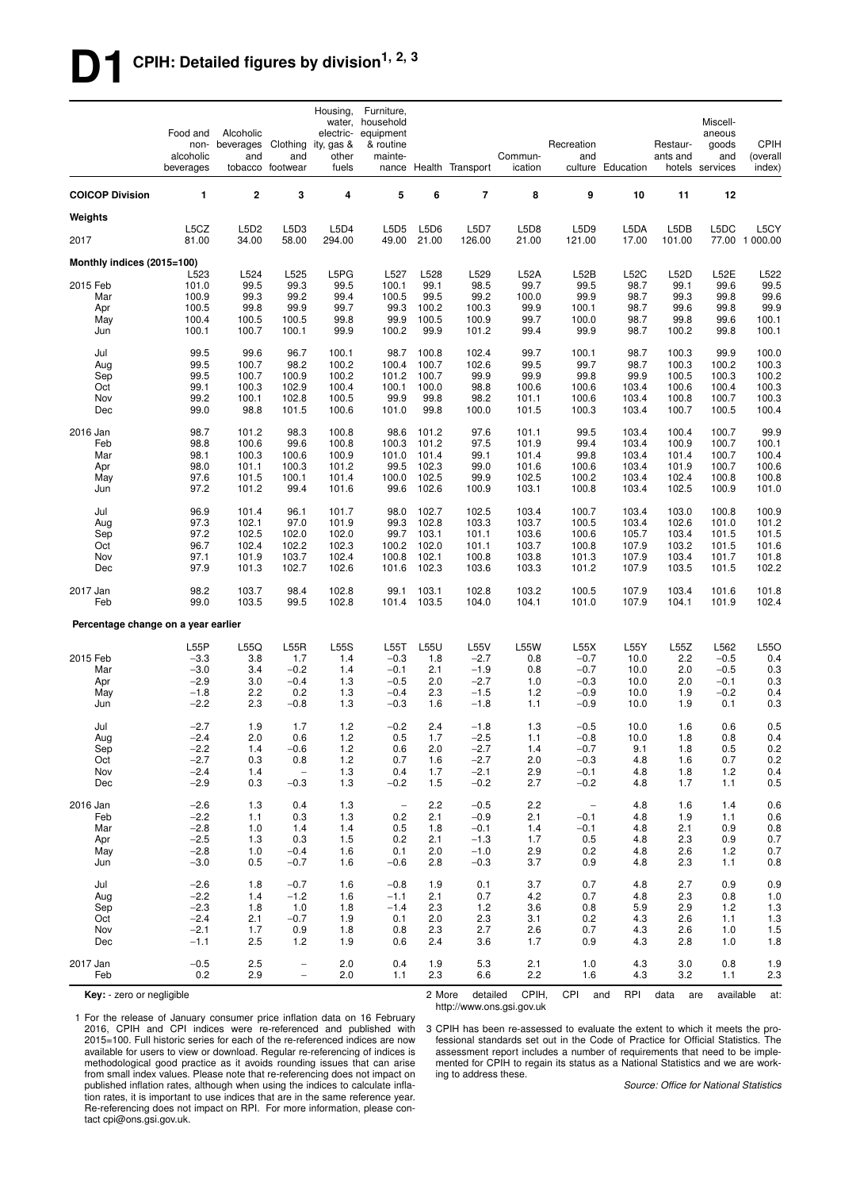# D1 CPIH: Detailed figures by division[1, 2, 3]

| | Food and non-alcoholic beverages | Alcoholic beverages and tobacco | Clothing and footwear | Housing, water, electricity, gas & other fuels | Furniture, household equipment & routine maintenance | Health | Transport | Communication | Recreation and culture | Education | Restaurants and hotels | Miscellaneous goods and services | CPIH (overall index) |
|---|---|---|---|---|---|---|---|---|---|---|---|---|---|
| **COICOP Division** | **1** | **2** | **3** | **4** | **5** | **6** | **7** | **8** | **9** | **10** | **11** | **12** | |
| **Weights** | | | | | | | | | | | | | |
| | L5CZ | L5D2 | L5D3 | L5D4 | L5D5 | L5D6 | L5D7 | L5D8 | L5D9 | L5DA | L5DB | L5DC | L5CY |
| 2017 | 81.00 | 34.00 | 58.00 | 294.00 | 49.00 | 21.00 | 126.00 | 21.00 | 121.00 | 17.00 | 101.00 | 77.00 | 1 000.00 |
| **Monthly indices (2015=100)** | | | | | | | | | | | | | |
| | L523 | L524 | L525 | L5PG | L527 | L528 | L529 | L52A | L52B | L52C | L52D | L52E | L522 |
| 2015 Feb | 101.0 | 99.5 | 99.3 | 99.5 | 100.1 | 99.1 | 98.5 | 99.7 | 99.5 | 98.7 | 99.1 | 99.6 | 99.5 |
| Mar | 100.9 | 99.3 | 99.2 | 99.4 | 100.5 | 99.5 | 99.2 | 100.0 | 99.9 | 98.7 | 99.3 | 99.8 | 99.6 |
| Apr | 100.5 | 99.8 | 99.9 | 99.7 | 99.3 | 100.2 | 100.3 | 99.9 | 100.1 | 98.7 | 99.6 | 99.8 | 99.9 |
| May | 100.4 | 100.5 | 100.5 | 99.8 | 99.9 | 100.5 | 100.9 | 99.7 | 100.0 | 98.7 | 99.8 | 99.6 | 100.1 |
| Jun | 100.1 | 100.7 | 100.1 | 99.9 | 100.2 | 99.9 | 101.2 | 99.4 | 99.9 | 98.7 | 100.2 | 99.8 | 100.1 |
| Jul | 99.5 | 99.6 | 96.7 | 100.1 | 98.7 | 100.8 | 102.4 | 99.7 | 100.1 | 98.7 | 100.3 | 99.9 | 100.0 |
| Aug | 99.5 | 100.7 | 98.2 | 100.2 | 100.4 | 100.7 | 102.6 | 99.5 | 99.7 | 98.7 | 100.3 | 100.2 | 100.3 |
| Sep | 99.5 | 100.7 | 100.9 | 100.2 | 101.2 | 100.7 | 99.9 | 99.9 | 99.8 | 99.9 | 100.5 | 100.3 | 100.2 |
| Oct | 99.1 | 100.3 | 102.9 | 100.4 | 100.1 | 100.0 | 98.8 | 100.6 | 100.6 | 103.4 | 100.6 | 100.4 | 100.3 |
| Nov | 99.2 | 100.1 | 102.8 | 100.5 | 99.9 | 99.8 | 98.2 | 101.1 | 100.6 | 103.4 | 100.8 | 100.7 | 100.3 |
| Dec | 99.0 | 98.8 | 101.5 | 100.6 | 101.0 | 99.8 | 100.0 | 101.5 | 100.3 | 103.4 | 100.7 | 100.5 | 100.4 |
| 2016 Jan | 98.7 | 101.2 | 98.3 | 100.8 | 98.6 | 101.2 | 97.6 | 101.1 | 99.5 | 103.4 | 100.4 | 100.7 | 99.9 |
| Feb | 98.8 | 100.6 | 99.6 | 100.8 | 100.3 | 101.2 | 97.5 | 101.9 | 99.4 | 103.4 | 100.9 | 100.7 | 100.1 |
| Mar | 98.1 | 100.3 | 100.6 | 100.9 | 101.0 | 101.4 | 99.1 | 101.4 | 99.8 | 103.4 | 101.4 | 100.7 | 100.4 |
| Apr | 98.0 | 101.1 | 100.3 | 101.2 | 99.5 | 102.3 | 99.0 | 101.6 | 100.6 | 103.4 | 101.9 | 100.7 | 100.6 |
| May | 97.6 | 101.5 | 100.1 | 101.4 | 100.0 | 102.5 | 99.9 | 102.5 | 100.2 | 103.4 | 102.4 | 100.8 | 100.8 |
| Jun | 97.2 | 101.2 | 99.4 | 101.6 | 99.6 | 102.6 | 100.9 | 103.1 | 100.8 | 103.4 | 102.5 | 100.9 | 101.0 |
| Jul | 96.9 | 101.4 | 96.1 | 101.7 | 98.0 | 102.7 | 102.5 | 103.4 | 100.7 | 103.4 | 103.0 | 100.8 | 100.9 |
| Aug | 97.3 | 102.1 | 97.0 | 101.9 | 99.3 | 102.8 | 103.3 | 103.7 | 100.5 | 103.4 | 102.6 | 101.0 | 101.2 |
| Sep | 97.2 | 102.5 | 102.0 | 102.0 | 99.7 | 103.1 | 101.1 | 103.6 | 100.6 | 105.7 | 103.4 | 101.5 | 101.5 |
| Oct | 96.7 | 102.4 | 102.2 | 102.3 | 100.2 | 102.0 | 101.1 | 103.7 | 100.8 | 107.9 | 103.2 | 101.5 | 101.6 |
| Nov | 97.1 | 101.9 | 103.7 | 102.4 | 100.8 | 102.1 | 100.8 | 103.8 | 101.3 | 107.9 | 103.4 | 101.7 | 101.8 |
| Dec | 97.9 | 101.3 | 102.7 | 102.6 | 101.6 | 102.3 | 103.6 | 103.3 | 101.2 | 107.9 | 103.5 | 101.5 | 102.2 |
| 2017 Jan | 98.2 | 103.7 | 98.4 | 102.8 | 99.1 | 103.1 | 102.8 | 103.2 | 100.5 | 107.9 | 103.4 | 101.6 | 101.8 |
| Feb | 99.0 | 103.5 | 99.5 | 102.8 | 101.4 | 103.5 | 104.0 | 104.1 | 101.0 | 107.9 | 104.1 | 101.9 | 102.4 |
| **Percentage change on a year earlier** | | | | | | | | | | | | | |
| | L55P | L55Q | L55R | L55S | L55T | L55U | L55V | L55W | L55X | L55Y | L55Z | L562 | L55O |
| 2015 Feb | −3.3 | 3.8 | 1.7 | 1.4 | −0.3 | 1.8 | −2.7 | 0.8 | −0.7 | 10.0 | 2.2 | −0.5 | 0.4 |
| Mar | −3.0 | 3.4 | −0.2 | 1.4 | −0.1 | 2.1 | −1.9 | 0.8 | −0.7 | 10.0 | 2.0 | −0.5 | 0.3 |
| Apr | −2.9 | 3.0 | −0.4 | 1.3 | −0.5 | 2.0 | −2.7 | 1.0 | −0.3 | 10.0 | 2.0 | −0.1 | 0.3 |
| May | −1.8 | 2.2 | 0.2 | 1.3 | −0.4 | 2.3 | −1.5 | 1.2 | −0.9 | 10.0 | 1.9 | −0.2 | 0.4 |
| Jun | −2.2 | 2.3 | −0.8 | 1.3 | −0.3 | 1.6 | −1.8 | 1.1 | −0.9 | 10.0 | 1.9 | 0.1 | 0.3 |
| Jul | −2.7 | 1.9 | 1.7 | 1.2 | −0.2 | 2.4 | −1.8 | 1.3 | −0.5 | 10.0 | 1.6 | 0.6 | 0.5 |
| Aug | −2.4 | 2.0 | 0.6 | 1.2 | 0.5 | 1.7 | −2.5 | 1.1 | −0.8 | 10.0 | 1.8 | 0.8 | 0.4 |
| Sep | −2.2 | 1.4 | −0.6 | 1.2 | 0.6 | 2.0 | −2.7 | 1.4 | −0.7 | 9.1 | 1.8 | 0.5 | 0.2 |
| Oct | −2.7 | 0.3 | 0.8 | 1.2 | 0.7 | 1.6 | −2.7 | 2.0 | −0.3 | 4.8 | 1.6 | 0.7 | 0.2 |
| Nov | −2.4 | 1.4 | – | 1.3 | 0.4 | 1.7 | −2.1 | 2.9 | −0.1 | 4.8 | 1.8 | 1.2 | 0.4 |
| Dec | −2.9 | 0.3 | −0.3 | 1.3 | −0.2 | 1.5 | −0.2 | 2.7 | −0.2 | 4.8 | 1.7 | 1.1 | 0.5 |
| 2016 Jan | −2.6 | 1.3 | 0.4 | 1.3 | – | 2.2 | −0.5 | 2.2 | – | 4.8 | 1.6 | 1.4 | 0.6 |
| Feb | −2.2 | 1.1 | 0.3 | 1.3 | 0.2 | 2.1 | −0.9 | 2.1 | −0.1 | 4.8 | 1.9 | 1.1 | 0.6 |
| Mar | −2.8 | 1.0 | 1.4 | 1.4 | 0.5 | 1.8 | −0.1 | 1.4 | −0.1 | 4.8 | 2.1 | 0.9 | 0.8 |
| Apr | −2.5 | 1.3 | 0.3 | 1.5 | 0.2 | 2.1 | −1.3 | 1.7 | 0.5 | 4.8 | 2.3 | 0.9 | 0.7 |
| May | −2.8 | 1.0 | −0.4 | 1.6 | 0.1 | 2.0 | −1.0 | 2.9 | 0.2 | 4.8 | 2.6 | 1.2 | 0.7 |
| Jun | −3.0 | 0.5 | −0.7 | 1.6 | −0.6 | 2.8 | −0.3 | 3.7 | 0.9 | 4.8 | 2.3 | 1.1 | 0.8 |
| Jul | −2.6 | 1.8 | −0.7 | 1.6 | −0.8 | 1.9 | 0.1 | 3.7 | 0.7 | 4.8 | 2.7 | 0.9 | 0.9 |
| Aug | −2.2 | 1.4 | −1.2 | 1.6 | −1.1 | 2.1 | 0.7 | 4.2 | 0.7 | 4.8 | 2.3 | 0.8 | 1.0 |
| Sep | −2.3 | 1.8 | 1.0 | 1.8 | −1.4 | 2.3 | 1.2 | 3.6 | 0.8 | 5.9 | 2.9 | 1.2 | 1.3 |
| Oct | −2.4 | 2.1 | −0.7 | 1.9 | 0.1 | 2.0 | 2.3 | 3.1 | 0.2 | 4.3 | 2.6 | 1.1 | 1.3 |
| Nov | −2.1 | 1.7 | 0.9 | 1.8 | 0.8 | 2.3 | 2.7 | 2.6 | 0.7 | 4.3 | 2.6 | 1.0 | 1.5 |
| Dec | −1.1 | 2.5 | 1.2 | 1.9 | 0.6 | 2.4 | 3.6 | 1.7 | 0.9 | 4.3 | 2.8 | 1.0 | 1.8 |
| 2017 Jan | −0.5 | 2.5 | – | 2.0 | 0.4 | 1.9 | 5.3 | 2.1 | 1.0 | 4.3 | 3.0 | 0.8 | 1.9 |
| Feb | 0.2 | 2.9 | – | 2.0 | 1.1 | 2.3 | 6.6 | 2.2 | 1.6 | 4.3 | 3.2 | 1.1 | 2.3 |

**Key:** - zero or negligible

1 For the release of January consumer price inflation data on 16 February 2016, CPIH and CPI indices were re-referenced and published with 2015=100. Full historic series for each of the re-referenced indices are now available for users to view or download. Regular re-referencing of indices is methodological good practice as it avoids rounding issues that can arise from small index values. Please note that re-referencing does not impact on published inflation rates, although when using the indices to calculate inflation rates, it is important to use indices that are in the same reference year. Re-referencing does not impact on RPI. For more information, please contact cpi@ons.gsi.gov.uk.

2 More detailed CPIH, CPI and RPI data are available at: http://www.ons.gsi.gov.uk

3 CPIH has been re-assessed to evaluate the extent to which it meets the professional standards set out in the Code of Practice for Official Statistics. The assessment report includes a number of requirements that need to be implemented for CPIH to regain its status as a National Statistics and we are working to address these.

*Source: Office for National Statistics*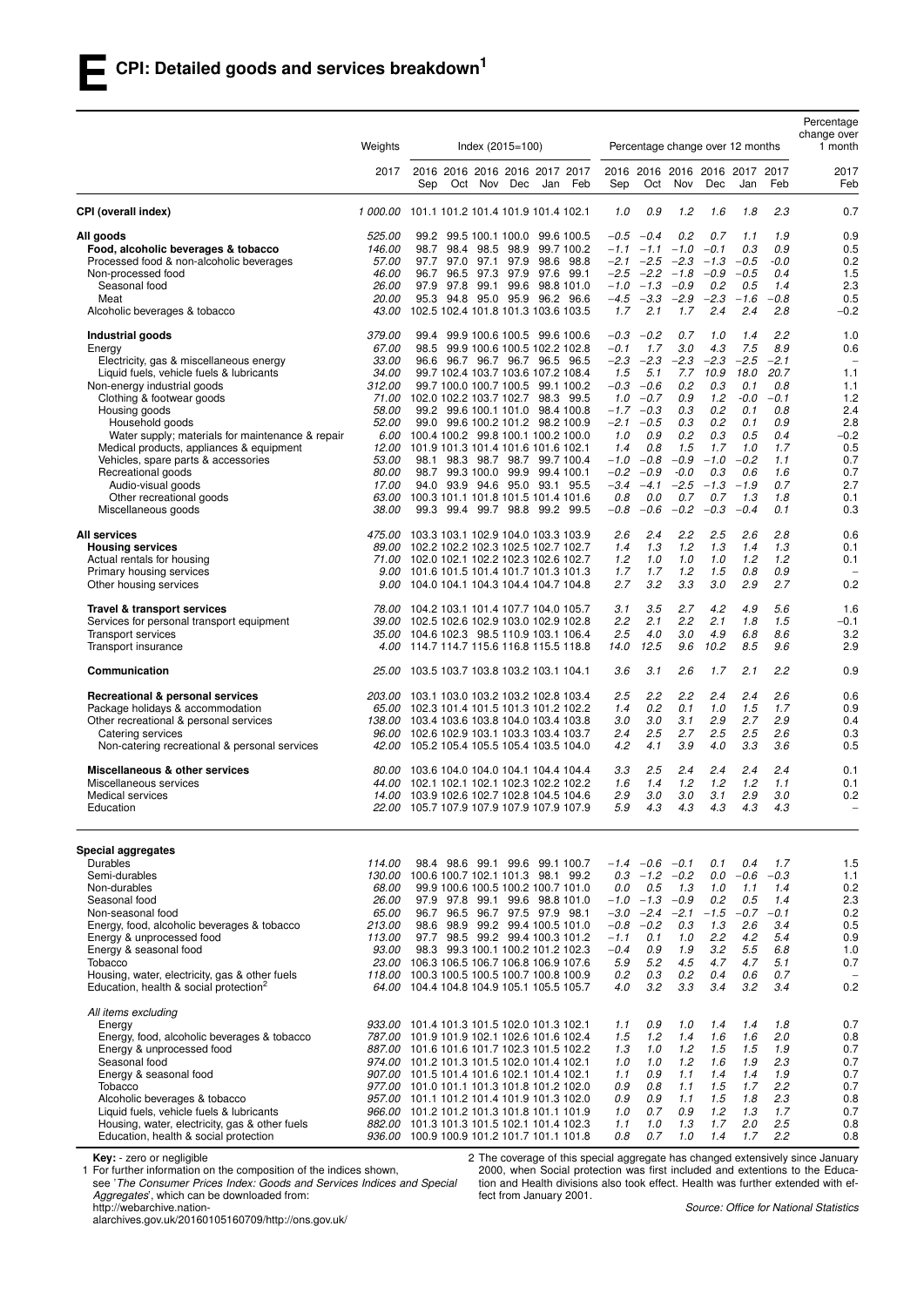# E CPI: Detailed goods and services breakdown[1]

| | Weights | Index (2015=100) | | | | | | Percentage change over 12 months | | | | | | Percentage change over 1 month |
|---|---|---|---|---|---|---|---|---|---|---|---|---|---|---|
| | 2017 | 2016 Sep | 2016 Oct | 2016 Nov | 2016 Dec | 2017 Jan | 2017 Feb | 2016 Sep | 2016 Oct | 2016 Nov | 2016 Dec | 2017 Jan | 2017 Feb | 2017 Feb |
| **CPI (overall index)** | 1 000.00 | 101.1 | 101.2 | 101.4 | 101.9 | 101.4 | 102.1 | 1.0 | 0.9 | 1.2 | 1.6 | 1.8 | 2.3 | 0.7 |
| **All goods** | 525.00 | 99.2 | 99.5 | 100.1 | 100.0 | 99.6 | 100.5 | –0.5 | –0.4 | 0.2 | 0.7 | 1.1 | 1.9 | 0.9 |
| **Food, alcoholic beverages & tobacco** | 146.00 | 98.7 | 98.4 | 98.5 | 98.9 | 99.7 | 100.2 | –1.1 | –1.1 | –1.0 | –0.1 | 0.3 | 0.9 | 0.5 |
| Processed food & non-alcoholic beverages | 57.00 | 97.7 | 97.0 | 97.1 | 97.9 | 98.6 | 98.8 | –2.1 | –2.5 | –2.3 | –1.3 | –0.5 | –0.0 | 0.2 |
| Non-processed food | 46.00 | 96.7 | 96.5 | 97.3 | 97.9 | 97.6 | 99.1 | –2.5 | –2.2 | –1.8 | –0.9 | –0.5 | 0.4 | 1.5 |
| Seasonal food | 26.00 | 97.9 | 97.8 | 99.1 | 99.6 | 98.8 | 101.0 | –1.0 | –1.3 | –0.9 | 0.2 | 0.5 | 1.4 | 2.3 |
| Meat | 20.00 | 95.3 | 94.8 | 95.0 | 95.9 | 96.2 | 96.6 | –4.5 | –3.3 | –2.9 | –2.3 | –1.6 | –0.8 | 0.5 |
| Alcoholic beverages & tobacco | 43.00 | 102.5 | 102.4 | 101.8 | 101.3 | 103.6 | 103.5 | 1.7 | 2.1 | 1.7 | 2.4 | 2.4 | 2.8 | –0.2 |
| **Industrial goods** | 379.00 | 99.4 | 99.9 | 100.6 | 100.5 | 99.6 | 100.6 | –0.3 | –0.2 | 0.7 | 1.0 | 1.4 | 2.2 | 1.0 |
| Energy | 67.00 | 98.5 | 99.9 | 100.6 | 100.5 | 102.2 | 102.8 | –0.1 | 1.7 | 3.0 | 4.3 | 7.5 | 8.9 | 0.6 |
| Electricity, gas & miscellaneous energy | 33.00 | 96.6 | 96.7 | 96.7 | 96.7 | 96.5 | 96.5 | –2.3 | –2.3 | –2.3 | –2.3 | –2.5 | –2.1 | – |
| Liquid fuels, vehicle fuels & lubricants | 34.00 | 99.7 | 102.4 | 103.7 | 103.6 | 107.2 | 108.4 | 1.5 | 5.1 | 7.7 | 10.9 | 18.0 | 20.7 | 1.1 |
| Non-energy industrial goods | 312.00 | 99.7 | 100.0 | 100.7 | 100.5 | 99.1 | 100.2 | –0.3 | –0.6 | 0.2 | 0.3 | 0.1 | 0.8 | 1.1 |
| Clothing & footwear goods | 71.00 | 102.0 | 102.2 | 103.7 | 102.7 | 98.3 | 99.5 | 1.0 | –0.7 | 0.9 | 1.2 | –0.0 | –0.1 | 1.2 |
| Housing goods | 58.00 | 99.2 | 99.6 | 100.1 | 101.0 | 98.4 | 100.8 | –1.7 | –0.3 | 0.3 | 0.2 | 0.1 | 0.8 | 2.4 |
| Household goods | 52.00 | 99.0 | 99.6 | 100.2 | 101.2 | 98.2 | 100.9 | –2.1 | –0.5 | 0.3 | 0.2 | 0.1 | 0.9 | 2.8 |
| Water supply; materials for maintenance & repair | 6.00 | 100.4 | 100.2 | 99.8 | 100.1 | 100.2 | 100.0 | 1.0 | 0.9 | 0.2 | 0.3 | 0.5 | 0.4 | –0.2 |
| Medical products, appliances & equipment | 12.00 | 101.9 | 101.3 | 101.4 | 101.6 | 101.6 | 102.1 | 1.4 | 0.8 | 1.5 | 1.7 | 1.0 | 1.7 | 0.5 |
| Vehicles, spare parts & accessories | 53.00 | 98.1 | 98.3 | 98.7 | 98.7 | 99.7 | 100.4 | –1.0 | –0.8 | –0.9 | –1.0 | –0.2 | 1.1 | 0.7 |
| Recreational goods | 80.00 | 98.7 | 99.3 | 100.0 | 99.9 | 99.4 | 100.1 | –0.2 | –0.9 | –0.0 | 0.3 | 0.6 | 1.6 | 0.7 |
| Audio-visual goods | 17.00 | 94.0 | 93.9 | 94.6 | 95.0 | 93.1 | 95.5 | –3.4 | –4.1 | –2.5 | –1.3 | –1.9 | 0.7 | 2.7 |
| Other recreational goods | 63.00 | 100.3 | 101.1 | 101.8 | 101.5 | 101.4 | 101.6 | 0.8 | 0.0 | 0.7 | 0.7 | 1.3 | 1.8 | 0.1 |
| Miscellaneous goods | 38.00 | 99.3 | 99.4 | 99.7 | 98.8 | 99.2 | 99.5 | –0.8 | –0.6 | –0.2 | –0.3 | –0.4 | 0.1 | 0.3 |
| **All services** | 475.00 | 103.3 | 103.1 | 102.9 | 104.0 | 103.3 | 103.9 | 2.6 | 2.4 | 2.2 | 2.5 | 2.6 | 2.8 | 0.6 |
| **Housing services** | 89.00 | 102.2 | 102.2 | 102.3 | 102.5 | 102.7 | 102.7 | 1.4 | 1.3 | 1.2 | 1.3 | 1.4 | 1.3 | 0.1 |
| Actual rentals for housing | 71.00 | 102.0 | 102.1 | 102.2 | 102.3 | 102.6 | 102.7 | 1.2 | 1.0 | 1.0 | 1.0 | 1.2 | 1.2 | 0.1 |
| Primary housing services | 9.00 | 101.6 | 101.5 | 101.4 | 101.7 | 101.3 | 101.3 | 1.7 | 1.7 | 1.2 | 1.5 | 0.8 | 0.9 | – |
| Other housing services | 9.00 | 104.0 | 104.1 | 104.3 | 104.4 | 104.7 | 104.8 | 2.7 | 3.2 | 3.3 | 3.0 | 2.9 | 2.7 | 0.2 |
| **Travel & transport services** | 78.00 | 104.2 | 103.1 | 101.4 | 107.7 | 104.0 | 105.7 | 3.1 | 3.5 | 2.7 | 4.2 | 4.9 | 5.6 | 1.6 |
| Services for personal transport equipment | 39.00 | 102.5 | 102.6 | 102.9 | 103.0 | 102.9 | 102.8 | 2.2 | 2.1 | 2.2 | 2.1 | 1.8 | 1.5 | –0.1 |
| Transport services | 35.00 | 104.6 | 102.3 | 98.5 | 110.9 | 103.1 | 106.4 | 2.5 | 4.0 | 3.0 | 4.9 | 6.8 | 8.6 | 3.2 |
| Transport insurance | 4.00 | 114.7 | 114.7 | 115.6 | 116.8 | 115.5 | 118.8 | 14.0 | 12.5 | 9.6 | 10.2 | 8.5 | 9.6 | 2.9 |
| **Communication** | 25.00 | 103.5 | 103.7 | 103.8 | 103.2 | 103.1 | 104.1 | 3.6 | 3.1 | 2.6 | 1.7 | 2.1 | 2.2 | 0.9 |
| **Recreational & personal services** | 203.00 | 103.1 | 103.0 | 103.2 | 103.2 | 102.8 | 103.4 | 2.5 | 2.2 | 2.2 | 2.4 | 2.4 | 2.6 | 0.6 |
| Package holidays & accommodation | 65.00 | 102.3 | 101.4 | 101.5 | 101.3 | 101.2 | 102.2 | 1.4 | 0.2 | 0.1 | 1.0 | 1.5 | 1.7 | 0.9 |
| Other recreational & personal services | 138.00 | 103.4 | 103.6 | 103.8 | 104.0 | 103.4 | 103.8 | 3.0 | 3.0 | 3.1 | 2.9 | 2.7 | 2.9 | 0.4 |
| Catering services | 96.00 | 102.6 | 102.9 | 103.1 | 103.3 | 103.4 | 103.7 | 2.4 | 2.5 | 2.7 | 2.5 | 2.5 | 2.6 | 0.3 |
| Non-catering recreational & personal services | 42.00 | 105.2 | 105.4 | 105.5 | 105.4 | 103.5 | 104.0 | 4.2 | 4.1 | 3.9 | 4.0 | 3.3 | 3.6 | 0.5 |
| **Miscellaneous & other services** | 80.00 | 103.6 | 104.0 | 104.0 | 104.1 | 104.4 | 104.4 | 3.3 | 2.5 | 2.4 | 2.4 | 2.4 | 2.4 | 0.1 |
| Miscellaneous services | 44.00 | 102.1 | 102.1 | 102.1 | 102.3 | 102.2 | 102.2 | 1.6 | 1.4 | 1.2 | 1.2 | 1.2 | 1.1 | 0.1 |
| Medical services | 14.00 | 103.9 | 102.6 | 102.7 | 102.8 | 104.5 | 104.6 | 2.9 | 3.0 | 3.0 | 3.1 | 2.9 | 3.0 | 0.2 |
| Education | 22.00 | 105.7 | 107.9 | 107.9 | 107.9 | 107.9 | 107.9 | 5.9 | 4.3 | 4.3 | 4.3 | 4.3 | 4.3 | – |
| **Special aggregates** | | | | | | | | | | | | | | |
| Durables | 114.00 | 98.4 | 98.6 | 99.1 | 99.6 | 99.1 | 100.7 | –1.4 | –0.6 | –0.1 | 0.1 | 0.4 | 1.7 | 1.5 |
| Semi-durables | 130.00 | 100.6 | 100.7 | 102.1 | 101.3 | 98.1 | 99.2 | 0.3 | –1.2 | –0.2 | 0.0 | –0.6 | –0.3 | 1.1 |
| Non-durables | 68.00 | 99.9 | 100.6 | 100.5 | 100.2 | 100.7 | 101.0 | 0.0 | 0.5 | 1.3 | 1.0 | 1.1 | 1.4 | 0.2 |
| Seasonal food | 26.00 | 97.9 | 97.8 | 99.1 | 99.6 | 98.8 | 101.0 | –1.0 | –1.3 | –0.9 | 0.2 | 0.5 | 1.4 | 2.3 |
| Non-seasonal food | 65.00 | 96.7 | 96.5 | 96.7 | 97.5 | 97.9 | 98.1 | –3.0 | –2.4 | –2.1 | –1.5 | –0.7 | –0.1 | 0.2 |
| Energy, food, alcoholic beverages & tobacco | 213.00 | 98.6 | 98.9 | 99.2 | 99.4 | 100.5 | 101.0 | –0.8 | –0.2 | 0.3 | 1.3 | 2.6 | 3.4 | 0.5 |
| Energy & unprocessed food | 113.00 | 97.7 | 98.5 | 99.2 | 99.4 | 100.3 | 101.2 | –1.1 | 0.1 | 1.0 | 2.2 | 4.2 | 5.4 | 0.9 |
| Energy & seasonal food | 93.00 | 98.3 | 99.3 | 100.1 | 100.2 | 101.2 | 102.3 | –0.4 | 0.9 | 1.9 | 3.2 | 5.5 | 6.8 | 1.0 |
| Tobacco | 23.00 | 106.3 | 106.5 | 106.7 | 106.8 | 106.9 | 107.6 | 5.9 | 5.2 | 4.5 | 4.7 | 4.7 | 5.1 | 0.7 |
| Housing, water, electricity, gas & other fuels | 118.00 | 100.3 | 100.5 | 100.5 | 100.7 | 100.8 | 100.9 | 0.2 | 0.3 | 0.2 | 0.4 | 0.6 | 0.7 | – |
| Education, health & social protection[2] | 64.00 | 104.4 | 104.8 | 104.9 | 105.1 | 105.5 | 105.7 | 4.0 | 3.2 | 3.3 | 3.4 | 3.2 | 3.4 | 0.2 |
| *All items excluding* | | | | | | | | | | | | | | |
| Energy | 933.00 | 101.4 | 101.3 | 101.5 | 102.0 | 101.3 | 102.1 | 1.1 | 0.9 | 1.0 | 1.4 | 1.4 | 1.8 | 0.7 |
| Energy, food, alcoholic beverages & tobacco | 787.00 | 101.9 | 101.9 | 102.1 | 102.6 | 101.6 | 102.4 | 1.5 | 1.2 | 1.4 | 1.6 | 1.6 | 2.0 | 0.8 |
| Energy & unprocessed food | 887.00 | 101.6 | 101.6 | 101.7 | 102.3 | 101.5 | 102.2 | 1.3 | 1.0 | 1.2 | 1.5 | 1.5 | 1.9 | 0.7 |
| Seasonal food | 974.00 | 101.2 | 101.3 | 101.5 | 102.0 | 101.4 | 102.1 | 1.0 | 1.0 | 1.2 | 1.6 | 1.9 | 2.3 | 0.7 |
| Energy & seasonal food | 907.00 | 101.5 | 101.4 | 101.6 | 102.1 | 101.4 | 102.1 | 1.1 | 0.9 | 1.1 | 1.4 | 1.4 | 1.9 | 0.7 |
| Tobacco | 977.00 | 101.0 | 101.1 | 101.3 | 101.8 | 101.2 | 102.0 | 0.9 | 0.8 | 1.1 | 1.5 | 1.7 | 2.2 | 0.7 |
| Alcoholic beverages & tobacco | 957.00 | 101.1 | 101.2 | 101.4 | 101.9 | 101.3 | 102.0 | 0.9 | 0.9 | 1.1 | 1.5 | 1.8 | 2.3 | 0.8 |
| Liquid fuels, vehicle fuels & lubricants | 966.00 | 101.2 | 101.2 | 101.3 | 101.8 | 101.1 | 101.9 | 1.0 | 0.7 | 0.9 | 1.2 | 1.3 | 1.7 | 0.7 |
| Housing, water, electricity, gas & other fuels | 882.00 | 101.3 | 101.3 | 101.5 | 102.1 | 101.4 | 102.3 | 1.1 | 1.0 | 1.3 | 1.7 | 2.0 | 2.5 | 0.8 |
| Education, health & social protection | 936.00 | 100.9 | 100.9 | 101.2 | 101.7 | 101.1 | 101.8 | 0.8 | 0.7 | 1.0 | 1.4 | 1.7 | 2.2 | 0.8 |

**Key:** - zero or negligible

1 For further information on the composition of the indices shown, see '*The Consumer Prices Index: Goods and Services Indices and Special Aggregates*', which can be downloaded from: http://webarchive.nationalarchives.gov.uk/20160105160709/http://ons.gov.uk/

2 The coverage of this special aggregate has changed extensively since January 2000, when Social protection was first included and extentions to the Education and Health divisions also took effect. Health was further extended with effect from January 2001.

*Source: Office for National Statistics*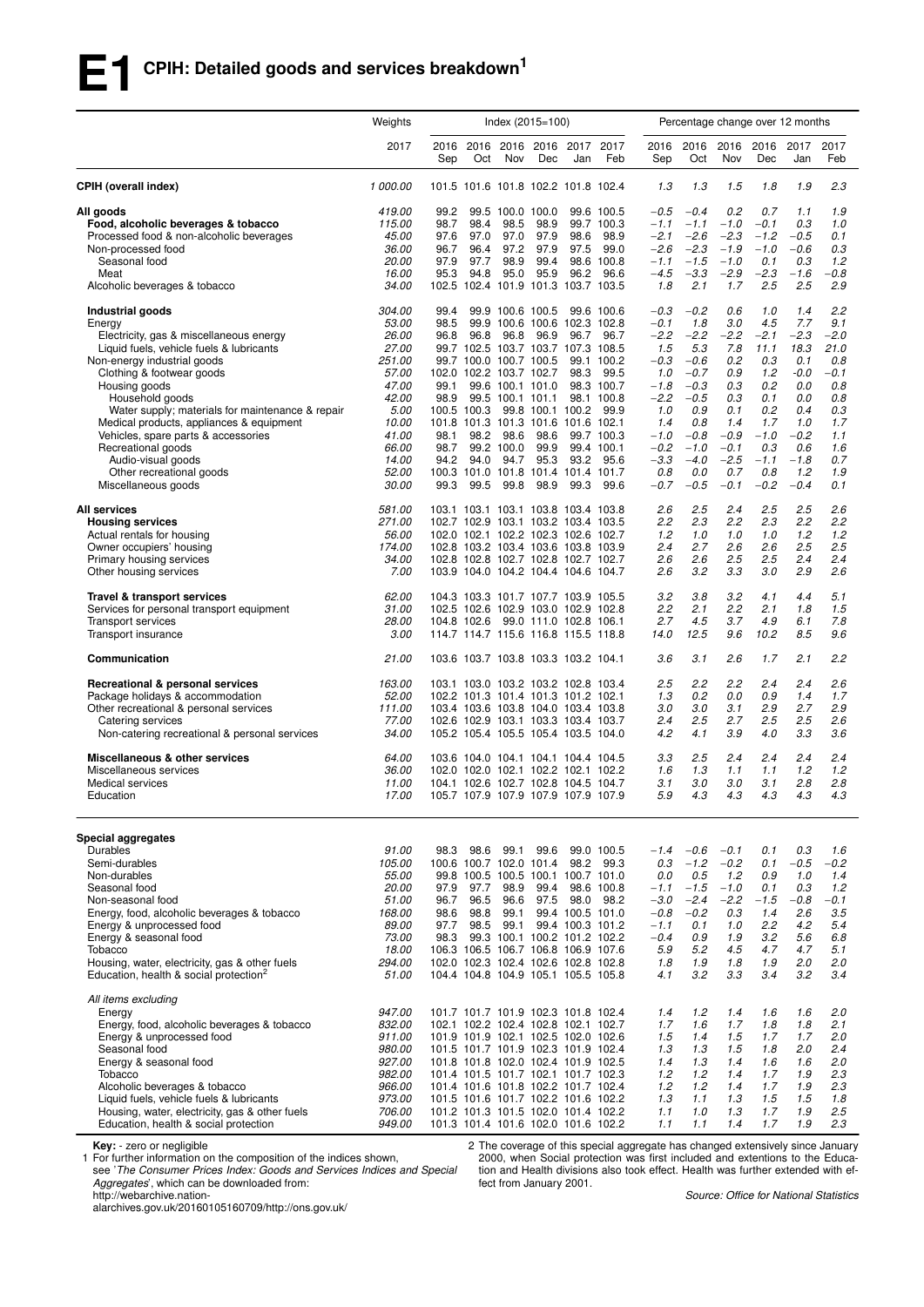# E1 CPIH: Detailed goods and services breakdown[1]

| | Weights | Index (2015=100) | | | | | | Percentage change over 12 months | | | | | |
|---|---|---|---|---|---|---|---|---|---|---|---|---|---|
| | 2017 | 2016 Sep | 2016 Oct | 2016 Nov | 2016 Dec | 2017 Jan | 2017 Feb | 2016 Sep | 2016 Oct | 2016 Nov | 2016 Dec | 2017 Jan | 2017 Feb |
| **CPIH (overall index)** | *1 000.00* | 101.5 | 101.6 | 101.8 | 102.2 | 101.8 | 102.4 | *1.3* | *1.3* | *1.5* | *1.8* | *1.9* | *2.3* |
| **All goods** | *419.00* | 99.2 | 99.5 | 100.0 | 100.0 | 99.6 | 100.5 | *−0.5* | *−0.4* | *0.2* | *0.7* | *1.1* | *1.9* |
| **Food, alcoholic beverages & tobacco** | *115.00* | 98.7 | 98.4 | 98.5 | 98.9 | 99.7 | 100.3 | *−1.1* | *−1.1* | *−1.0* | *−0.1* | *0.3* | *1.0* |
| Processed food & non-alcoholic beverages | *45.00* | 97.6 | 97.0 | 97.0 | 97.9 | 98.6 | 98.9 | *−2.1* | *−2.6* | *−2.3* | *−1.2* | *−0.5* | *0.1* |
| Non-processed food | *36.00* | 96.7 | 96.4 | 97.2 | 97.9 | 97.5 | 99.0 | *−2.6* | *−2.3* | *−1.9* | *−1.0* | *−0.6* | *0.3* |
| Seasonal food | *20.00* | 97.9 | 97.7 | 98.9 | 99.4 | 98.6 | 100.8 | *−1.1* | *−1.5* | *−1.0* | *0.1* | *0.3* | *1.2* |
| Meat | *16.00* | 95.3 | 94.8 | 95.0 | 95.9 | 96.2 | 96.6 | *−4.5* | *−3.3* | *−2.9* | *−2.3* | *−1.6* | *−0.8* |
| Alcoholic beverages & tobacco | *34.00* | 102.5 | 102.4 | 101.9 | 101.3 | 103.7 | 103.5 | *1.8* | *2.1* | *1.7* | *2.5* | *2.5* | *2.9* |
| **Industrial goods** | *304.00* | 99.4 | 99.9 | 100.6 | 100.5 | 99.6 | 100.6 | *−0.3* | *−0.2* | *0.6* | *1.0* | *1.4* | *2.2* |
| Energy | *53.00* | 98.5 | 99.9 | 100.6 | 100.6 | 102.3 | 102.8 | *−0.1* | *1.8* | *3.0* | *4.5* | *7.7* | *9.1* |
| Electricity, gas & miscellaneous energy | *26.00* | 96.8 | 96.8 | 96.8 | 96.9 | 96.7 | 96.7 | *−2.2* | *−2.2* | *−2.2* | *−2.1* | *−2.3* | *−2.0* |
| Liquid fuels, vehicle fuels & lubricants | *27.00* | 99.7 | 102.5 | 103.7 | 103.7 | 107.3 | 108.5 | *1.5* | *5.3* | *7.8* | *11.1* | *18.3* | *21.0* |
| Non-energy industrial goods | *251.00* | 99.7 | 100.0 | 100.7 | 100.5 | 99.1 | 100.2 | *−0.3* | *−0.6* | *0.2* | *0.3* | *0.1* | *0.8* |
| Clothing & footwear goods | *57.00* | 102.0 | 102.2 | 103.7 | 102.7 | 98.3 | 99.5 | *1.0* | *−0.7* | *0.9* | *1.2* | *−0.0* | *−0.1* |
| Housing goods | *47.00* | 99.1 | 99.6 | 100.1 | 101.0 | 98.3 | 100.7 | *−1.8* | *−0.3* | *0.3* | *0.2* | *0.0* | *0.8* |
| Household goods | *42.00* | 98.9 | 99.5 | 100.1 | 101.1 | 98.1 | 100.8 | *−2.2* | *−0.5* | *0.3* | *0.1* | *0.0* | *0.8* |
| Water supply; materials for maintenance & repair | *5.00* | 100.5 | 100.3 | 99.8 | 100.1 | 100.2 | 99.9 | *1.0* | *0.9* | *0.1* | *0.2* | *0.4* | *0.3* |
| Medical products, appliances & equipment | *10.00* | 101.8 | 101.3 | 101.3 | 101.6 | 101.6 | 102.1 | *1.4* | *0.8* | *1.4* | *1.7* | *1.0* | *1.7* |
| Vehicles, spare parts & accessories | *41.00* | 98.1 | 98.2 | 98.6 | 98.6 | 99.7 | 100.3 | *−1.0* | *−0.8* | *−0.9* | *−1.0* | *−0.2* | *1.1* |
| Recreational goods | *66.00* | 98.7 | 99.2 | 100.0 | 99.9 | 99.4 | 100.1 | *−0.2* | *−1.0* | *−0.1* | *0.3* | *0.6* | *1.6* |
| Audio-visual goods | *14.00* | 94.2 | 94.0 | 94.7 | 95.3 | 93.2 | 95.6 | *−3.3* | *−4.0* | *−2.5* | *−1.1* | *−1.8* | *0.7* |
| Other recreational goods | *52.00* | 100.3 | 101.0 | 101.8 | 101.4 | 101.4 | 101.7 | *0.8* | *0.0* | *0.7* | *0.8* | *1.2* | *1.9* |
| Miscellaneous goods | *30.00* | 99.3 | 99.5 | 99.8 | 98.9 | 99.3 | 99.6 | *−0.7* | *−0.5* | *−0.1* | *−0.2* | *−0.4* | *0.1* |
| **All services** | *581.00* | 103.1 | 103.1 | 103.1 | 103.8 | 103.4 | 103.8 | *2.6* | *2.5* | *2.4* | *2.5* | *2.5* | *2.6* |
| **Housing services** | *271.00* | 102.7 | 102.9 | 103.1 | 103.2 | 103.4 | 103.5 | *2.2* | *2.3* | *2.2* | *2.3* | *2.2* | *2.2* |
| Actual rentals for housing | *56.00* | 102.0 | 102.1 | 102.2 | 102.3 | 102.6 | 102.7 | *1.2* | *1.0* | *1.0* | *1.0* | *1.2* | *1.2* |
| Owner occupiers' housing | *174.00* | 102.8 | 103.2 | 103.4 | 103.6 | 103.8 | 103.9 | *2.4* | *2.7* | *2.6* | *2.6* | *2.5* | *2.5* |
| Primary housing services | *34.00* | 102.8 | 102.8 | 102.7 | 102.8 | 102.7 | 102.7 | *2.6* | *2.6* | *2.5* | *2.5* | *2.4* | *2.4* |
| Other housing services | *7.00* | 103.9 | 104.0 | 104.2 | 104.4 | 104.6 | 104.7 | *2.6* | *3.2* | *3.3* | *3.0* | *2.9* | *2.6* |
| **Travel & transport services** | *62.00* | 104.3 | 103.3 | 101.7 | 107.7 | 103.9 | 105.5 | *3.2* | *3.8* | *3.2* | *4.1* | *4.4* | *5.1* |
| Services for personal transport equipment | *31.00* | 102.5 | 102.6 | 102.9 | 103.0 | 102.9 | 102.8 | *2.2* | *2.1* | *2.2* | *2.1* | *1.8* | *1.5* |
| Transport services | *28.00* | 104.8 | 102.6 | 99.0 | 111.0 | 102.8 | 106.1 | *2.7* | *4.5* | *3.7* | *4.9* | *6.1* | *7.8* |
| Transport insurance | *3.00* | 114.7 | 114.7 | 115.6 | 116.8 | 115.5 | 118.8 | *14.0* | *12.5* | *9.6* | *10.2* | *8.5* | *9.6* |
| **Communication** | *21.00* | 103.6 | 103.7 | 103.8 | 103.3 | 103.2 | 104.1 | *3.6* | *3.1* | *2.6* | *1.7* | *2.1* | *2.2* |
| **Recreational & personal services** | *163.00* | 103.1 | 103.0 | 103.2 | 103.2 | 102.8 | 103.4 | *2.5* | *2.2* | *2.2* | *2.4* | *2.4* | *2.6* |
| Package holidays & accommodation | *52.00* | 102.2 | 101.3 | 101.4 | 101.3 | 101.2 | 102.1 | *1.3* | *0.2* | *0.0* | *0.9* | *1.4* | *1.7* |
| Other recreational & personal services | *111.00* | 103.4 | 103.6 | 103.8 | 104.0 | 103.4 | 103.8 | *3.0* | *3.0* | *3.1* | *2.9* | *2.7* | *2.9* |
| Catering services | *77.00* | 102.6 | 102.9 | 103.1 | 103.3 | 103.4 | 103.7 | *2.4* | *2.5* | *2.7* | *2.5* | *2.5* | *2.6* |
| Non-catering recreational & personal services | *34.00* | 105.2 | 105.4 | 105.5 | 105.4 | 103.5 | 104.0 | *4.2* | *4.1* | *3.9* | *4.0* | *3.3* | *3.6* |
| **Miscellaneous & other services** | *64.00* | 103.6 | 104.0 | 104.1 | 104.1 | 104.4 | 104.5 | *3.3* | *2.5* | *2.4* | *2.4* | *2.4* | *2.4* |
| Miscellaneous services | *36.00* | 102.0 | 102.0 | 102.1 | 102.2 | 102.1 | 102.2 | *1.6* | *1.3* | *1.1* | *1.1* | *1.2* | *1.2* |
| Medical services | *11.00* | 104.1 | 102.6 | 102.7 | 102.8 | 104.5 | 104.7 | *3.1* | *3.0* | *3.0* | *3.1* | *2.8* | *2.8* |
| Education | *17.00* | 105.7 | 107.9 | 107.9 | 107.9 | 107.9 | 107.9 | *5.9* | *4.3* | *4.3* | *4.3* | *4.3* | *4.3* |
| **Special aggregates** | | | | | | | | | | | | | |
| Durables | *91.00* | 98.3 | 98.6 | 99.1 | 99.6 | 99.0 | 100.5 | *−1.4* | *−0.6* | *−0.1* | *0.1* | *0.3* | *1.6* |
| Semi-durables | *105.00* | 100.6 | 100.7 | 102.0 | 101.4 | 98.2 | 99.3 | *0.3* | *−1.2* | *−0.2* | *0.1* | *−0.5* | *−0.2* |
| Non-durables | *55.00* | 99.8 | 100.5 | 100.5 | 100.1 | 100.7 | 101.0 | *0.0* | *0.5* | *1.2* | *0.9* | *1.0* | *1.4* |
| Seasonal food | *20.00* | 97.9 | 97.7 | 98.9 | 99.4 | 98.6 | 100.8 | *−1.1* | *−1.5* | *−1.0* | *0.1* | *0.3* | *1.2* |
| Non-seasonal food | *51.00* | 96.7 | 96.5 | 96.6 | 97.5 | 98.0 | 98.2 | *−3.0* | *−2.4* | *−2.2* | *−1.5* | *−0.8* | *−0.1* |
| Energy, food, alcoholic beverages & tobacco | *168.00* | 98.6 | 98.8 | 99.1 | 99.4 | 100.5 | 101.0 | *−0.8* | *−0.2* | *0.3* | *1.4* | *2.6* | *3.5* |
| Energy & unprocessed food | *89.00* | 97.7 | 98.5 | 99.1 | 99.4 | 100.3 | 101.2 | *−1.1* | *0.1* | *1.0* | *2.2* | *4.2* | *5.4* |
| Energy & seasonal food | *73.00* | 98.3 | 99.3 | 100.1 | 100.2 | 101.2 | 102.2 | *−0.4* | *0.9* | *1.9* | *3.2* | *5.6* | *6.8* |
| Tobacco | *18.00* | 106.3 | 106.5 | 106.7 | 106.8 | 106.9 | 107.6 | *5.9* | *5.2* | *4.5* | *4.7* | *4.7* | *5.1* |
| Housing, water, electricity, gas & other fuels | *294.00* | 102.0 | 102.3 | 102.4 | 102.6 | 102.8 | 102.8 | *1.8* | *1.9* | *1.8* | *1.9* | *2.0* | *2.0* |
| Education, health & social protection[2] | *51.00* | 104.4 | 104.8 | 104.9 | 105.1 | 105.5 | 105.8 | *4.1* | *3.2* | *3.3* | *3.4* | *3.2* | *3.4* |
| *All items excluding* | | | | | | | | | | | | | |
| Energy | *947.00* | 101.7 | 101.7 | 101.9 | 102.3 | 101.8 | 102.4 | *1.4* | *1.2* | *1.4* | *1.6* | *1.6* | *2.0* |
| Energy, food, alcoholic beverages & tobacco | *832.00* | 102.1 | 102.2 | 102.4 | 102.8 | 102.1 | 102.7 | *1.7* | *1.6* | *1.7* | *1.8* | *1.8* | *2.1* |
| Energy & unprocessed food | *911.00* | 101.9 | 101.9 | 102.1 | 102.5 | 102.0 | 102.6 | *1.5* | *1.4* | *1.5* | *1.7* | *1.7* | *2.0* |
| Seasonal food | *980.00* | 101.5 | 101.7 | 101.9 | 102.3 | 101.9 | 102.4 | *1.3* | *1.3* | *1.5* | *1.8* | *2.0* | *2.4* |
| Energy & seasonal food | *927.00* | 101.8 | 101.8 | 102.0 | 102.4 | 101.9 | 102.5 | *1.4* | *1.3* | *1.4* | *1.6* | *1.6* | *2.0* |
| Tobacco | *982.00* | 101.4 | 101.5 | 101.7 | 102.1 | 101.7 | 102.3 | *1.2* | *1.2* | *1.4* | *1.7* | *1.9* | *2.3* |
| Alcoholic beverages & tobacco | *966.00* | 101.4 | 101.6 | 101.8 | 102.2 | 101.7 | 102.4 | *1.2* | *1.2* | *1.4* | *1.7* | *1.9* | *2.3* |
| Liquid fuels, vehicle fuels & lubricants | *973.00* | 101.5 | 101.6 | 101.7 | 102.2 | 101.6 | 102.2 | *1.3* | *1.1* | *1.3* | *1.5* | *1.5* | *1.8* |
| Housing, water, electricity, gas & other fuels | *706.00* | 101.2 | 101.3 | 101.5 | 102.0 | 101.4 | 102.2 | *1.1* | *1.0* | *1.3* | *1.7* | *1.9* | *2.5* |
| Education, health & social protection | *949.00* | 101.3 | 101.4 | 101.6 | 102.0 | 101.6 | 102.2 | *1.1* | *1.1* | *1.4* | *1.7* | *1.9* | *2.3* |

**Key:** - zero or negligible

1 For further information on the composition of the indices shown, see '*The Consumer Prices Index: Goods and Services Indices and Special Aggregates*', which can be downloaded from: http://webarchive.nationalarchives.gov.uk/20160105160709/http://ons.gov.uk/

2 The coverage of this special aggregate has changed extensively since January 2000, when Social protection was first included and extentions to the Education and Health divisions also took effect. Health was further extended with effect from January 2001.

*Source: Office for National Statistics*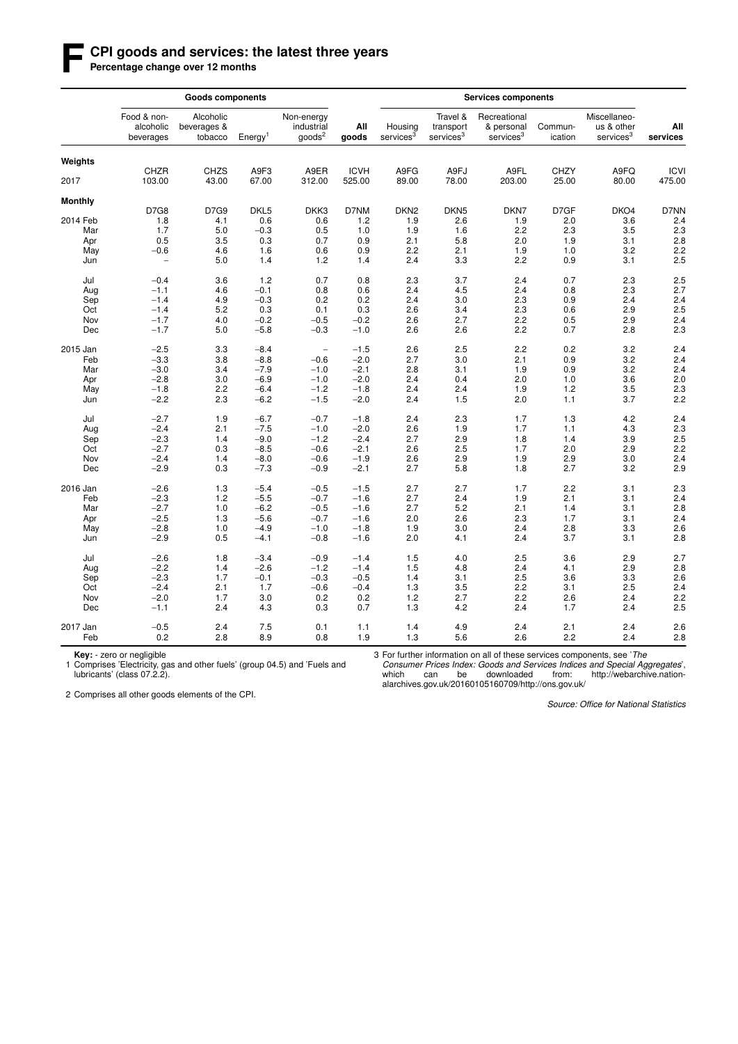# F CPI goods and services: the latest three years

**Percentage change over 12 months**

| | Goods components | | | | | Services components | | | | | |
|---|---|---|---|---|---|---|---|---|---|---|---|
| | Food & non-alcoholic beverages | Alcoholic beverages & tobacco | Energy[1] | Non-energy industrial goods[2] | **All goods** | Housing services[3] | Travel & transport services[3] | Recreational & personal services[3] | Communication | Miscellaneous & other services[3] | **All services** |
| **Weights** | CHZR | CHZS | A9F3 | A9ER | ICVH | A9FG | A9FJ | A9FL | CHZY | A9FQ | ICVI |
| 2017 | 103.00 | 43.00 | 67.00 | 312.00 | 525.00 | 89.00 | 78.00 | 203.00 | 25.00 | 80.00 | 475.00 |
| **Monthly** | D7G8 | D7G9 | DKL5 | DKK3 | D7NM | DKN2 | DKN5 | DKN7 | D7GF | DKO4 | D7NN |
| 2014 Feb | 1.8 | 4.1 | 0.6 | 0.6 | 1.2 | 1.9 | 2.6 | 1.9 | 2.0 | 3.6 | 2.4 |
| Mar | 1.7 | 5.0 | −0.3 | 0.5 | 1.0 | 1.9 | 1.6 | 2.2 | 2.3 | 3.5 | 2.3 |
| Apr | 0.5 | 3.5 | 0.3 | 0.7 | 0.9 | 2.1 | 5.8 | 2.0 | 1.9 | 3.1 | 2.8 |
| May | −0.6 | 4.6 | 1.6 | 0.6 | 0.9 | 2.2 | 2.1 | 1.9 | 1.0 | 3.2 | 2.2 |
| Jun | – | 5.0 | 1.4 | 1.2 | 1.4 | 2.4 | 3.3 | 2.2 | 0.9 | 3.1 | 2.5 |
| Jul | −0.4 | 3.6 | 1.2 | 0.7 | 0.8 | 2.3 | 3.7 | 2.4 | 0.7 | 2.3 | 2.5 |
| Aug | −1.1 | 4.6 | −0.1 | 0.8 | 0.6 | 2.4 | 4.5 | 2.4 | 0.8 | 2.3 | 2.7 |
| Sep | −1.4 | 4.9 | −0.3 | 0.2 | 0.2 | 2.4 | 3.0 | 2.3 | 0.9 | 2.4 | 2.4 |
| Oct | −1.4 | 5.2 | 0.3 | 0.1 | 0.3 | 2.6 | 3.4 | 2.3 | 0.6 | 2.9 | 2.5 |
| Nov | −1.7 | 4.0 | −0.2 | −0.5 | −0.2 | 2.6 | 2.7 | 2.2 | 0.5 | 2.9 | 2.4 |
| Dec | −1.7 | 5.0 | −5.8 | −0.3 | −1.0 | 2.6 | 2.6 | 2.2 | 0.7 | 2.8 | 2.3 |
| 2015 Jan | −2.5 | 3.3 | −8.4 | – | −1.5 | 2.6 | 2.5 | 2.2 | 0.2 | 3.2 | 2.4 |
| Feb | −3.3 | 3.8 | −8.8 | −0.6 | −2.0 | 2.7 | 3.0 | 2.1 | 0.9 | 3.2 | 2.4 |
| Mar | −3.0 | 3.4 | −7.9 | −1.0 | −2.1 | 2.8 | 3.1 | 1.9 | 0.9 | 3.2 | 2.4 |
| Apr | −2.8 | 3.0 | −6.9 | −1.0 | −2.0 | 2.4 | 0.4 | 2.0 | 1.0 | 3.6 | 2.0 |
| May | −1.8 | 2.2 | −6.4 | −1.2 | −1.8 | 2.4 | 2.4 | 1.9 | 1.2 | 3.5 | 2.3 |
| Jun | −2.2 | 2.3 | −6.2 | −1.5 | −2.0 | 2.4 | 1.5 | 2.0 | 1.1 | 3.7 | 2.2 |
| Jul | −2.7 | 1.9 | −6.7 | −0.7 | −1.8 | 2.4 | 2.3 | 1.7 | 1.3 | 4.2 | 2.4 |
| Aug | −2.4 | 2.1 | −7.5 | −1.0 | −2.0 | 2.6 | 1.9 | 1.7 | 1.1 | 4.3 | 2.3 |
| Sep | −2.3 | 1.4 | −9.0 | −1.2 | −2.4 | 2.7 | 2.9 | 1.8 | 1.4 | 3.9 | 2.5 |
| Oct | −2.7 | 0.3 | −8.5 | −0.6 | −2.1 | 2.6 | 2.5 | 1.7 | 2.0 | 2.9 | 2.2 |
| Nov | −2.4 | 1.4 | −8.0 | −0.6 | −1.9 | 2.6 | 2.9 | 1.9 | 2.9 | 3.0 | 2.4 |
| Dec | −2.9 | 0.3 | −7.3 | −0.9 | −2.1 | 2.7 | 5.8 | 1.8 | 2.7 | 3.2 | 2.9 |
| 2016 Jan | −2.6 | 1.3 | −5.4 | −0.5 | −1.5 | 2.7 | 2.7 | 1.7 | 2.2 | 3.1 | 2.3 |
| Feb | −2.3 | 1.2 | −5.5 | −0.7 | −1.6 | 2.7 | 2.4 | 1.9 | 2.1 | 3.1 | 2.4 |
| Mar | −2.7 | 1.0 | −6.2 | −0.5 | −1.6 | 2.7 | 5.2 | 2.1 | 1.4 | 3.1 | 2.8 |
| Apr | −2.5 | 1.3 | −5.6 | −0.7 | −1.6 | 2.0 | 2.6 | 2.3 | 1.7 | 3.1 | 2.4 |
| May | −2.8 | 1.0 | −4.9 | −1.0 | −1.8 | 1.9 | 3.0 | 2.4 | 2.8 | 3.3 | 2.6 |
| Jun | −2.9 | 0.5 | −4.1 | −0.8 | −1.6 | 2.0 | 4.1 | 2.4 | 3.7 | 3.1 | 2.8 |
| Jul | −2.6 | 1.8 | −3.4 | −0.9 | −1.4 | 1.5 | 4.0 | 2.5 | 3.6 | 2.9 | 2.7 |
| Aug | −2.2 | 1.4 | −2.6 | −1.2 | −1.4 | 1.5 | 4.8 | 2.4 | 4.1 | 2.9 | 2.8 |
| Sep | −2.3 | 1.7 | −0.1 | −0.3 | −0.5 | 1.4 | 3.1 | 2.5 | 3.6 | 3.3 | 2.6 |
| Oct | −2.4 | 2.1 | 1.7 | −0.6 | −0.4 | 1.3 | 3.5 | 2.2 | 3.1 | 2.5 | 2.4 |
| Nov | −2.0 | 1.7 | 3.0 | 0.2 | 0.2 | 1.2 | 2.7 | 2.2 | 2.6 | 2.4 | 2.2 |
| Dec | −1.1 | 2.4 | 4.3 | 0.3 | 0.7 | 1.3 | 4.2 | 2.4 | 1.7 | 2.4 | 2.5 |
| 2017 Jan | −0.5 | 2.4 | 7.5 | 0.1 | 1.1 | 1.4 | 4.9 | 2.4 | 2.1 | 2.4 | 2.6 |
| Feb | 0.2 | 2.8 | 8.9 | 0.8 | 1.9 | 1.3 | 5.6 | 2.6 | 2.2 | 2.4 | 2.8 |

**Key:** - zero or negligible

1 Comprises 'Electricity, gas and other fuels' (group 04.5) and 'Fuels and lubricants' (class 07.2.2).

2 Comprises all other goods elements of the CPI.

3 For further information on all of these services components, see '*The Consumer Prices Index: Goods and Services Indices and Special Aggregates*', which can be downloaded from: http://webarchive.nationalarchives.gov.uk/20160105160709/http://ons.gov.uk/

*Source: Office for National Statistics*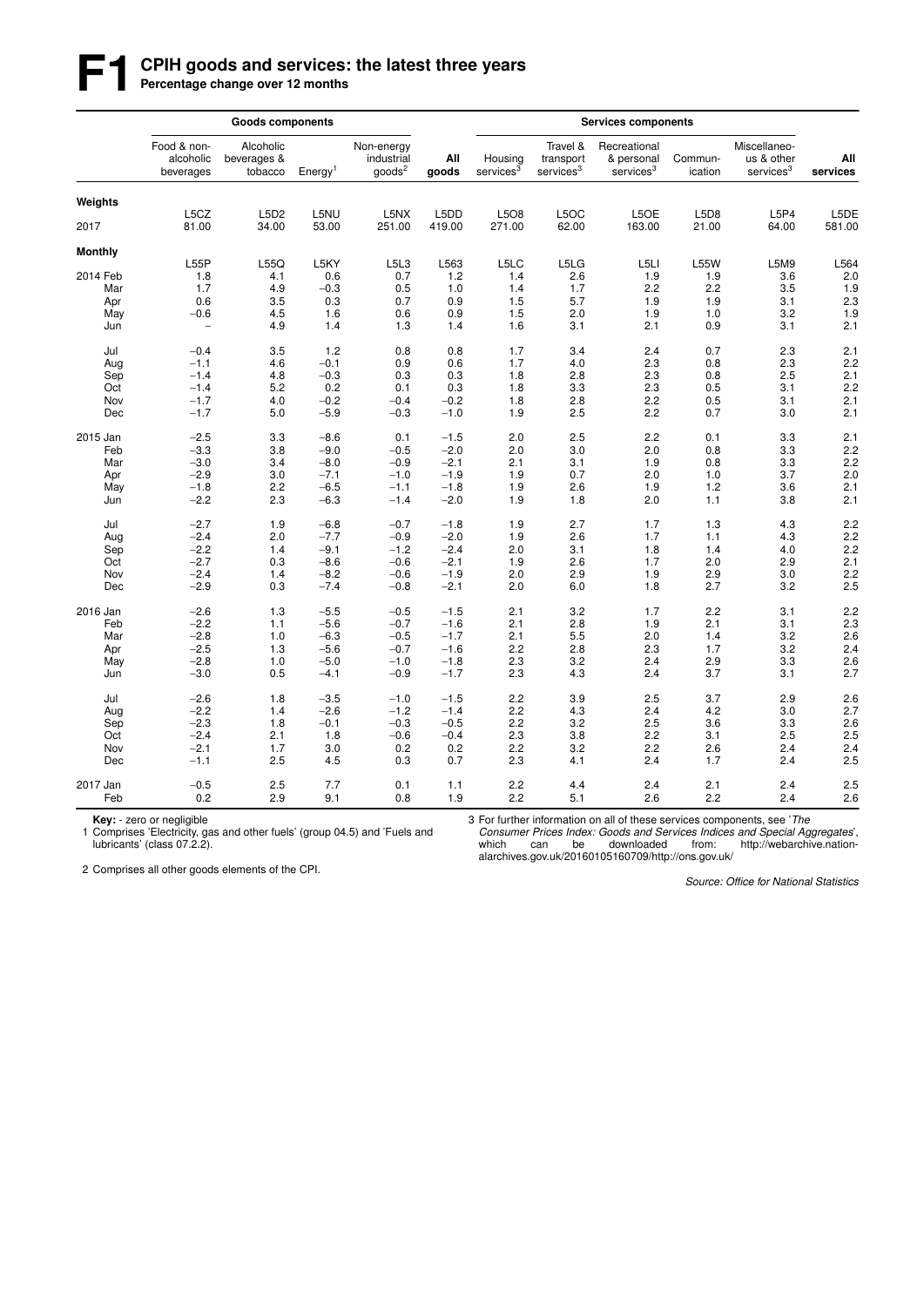# F1 CPIH goods and services: the latest three years

**Percentage change over 12 months**

| | Goods components | | | | | Services components | | | | | |
|---|---|---|---|---|---|---|---|---|---|---|---|
| | Food & non-alcoholic beverages | Alcoholic beverages & tobacco | Energy[1] | Non-energy industrial goods[2] | **All goods** | Housing services[3] | Travel & transport services[3] | Recreational & personal services[3] | Communication | Miscellaneous & other services[3] | **All services** |
| **Weights** | L5CZ | L5D2 | L5NU | L5NX | L5DD | L5O8 | L5OC | L5OE | L5D8 | L5P4 | L5DE |
| 2017 | 81.00 | 34.00 | 53.00 | 251.00 | 419.00 | 271.00 | 62.00 | 163.00 | 21.00 | 64.00 | 581.00 |
| **Monthly** | L55P | L55Q | L5KY | L5L3 | L563 | L5LC | L5LG | L5LI | L55W | L5M9 | L564 |
| 2014 Feb | 1.8 | 4.1 | 0.6 | 0.7 | 1.2 | 1.4 | 2.6 | 1.9 | 1.9 | 3.6 | 2.0 |
| Mar | 1.7 | 4.9 | −0.3 | 0.5 | 1.0 | 1.4 | 1.7 | 2.2 | 2.2 | 3.5 | 1.9 |
| Apr | 0.6 | 3.5 | 0.3 | 0.7 | 0.9 | 1.5 | 5.7 | 1.9 | 1.9 | 3.1 | 2.3 |
| May | −0.6 | 4.5 | 1.6 | 0.6 | 0.9 | 1.5 | 2.0 | 1.9 | 1.0 | 3.2 | 1.9 |
| Jun | – | 4.9 | 1.4 | 1.3 | 1.4 | 1.6 | 3.1 | 2.1 | 0.9 | 3.1 | 2.1 |
| Jul | −0.4 | 3.5 | 1.2 | 0.8 | 0.8 | 1.7 | 3.4 | 2.4 | 0.7 | 2.3 | 2.1 |
| Aug | −1.1 | 4.6 | −0.1 | 0.9 | 0.6 | 1.7 | 4.0 | 2.3 | 0.8 | 2.3 | 2.2 |
| Sep | −1.4 | 4.8 | −0.3 | 0.3 | 0.3 | 1.8 | 2.8 | 2.3 | 0.8 | 2.5 | 2.1 |
| Oct | −1.4 | 5.2 | 0.2 | 0.1 | 0.3 | 1.8 | 3.3 | 2.3 | 0.5 | 3.1 | 2.2 |
| Nov | −1.7 | 4.0 | −0.2 | −0.4 | −0.2 | 1.8 | 2.8 | 2.2 | 0.5 | 3.1 | 2.1 |
| Dec | −1.7 | 5.0 | −5.9 | −0.3 | −1.0 | 1.9 | 2.5 | 2.2 | 0.7 | 3.0 | 2.1 |
| 2015 Jan | −2.5 | 3.3 | −8.6 | 0.1 | −1.5 | 2.0 | 2.5 | 2.2 | 0.1 | 3.3 | 2.1 |
| Feb | −3.3 | 3.8 | −9.0 | −0.5 | −2.0 | 2.0 | 3.0 | 2.0 | 0.8 | 3.3 | 2.2 |
| Mar | −3.0 | 3.4 | −8.0 | −0.9 | −2.1 | 2.1 | 3.1 | 1.9 | 0.8 | 3.3 | 2.2 |
| Apr | −2.9 | 3.0 | −7.1 | −1.0 | −1.9 | 1.9 | 0.7 | 2.0 | 1.0 | 3.7 | 2.0 |
| May | −1.8 | 2.2 | −6.5 | −1.1 | −1.8 | 1.9 | 2.6 | 1.9 | 1.2 | 3.6 | 2.1 |
| Jun | −2.2 | 2.3 | −6.3 | −1.4 | −2.0 | 1.9 | 1.8 | 2.0 | 1.1 | 3.8 | 2.1 |
| Jul | −2.7 | 1.9 | −6.8 | −0.7 | −1.8 | 1.9 | 2.7 | 1.7 | 1.3 | 4.3 | 2.2 |
| Aug | −2.4 | 2.0 | −7.7 | −0.9 | −2.0 | 1.9 | 2.6 | 1.7 | 1.1 | 4.3 | 2.2 |
| Sep | −2.2 | 1.4 | −9.1 | −1.2 | −2.4 | 2.0 | 3.1 | 1.8 | 1.4 | 4.0 | 2.2 |
| Oct | −2.7 | 0.3 | −8.6 | −0.6 | −2.1 | 1.9 | 2.6 | 1.7 | 2.0 | 2.9 | 2.1 |
| Nov | −2.4 | 1.4 | −8.2 | −0.6 | −1.9 | 2.0 | 2.9 | 1.9 | 2.9 | 3.0 | 2.2 |
| Dec | −2.9 | 0.3 | −7.4 | −0.8 | −2.1 | 2.0 | 6.0 | 1.8 | 2.7 | 3.2 | 2.5 |
| 2016 Jan | −2.6 | 1.3 | −5.5 | −0.5 | −1.5 | 2.1 | 3.2 | 1.7 | 2.2 | 3.1 | 2.2 |
| Feb | −2.2 | 1.1 | −5.6 | −0.7 | −1.6 | 2.1 | 2.8 | 1.9 | 2.1 | 3.1 | 2.3 |
| Mar | −2.8 | 1.0 | −6.3 | −0.5 | −1.7 | 2.1 | 5.5 | 2.0 | 1.4 | 3.2 | 2.6 |
| Apr | −2.5 | 1.3 | −5.6 | −0.7 | −1.6 | 2.2 | 2.8 | 2.3 | 1.7 | 3.2 | 2.4 |
| May | −2.8 | 1.0 | −5.0 | −1.0 | −1.8 | 2.3 | 3.2 | 2.4 | 2.9 | 3.3 | 2.6 |
| Jun | −3.0 | 0.5 | −4.1 | −0.9 | −1.7 | 2.3 | 4.3 | 2.4 | 3.7 | 3.1 | 2.7 |
| Jul | −2.6 | 1.8 | −3.5 | −1.0 | −1.5 | 2.2 | 3.9 | 2.5 | 3.7 | 2.9 | 2.6 |
| Aug | −2.2 | 1.4 | −2.6 | −1.2 | −1.4 | 2.2 | 4.3 | 2.4 | 4.2 | 3.0 | 2.7 |
| Sep | −2.3 | 1.8 | −0.1 | −0.3 | −0.5 | 2.2 | 3.2 | 2.5 | 3.6 | 3.3 | 2.6 |
| Oct | −2.4 | 2.1 | 1.8 | −0.6 | −0.4 | 2.3 | 3.8 | 2.2 | 3.1 | 2.5 | 2.5 |
| Nov | −2.1 | 1.7 | 3.0 | 0.2 | 0.2 | 2.2 | 3.2 | 2.2 | 2.6 | 2.4 | 2.4 |
| Dec | −1.1 | 2.5 | 4.5 | 0.3 | 0.7 | 2.3 | 4.1 | 2.4 | 1.7 | 2.4 | 2.5 |
| 2017 Jan | −0.5 | 2.5 | 7.7 | 0.1 | 1.1 | 2.2 | 4.4 | 2.4 | 2.1 | 2.4 | 2.5 |
| Feb | 0.2 | 2.9 | 9.1 | 0.8 | 1.9 | 2.2 | 5.1 | 2.6 | 2.2 | 2.4 | 2.6 |

**Key:** - zero or negligible

1 Comprises 'Electricity, gas and other fuels' (group 04.5) and 'Fuels and lubricants' (class 07.2.2).

2 Comprises all other goods elements of the CPI.

3 For further information on all of these services components, see '*The Consumer Prices Index: Goods and Services Indices and Special Aggregates*', which can be downloaded from: http://webarchive.nationalarchives.gov.uk/20160105160709/http://ons.gov.uk/

*Source: Office for National Statistics*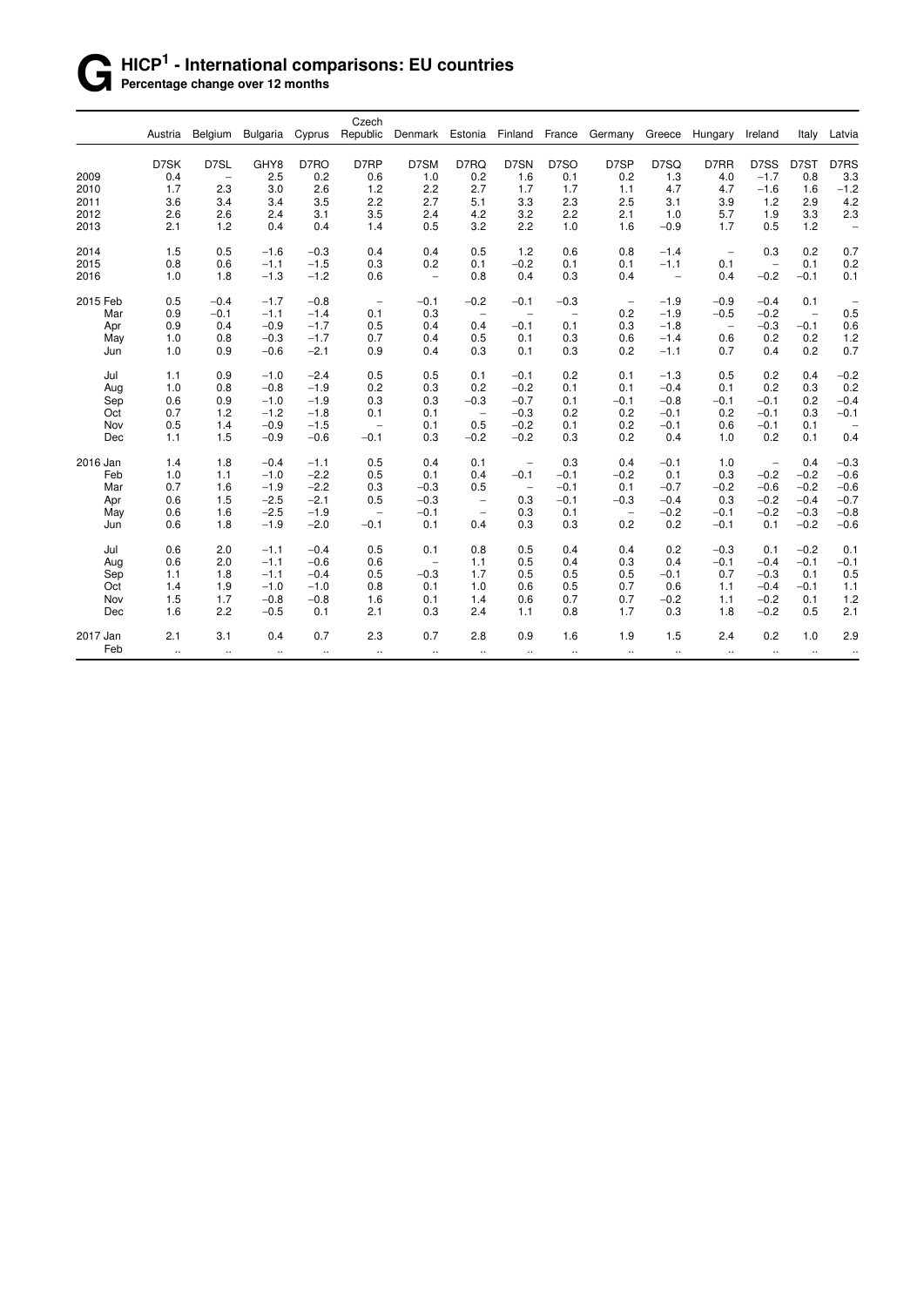# G HICP[1] - International comparisons: EU countries

**Percentage change over 12 months**

| | Austria | Belgium | Bulgaria | Cyprus | Czech Republic | Denmark | Estonia | Finland | France | Germany | Greece | Hungary | Ireland | Italy | Latvia |
|---|---|---|---|---|---|---|---|---|---|---|---|---|---|---|---|
| | D7SK | D7SL | GHY8 | D7RO | D7RP | D7SM | D7RQ | D7SN | D7SO | D7SP | D7SQ | D7RR | D7SS | D7ST | D7RS |
| 2009 | 0.4 | – | 2.5 | 0.2 | 0.6 | 1.0 | 0.2 | 1.6 | 0.1 | 0.2 | 1.3 | 4.0 | −1.7 | 0.8 | 3.3 |
| 2010 | 1.7 | 2.3 | 3.0 | 2.6 | 1.2 | 2.2 | 2.7 | 1.7 | 1.7 | 1.1 | 4.7 | 4.7 | −1.6 | 1.6 | −1.2 |
| 2011 | 3.6 | 3.4 | 3.4 | 3.5 | 2.2 | 2.7 | 5.1 | 3.3 | 2.3 | 2.5 | 3.1 | 3.9 | 1.2 | 2.9 | 4.2 |
| 2012 | 2.6 | 2.6 | 2.4 | 3.1 | 3.5 | 2.4 | 4.2 | 3.2 | 2.2 | 2.1 | 1.0 | 5.7 | 1.9 | 3.3 | 2.3 |
| 2013 | 2.1 | 1.2 | 0.4 | 0.4 | 1.4 | 0.5 | 3.2 | 2.2 | 1.0 | 1.6 | −0.9 | 1.7 | 0.5 | 1.2 | – |
| 2014 | 1.5 | 0.5 | −1.6 | −0.3 | 0.4 | 0.4 | 0.5 | 1.2 | 0.6 | 0.8 | −1.4 | – | 0.3 | 0.2 | 0.7 |
| 2015 | 0.8 | 0.6 | −1.1 | −1.5 | 0.3 | 0.2 | 0.1 | −0.2 | 0.1 | 0.1 | −1.1 | 0.1 | – | 0.1 | 0.2 |
| 2016 | 1.0 | 1.8 | −1.3 | −1.2 | 0.6 | – | 0.8 | 0.4 | 0.3 | 0.4 | – | 0.4 | −0.2 | −0.1 | 0.1 |
| 2015 Feb | 0.5 | −0.4 | −1.7 | −0.8 | – | −0.1 | −0.2 | −0.1 | −0.3 | – | −1.9 | −0.9 | −0.4 | 0.1 | – |
| Mar | 0.9 | −0.1 | −1.1 | −1.4 | 0.1 | 0.3 | – | – | – | 0.2 | −1.9 | −0.5 | −0.2 | – | 0.5 |
| Apr | 0.9 | 0.4 | −0.9 | −1.7 | 0.5 | 0.4 | 0.4 | −0.1 | 0.1 | 0.3 | −1.8 | – | −0.3 | −0.1 | 0.6 |
| May | 1.0 | 0.8 | −0.3 | −1.7 | 0.7 | 0.4 | 0.5 | 0.1 | 0.3 | 0.6 | −1.4 | 0.6 | 0.2 | 0.2 | 1.2 |
| Jun | 1.0 | 0.9 | −0.6 | −2.1 | 0.9 | 0.4 | 0.3 | 0.1 | 0.3 | 0.2 | −1.1 | 0.7 | 0.4 | 0.2 | 0.7 |
| Jul | 1.1 | 0.9 | −1.0 | −2.4 | 0.5 | 0.5 | 0.1 | −0.1 | 0.2 | 0.1 | −1.3 | 0.5 | 0.2 | 0.4 | −0.2 |
| Aug | 1.0 | 0.8 | −0.8 | −1.9 | 0.2 | 0.3 | 0.2 | −0.2 | 0.1 | 0.1 | −0.4 | 0.1 | 0.2 | 0.3 | 0.2 |
| Sep | 0.6 | 0.9 | −1.0 | −1.9 | 0.3 | 0.3 | −0.3 | −0.7 | 0.1 | −0.1 | −0.8 | −0.1 | −0.1 | 0.2 | −0.4 |
| Oct | 0.7 | 1.2 | −1.2 | −1.8 | 0.1 | 0.1 | – | −0.3 | 0.2 | 0.2 | −0.1 | 0.2 | −0.1 | 0.3 | −0.1 |
| Nov | 0.5 | 1.4 | −0.9 | −1.5 | – | 0.1 | 0.5 | −0.2 | 0.1 | 0.2 | −0.1 | 0.6 | −0.1 | 0.1 | – |
| Dec | 1.1 | 1.5 | −0.9 | −0.6 | −0.1 | 0.3 | −0.2 | −0.2 | 0.3 | 0.2 | 0.4 | 1.0 | 0.2 | 0.1 | 0.4 |
| 2016 Jan | 1.4 | 1.8 | −0.4 | −1.1 | 0.5 | 0.4 | 0.1 | – | 0.3 | 0.4 | −0.1 | 1.0 | – | 0.4 | −0.3 |
| Feb | 1.0 | 1.1 | −1.0 | −2.2 | 0.5 | 0.1 | 0.4 | −0.1 | −0.1 | −0.2 | 0.1 | 0.3 | −0.2 | −0.2 | −0.6 |
| Mar | 0.7 | 1.6 | −1.9 | −2.2 | 0.3 | −0.3 | 0.5 | – | −0.1 | 0.1 | −0.7 | −0.2 | −0.6 | −0.2 | −0.6 |
| Apr | 0.6 | 1.5 | −2.5 | −2.1 | 0.5 | −0.3 | – | 0.3 | −0.1 | −0.3 | −0.4 | 0.3 | −0.2 | −0.4 | −0.7 |
| May | 0.6 | 1.6 | −2.5 | −1.9 | – | −0.1 | – | 0.3 | 0.1 | – | −0.2 | −0.1 | −0.2 | −0.3 | −0.8 |
| Jun | 0.6 | 1.8 | −1.9 | −2.0 | −0.1 | 0.1 | 0.4 | 0.3 | 0.3 | 0.2 | 0.2 | −0.1 | 0.1 | −0.2 | −0.6 |
| Jul | 0.6 | 2.0 | −1.1 | −0.4 | 0.5 | 0.1 | 0.8 | 0.5 | 0.4 | 0.4 | 0.2 | −0.3 | 0.1 | −0.2 | 0.1 |
| Aug | 0.6 | 2.0 | −1.1 | −0.6 | 0.6 | – | 1.1 | 0.5 | 0.4 | 0.3 | 0.4 | −0.1 | −0.4 | −0.1 | −0.1 |
| Sep | 1.1 | 1.8 | −1.1 | −0.4 | 0.5 | −0.3 | 1.7 | 0.5 | 0.5 | 0.5 | −0.1 | 0.7 | −0.3 | 0.1 | 0.5 |
| Oct | 1.4 | 1.9 | −1.0 | −1.0 | 0.8 | 0.1 | 1.0 | 0.6 | 0.5 | 0.7 | 0.6 | 1.1 | −0.4 | −0.1 | 1.1 |
| Nov | 1.5 | 1.7 | −0.8 | −0.8 | 1.6 | 0.1 | 1.4 | 0.6 | 0.7 | 0.7 | −0.2 | 1.1 | −0.2 | 0.1 | 1.2 |
| Dec | 1.6 | 2.2 | −0.5 | 0.1 | 2.1 | 0.3 | 2.4 | 1.1 | 0.8 | 1.7 | 0.3 | 1.8 | −0.2 | 0.5 | 2.1 |
| 2017 Jan | 2.1 | 3.1 | 0.4 | 0.7 | 2.3 | 0.7 | 2.8 | 0.9 | 1.6 | 1.9 | 1.5 | 2.4 | 0.2 | 1.0 | 2.9 |
| Feb | .. | .. | .. | .. | .. | .. | .. | .. | .. | .. | .. | .. | .. | .. | .. |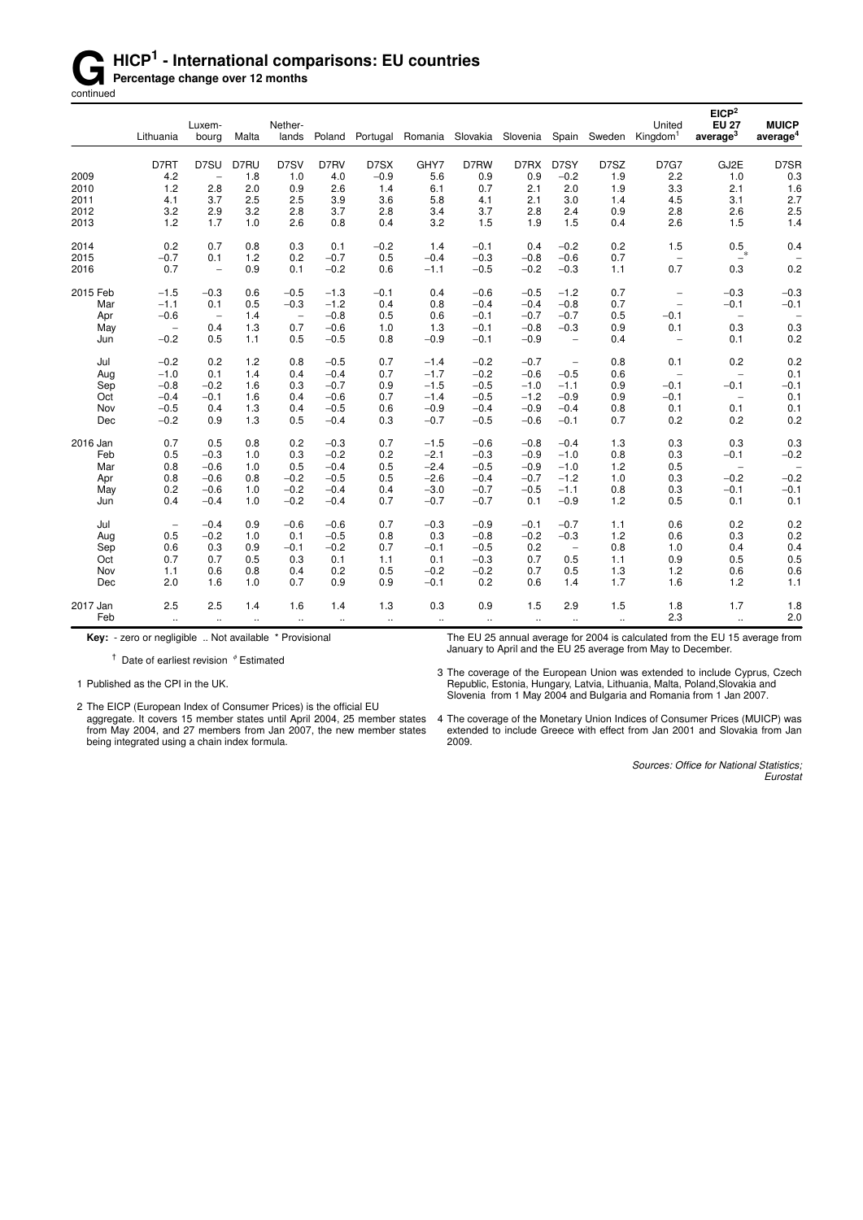# G HICP[1] - International comparisons: EU countries

**Percentage change over 12 months**

continued

| | Lithuania | Luxem-bourg | Malta | Nether-lands | Poland | Portugal | Romania | Slovakia | Slovenia | Spain | Sweden | United Kingdom[1] | **EICP[2] EU 27 average[3]** | **MUICP average[4]** |
|---|---|---|---|---|---|---|---|---|---|---|---|---|---|---|
| | D7RT | D7SU | D7RU | D7SV | D7RV | D7SX | GHY7 | D7RW | D7RX | D7SY | D7SZ | D7G7 | GJ2E | D7SR |
| 2009 | 4.2 | – | 1.8 | 1.0 | 4.0 | −0.9 | 5.6 | 0.9 | 0.9 | −0.2 | 1.9 | 2.2 | 1.0 | 0.3 |
| 2010 | 1.2 | 2.8 | 2.0 | 0.9 | 2.6 | 1.4 | 6.1 | 0.7 | 2.1 | 2.0 | 1.9 | 3.3 | 2.1 | 1.6 |
| 2011 | 4.1 | 3.7 | 2.5 | 2.5 | 3.9 | 3.6 | 5.8 | 4.1 | 2.1 | 3.0 | 1.4 | 4.5 | 3.1 | 2.7 |
| 2012 | 3.2 | 2.9 | 3.2 | 2.8 | 3.7 | 2.8 | 3.4 | 3.7 | 2.8 | 2.4 | 0.9 | 2.8 | 2.6 | 2.5 |
| 2013 | 1.2 | 1.7 | 1.0 | 2.6 | 0.8 | 0.4 | 3.2 | 1.5 | 1.9 | 1.5 | 0.4 | 2.6 | 1.5 | 1.4 |
| 2014 | 0.2 | 0.7 | 0.8 | 0.3 | 0.1 | −0.2 | 1.4 | −0.1 | 0.4 | −0.2 | 0.2 | 1.5 | 0.5 | 0.4 |
| 2015 | −0.7 | 0.1 | 1.2 | 0.2 | −0.7 | 0.5 | −0.4 | −0.3 | −0.8 | −0.6 | 0.7 | – | –* | – |
| 2016 | 0.7 | – | 0.9 | 0.1 | −0.2 | 0.6 | −1.1 | −0.5 | −0.2 | −0.3 | 1.1 | 0.7 | 0.3 | 0.2 |
| 2015 Feb | −1.5 | −0.3 | 0.6 | −0.5 | −1.3 | −0.1 | 0.4 | −0.6 | −0.5 | −1.2 | 0.7 | – | −0.3 | −0.3 |
| Mar | −1.1 | 0.1 | 0.5 | −0.3 | −1.2 | 0.4 | 0.8 | −0.4 | −0.4 | −0.8 | 0.7 | – | −0.1 | −0.1 |
| Apr | −0.6 | – | 1.4 | – | −0.8 | 0.5 | 0.6 | −0.1 | −0.7 | −0.7 | 0.5 | −0.1 | – | – |
| May | – | 0.4 | 1.3 | 0.7 | −0.6 | 1.0 | 1.3 | −0.1 | −0.8 | −0.3 | 0.9 | 0.1 | 0.3 | 0.3 |
| Jun | −0.2 | 0.5 | 1.1 | 0.5 | −0.5 | 0.8 | −0.9 | −0.1 | −0.9 | – | 0.4 | – | 0.1 | 0.2 |
| Jul | −0.2 | 0.2 | 1.2 | 0.8 | −0.5 | 0.7 | −1.4 | −0.2 | −0.7 | – | 0.8 | 0.1 | 0.2 | 0.2 |
| Aug | −1.0 | 0.1 | 1.4 | 0.4 | −0.4 | 0.7 | −1.7 | −0.2 | −0.6 | −0.5 | 0.6 | – | – | 0.1 |
| Sep | −0.8 | −0.2 | 1.6 | 0.3 | −0.7 | 0.9 | −1.5 | −0.5 | −1.0 | −1.1 | 0.9 | −0.1 | −0.1 | −0.1 |
| Oct | −0.4 | −0.1 | 1.6 | 0.4 | −0.6 | 0.7 | −1.4 | −0.5 | −1.2 | −0.9 | 0.9 | −0.1 | – | 0.1 |
| Nov | −0.5 | 0.4 | 1.3 | 0.4 | −0.5 | 0.6 | −0.9 | −0.4 | −0.9 | −0.4 | 0.8 | 0.1 | 0.1 | 0.1 |
| Dec | −0.2 | 0.9 | 1.3 | 0.5 | −0.4 | 0.3 | −0.7 | −0.5 | −0.6 | −0.1 | 0.7 | 0.2 | 0.2 | 0.2 |
| 2016 Jan | 0.7 | 0.5 | 0.8 | 0.2 | −0.3 | 0.7 | −1.5 | −0.6 | −0.8 | −0.4 | 1.3 | 0.3 | 0.3 | 0.3 |
| Feb | 0.5 | −0.3 | 1.0 | 0.3 | −0.2 | 0.2 | −2.1 | −0.3 | −0.9 | −1.0 | 0.8 | 0.3 | −0.1 | −0.2 |
| Mar | 0.8 | −0.6 | 1.0 | 0.5 | −0.4 | 0.5 | −2.4 | −0.5 | −0.9 | −1.0 | 1.2 | 0.5 | – | – |
| Apr | 0.8 | −0.6 | 0.8 | −0.2 | −0.5 | 0.5 | −2.6 | −0.4 | −0.7 | −1.2 | 1.0 | 0.3 | −0.2 | −0.2 |
| May | 0.2 | −0.6 | 1.0 | −0.2 | −0.4 | 0.4 | −3.0 | −0.7 | −0.5 | −1.1 | 0.8 | 0.3 | −0.1 | −0.1 |
| Jun | 0.4 | −0.4 | 1.0 | −0.2 | −0.4 | 0.7 | −0.7 | −0.7 | 0.1 | −0.9 | 1.2 | 0.5 | 0.1 | 0.1 |
| Jul | – | −0.4 | 0.9 | −0.6 | −0.6 | 0.7 | −0.3 | −0.9 | −0.1 | −0.7 | 1.1 | 0.6 | 0.2 | 0.2 |
| Aug | 0.5 | −0.2 | 1.0 | 0.1 | −0.5 | 0.8 | 0.3 | −0.8 | −0.2 | −0.3 | 1.2 | 0.6 | 0.3 | 0.2 |
| Sep | 0.6 | 0.3 | 0.9 | −0.1 | −0.2 | 0.7 | −0.1 | −0.5 | 0.2 | – | 0.8 | 1.0 | 0.4 | 0.4 |
| Oct | 0.7 | 0.7 | 0.5 | 0.3 | 0.1 | 1.1 | 0.1 | −0.3 | 0.7 | 0.5 | 1.1 | 0.9 | 0.5 | 0.5 |
| Nov | 1.1 | 0.6 | 0.8 | 0.4 | 0.2 | 0.5 | −0.2 | −0.2 | 0.7 | 0.5 | 1.3 | 1.2 | 0.6 | 0.6 |
| Dec | 2.0 | 1.6 | 1.0 | 0.7 | 0.9 | 0.9 | −0.1 | 0.2 | 0.6 | 1.4 | 1.7 | 1.6 | 1.2 | 1.1 |
| 2017 Jan | 2.5 | 2.5 | 1.4 | 1.6 | 1.4 | 1.3 | 0.3 | 0.9 | 1.5 | 2.9 | 1.5 | 1.8 | 1.7 | 1.8 |
| Feb | .. | .. | .. | .. | .. | .. | .. | .. | .. | .. | .. | 2.3 | .. | 2.0 |

**Key:** - zero or negligible .. Not available * Provisional

† Date of earliest revision ◊ Estimated

1 Published as the CPI in the UK.

2 The EICP (European Index of Consumer Prices) is the official EU aggregate. It covers 15 member states until April 2004, 25 member states from May 2004, and 27 members from Jan 2007, the new member states being integrated using a chain index formula.

The EU 25 annual average for 2004 is calculated from the EU 15 average from January to April and the EU 25 average from May to December.

3 The coverage of the European Union was extended to include Cyprus, Czech Republic, Estonia, Hungary, Latvia, Lithuania, Malta, Poland,Slovakia and Slovenia from 1 May 2004 and Bulgaria and Romania from 1 Jan 2007.

4 The coverage of the Monetary Union Indices of Consumer Prices (MUICP) was extended to include Greece with effect from Jan 2001 and Slovakia from Jan 2009.

*Sources: Office for National Statistics; Eurostat*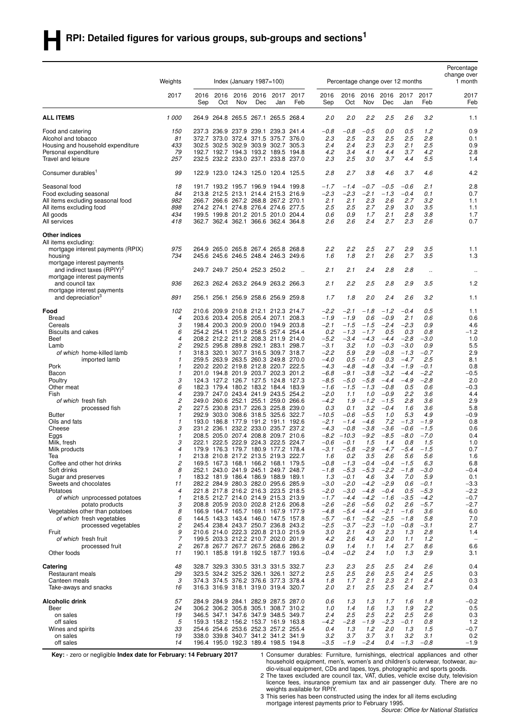# H RPI: Detailed figures for various groups, sub-groups and sections[1]

| | Weights | Index (January 1987=100) | | | | | | Percentage change over 12 months | | | | | | Percentage change over 1 month |
|---|---|---|---|---|---|---|---|---|---|---|---|---|---|---|
| | 2017 | 2016 Sep | 2016 Oct | 2016 Nov | 2016 Dec | 2017 Jan | 2017 Feb | 2016 Sep | 2016 Oct | 2016 Nov | 2016 Dec | 2017 Jan | 2017 Feb | 2017 Feb |
| **ALL ITEMS** | *1 000* | 264.9 | 264.8 | 265.5 | 267.1 | 265.5 | 268.4 | *2.0* | *2.0* | *2.2* | *2.5* | *2.6* | *3.2* | 1.1 |
| Food and catering | *150* | 237.3 | 236.9 | 237.9 | 239.1 | 239.3 | 241.4 | *−0.8* | *−0.8* | *−0.5* | *0.0* | *0.5* | *1.2* | 0.9 |
| Alcohol and tobacco | *81* | 372.7 | 373.0 | 372.4 | 371.5 | 375.7 | 376.0 | *2.3* | *2.5* | *2.3* | *2.5* | *2.5* | *2.8* | 0.1 |
| Housing and household expenditure | *433* | 302.5 | 302.5 | 302.9 | 303.9 | 302.7 | 305.3 | *2.4* | *2.4* | *2.3* | *2.3* | *2.1* | *2.5* | 0.9 |
| Personal expenditure | *79* | 192.7 | 192.7 | 194.3 | 193.2 | 189.5 | 194.8 | *4.2* | *3.4* | *4.1* | *4.4* | *3.7* | *4.2* | 2.8 |
| Travel and leisure | *257* | 232.5 | 232.2 | 233.0 | 237.1 | 233.8 | 237.0 | *2.3* | *2.5* | *3.0* | *3.7* | *4.4* | *5.5* | 1.4 |
| Consumer durables[1] | *99* | 122.9 | 123.0 | 124.3 | 125.0 | 120.4 | 125.5 | *2.8* | *2.7* | *3.8* | *4.6* | *3.7* | *4.6* | 4.2 |
| Seasonal food | *18* | 191.7 | 193.2 | 195.7 | 196.9 | 194.4 | 199.8 | *−1.7* | *−1.4* | *−0.7* | *−0.5* | *−0.6* | *2.1* | 2.8 |
| Food excluding seasonal | *84* | 213.8 | 212.5 | 213.1 | 214.4 | 215.3 | 216.9 | *−2.3* | *−2.3* | *−2.1* | *−1.3* | *−0.4* | *0.1* | 0.7 |
| All items excluding seasonal food | *982* | 266.7 | 266.6 | 267.2 | 268.8 | 267.2 | 270.1 | *2.1* | *2.1* | *2.3* | *2.6* | *2.7* | *3.2* | 1.1 |
| All items excluding food | *898* | 274.2 | 274.1 | 274.8 | 276.4 | 274.6 | 277.5 | *2.5* | *2.5* | *2.7* | *2.9* | *3.0* | *3.5* | 1.1 |
| All goods | *434* | 199.5 | 199.8 | 201.2 | 201.5 | 201.0 | 204.4 | *0.6* | *0.9* | *1.7* | *2.1* | *2.8* | *3.8* | 1.7 |
| All services | *418* | 362.7 | 362.4 | 362.1 | 366.6 | 362.4 | 364.8 | *2.6* | *2.6* | *2.4* | *2.7* | *2.3* | *2.6* | 0.7 |
| **Other indices** | | | | | | | | | | | | | | |
| All items excluding: | | | | | | | | | | | | | | |
| mortgage interest payments (RPIX) | *975* | 264.9 | 265.0 | 265.8 | 267.4 | 265.8 | 268.8 | *2.2* | *2.2* | *2.5* | *2.7* | *2.9* | *3.5* | 1.1 |
| housing | *734* | 245.6 | 245.6 | 246.5 | 248.4 | 246.3 | 249.6 | *1.6* | *1.8* | *2.1* | *2.6* | *2.7* | *3.5* | 1.3 |
| mortgage interest payments and indirect taxes (RPIY)[2] | | 249.7 | 249.7 | 250.4 | 252.3 | 250.2 | .. | *2.1* | *2.1* | *2.4* | *2.8* | *2.8* | *..* | .. |
| mortgage interest payments and council tax | *936* | 262.3 | 262.4 | 263.2 | 264.9 | 263.2 | 266.3 | *2.1* | *2.2* | *2.5* | *2.8* | *2.9* | *3.5* | 1.2 |
| mortgage interest payments and depreciation[3] | *891* | 256.1 | 256.1 | 256.9 | 258.6 | 256.9 | 259.8 | *1.7* | *1.8* | *2.0* | *2.4* | *2.6* | *3.2* | 1.1 |
| **Food** | *102* | 210.6 | 209.9 | 210.8 | 212.1 | 212.3 | 214.7 | *−2.2* | *−2.1* | *−1.8* | *−1.2* | *−0.4* | *0.5* | 1.1 |
| Bread | *4* | 203.6 | 203.4 | 205.8 | 205.4 | 207.1 | 208.3 | *−1.9* | *−1.9* | *0.6* | *−0.9* | *2.1* | *0.6* | 0.6 |
| Cereals | *3* | 198.4 | 200.3 | 200.9 | 200.0 | 194.9 | 203.8 | *−2.1* | *−1.5* | *−1.5* | *−2.4* | *−2.3* | *0.9* | 4.6 |
| Biscuits and cakes | *6* | 254.2 | 254.1 | 251.9 | 258.5 | 257.4 | 254.4 | *0.2* | *−1.3* | *−1.7* | *0.5* | *0.3* | *0.8* | −1.2 |
| Beef | *4* | 208.2 | 212.2 | 211.2 | 208.3 | 211.9 | 214.0 | *−5.2* | *−3.4* | *−4.3* | *−4.4* | *−2.8* | *−3.0* | 1.0 |
| Lamb | *2* | 292.5 | 295.8 | 289.8 | 292.1 | 283.1 | 298.7 | *−3.1* | *3.2* | *1.0* | *−0.3* | *−3.0* | *0.9* | 5.5 |
| *of which* home-killed lamb | *1* | 318.3 | 320.1 | 307.7 | 316.5 | 309.7 | 318.7 | *−2.2* | *5.9* | *2.9* | *−0.8* | *−1.3* | *−0.7* | 2.9 |
| imported lamb | *1* | 259.5 | 263.9 | 263.5 | 260.3 | 249.8 | 270.0 | *−4.0* | *0.5* | *−1.0* | *0.3* | *−4.7* | *2.5* | 8.1 |
| Pork | *1* | 220.2 | 220.2 | 219.8 | 212.8 | 220.7 | 222.5 | *−4.3* | *−4.8* | *−4.8* | *−3.4* | *−1.9* | *−0.1* | 0.8 |
| Bacon | *1* | 201.0 | 194.8 | 201.9 | 203.7 | 202.3 | 201.2 | *−6.8* | *−9.1* | *−3.8* | *−3.2* | *−4.4* | *−2.2* | −0.5 |
| Poultry | *3* | 124.3 | 127.2 | 126.7 | 127.5 | 124.8 | 127.3 | *−8.5* | *−5.0* | *−5.8* | *−4.4* | *−4.9* | *−2.8* | 2.0 |
| Other meat | *6* | 182.3 | 179.4 | 180.2 | 183.2 | 184.4 | 183.9 | *−1.6* | *−1.5* | *−1.3* | *−0.8* | *0.5* | *0.6* | −0.3 |
| Fish | *4* | 239.7 | 247.0 | 243.4 | 241.9 | 243.5 | 254.2 | *−2.0* | *1.1* | *1.0* | *−0.9* | *2.2* | *3.6* | 4.4 |
| *of which* fresh fish | *2* | 249.0 | 260.6 | 252.1 | 255.1 | 259.0 | 266.6 | *−4.2* | *1.9* | *−1.2* | *−1.5* | *2.8* | *3.6* | 2.9 |
| processed fish | *2* | 227.5 | 230.8 | 231.7 | 226.3 | 225.8 | 239.0 | *0.3* | *0.1* | *3.2* | *−0.4* | *1.6* | *3.6* | 5.8 |
| Butter | *1* | 292.9 | 303.0 | 308.6 | 318.5 | 325.6 | 322.7 | *−10.5* | *−0.6* | *−5.5* | *1.0* | *5.3* | *4.9* | −0.9 |
| Oils and fats | *1* | 193.0 | 186.8 | 177.9 | 191.2 | 191.1 | 192.6 | *−2.1* | *−1.4* | *−4.6* | *7.2* | *−1.3* | *−1.9* | 0.8 |
| Cheese | *3* | 231.2 | 236.1 | 232.2 | 233.0 | 235.7 | 237.2 | *−4.3* | *−0.8* | *−3.8* | *−3.6* | *−0.6* | *−1.5* | 0.6 |
| Eggs | *1* | 208.5 | 205.0 | 207.4 | 208.8 | 209.7 | 210.6 | *−8.2* | *−10.3* | *−9.2* | *−8.5* | *−8.0* | *−7.0* | 0.4 |
| Milk, fresh | *3* | 222.1 | 222.5 | 222.9 | 224.3 | 222.5 | 224.7 | *−0.6* | *−0.1* | *1.5* | *1.4* | *0.8* | *1.5* | 1.0 |
| Milk products | *4* | 179.9 | 176.3 | 179.7 | 180.9 | 177.2 | 178.4 | *−3.1* | *−5.8* | *−2.9* | *−4.7* | *−5.4* | *−1.5* | 0.7 |
| Tea | *1* | 213.8 | 210.8 | 217.2 | 213.5 | 219.3 | 222.7 | *1.6* | *0.2* | *3.5* | *2.6* | *5.6* | *5.6* | 1.6 |
| Coffee and other hot drinks | *2* | 169.5 | 167.3 | 168.1 | 166.2 | 168.1 | 179.5 | *−0.8* | *−1.3* | *−0.4* | *−0.4* | *−1.5* | *6.3* | 6.8 |
| Soft drinks | *8* | 252.1 | 243.0 | 241.9 | 245.1 | 249.7 | 248.7 | *−1.8* | *−5.3* | *−5.3* | *−2.2* | *−1.8* | *−3.0* | −0.4 |
| Sugar and preserves | *1* | 183.2 | 181.9 | 186.4 | 186.9 | 188.9 | 189.1 | *1.3* | *−0.1* | *4.6* | *3.4* | *7.0* | *5.9* | 0.1 |
| Sweets and chocolates | *11* | 282.2 | 284.9 | 280.3 | 282.0 | 295.6 | 285.9 | *−3.0* | *−2.0* | *−4.2* | *−2.9* | *0.6* | *−0.1* | −3.3 |
| Potatoes | *4* | 221.8 | 217.8 | 216.2 | 216.3 | 223.5 | 218.5 | *−2.0* | *−3.0* | *−4.8* | *−0.4* | *0.5* | *−5.3* | −2.2 |
| *of which* unprocessed potatoes | *1* | 218.5 | 212.7 | 214.0 | 214.9 | 215.3 | 213.9 | *−1.7* | *−4.4* | *−4.2* | *−1.6* | *−3.5* | *−4.2* | −0.7 |
| potato products | *3* | 208.8 | 205.9 | 203.0 | 202.8 | 212.6 | 206.8 | *−2.6* | *−2.6* | *−5.6* | *0.2* | *2.6* | *−5.7* | −2.7 |
| Vegetables other than potatoes | *8* | 166.9 | 164.7 | 165.7 | 169.1 | 167.9 | 177.9 | *−4.8* | *−5.4* | *−4.4* | *−2.1* | *−1.6* | *3.6* | 6.0 |
| *of which* fresh vegetables | *6* | 144.5 | 143.3 | 143.4 | 146.0 | 147.5 | 157.8 | *−5.7* | *−6.1* | *−5.2* | *−2.5* | *−1.8* | *5.8* | 7.0 |
| processed vegetables | *2* | 245.4 | 238.4 | 243.7 | 250.7 | 236.8 | 243.2 | *−2.5* | *−3.7* | *−2.3* | *−1.0* | *−0.8* | *−3.1* | 2.7 |
| Fruit | *9* | 210.6 | 214.0 | 222.3 | 220.8 | 213.0 | 215.9 | *3.0* | *2.1* | *4.0* | *2.3* | *1.3* | *2.8* | 1.4 |
| *of which* fresh fruit | *7* | 199.5 | 203.3 | 212.2 | 210.7 | 202.0 | 201.9 | *4.2* | *2.6* | *4.3* | *2.0* | *1.1* | *1.2* | – |
| processed fruit | *2* | 267.8 | 267.7 | 267.7 | 267.5 | 268.6 | 286.2 | *0.9* | *1.4* | *1.1* | *1.4* | *2.7* | *8.6* | 6.6 |
| Other foods | *11* | 190.1 | 185.8 | 191.8 | 192.5 | 187.7 | 193.6 | *−0.4* | *−0.2* | *2.4* | *1.0* | *1.3* | *2.9* | 3.1 |
| **Catering** | *48* | 328.7 | 329.3 | 330.5 | 331.3 | 331.5 | 332.7 | *2.3* | *2.3* | *2.5* | *2.5* | *2.4* | *2.6* | 0.4 |
| Restaurant meals | *29* | 323.5 | 324.2 | 325.2 | 326.1 | 326.1 | 327.2 | *2.5* | *2.5* | *2.6* | *2.5* | *2.4* | *2.5* | 0.3 |
| Canteen meals | *3* | 374.3 | 374.5 | 376.2 | 376.6 | 377.3 | 378.4 | *1.8* | *1.7* | *2.1* | *2.3* | *2.1* | *2.4* | 0.3 |
| Take-aways and snacks | *16* | 316.3 | 316.9 | 318.1 | 319.0 | 319.4 | 320.7 | *2.0* | *2.1* | *2.5* | *2.5* | *2.4* | *2.7* | 0.4 |
| **Alcoholic drink** | *57* | 284.9 | 284.9 | 284.1 | 282.9 | 287.5 | 287.0 | *0.6* | *1.3* | *1.3* | *1.7* | *1.6* | *1.8* | −0.2 |
| Beer | *24* | 306.2 | 306.2 | 305.8 | 305.1 | 308.7 | 310.2 | *1.0* | *1.4* | *1.6* | *1.3* | *1.9* | *2.2* | 0.5 |
| on sales | *19* | 346.5 | 347.1 | 347.6 | 347.9 | 348.5 | 349.7 | *2.4* | *2.5* | *2.5* | *2.2* | *2.5* | *2.6* | 0.3 |
| off sales | *5* | 159.3 | 158.2 | 156.2 | 153.7 | 161.9 | 163.8 | *−4.2* | *−2.8* | *−1.9* | *−2.3* | *−0.1* | *0.8* | 1.2 |
| Wines and spirits | *33* | 254.6 | 254.6 | 253.6 | 252.3 | 257.2 | 255.4 | *0.4* | *1.3* | *1.2* | *2.0* | *1.3* | *1.5* | −0.7 |
| on sales | *19* | 338.0 | 339.8 | 340.7 | 341.2 | 341.2 | 341.9 | *3.2* | *3.7* | *3.7* | *3.1* | *3.2* | *3.1* | 0.2 |
| off sales | *14* | 196.4 | 195.0 | 192.3 | 189.4 | 198.5 | 194.8 | *−3.5* | *−1.9* | *−2.4* | *0.4* | *−1.3* | *−0.8* | −1.9 |

**Key:** - zero or negligible **Index date for February: 14 February 2017**

1 Consumer durables: Furniture, furnishings, electrical appliances and other household equipment, men's, women's and children's outerwear, footwear, audio-visual equipment, CDs and tapes, toys, photographic and sports goods.

2 The taxes excluded are council tax, VAT, duties, vehicle excise duty, television licence fees, insurance premium tax and air passenger duty. There are no weights available for RPIY.

3 This series has been constructed using the index for all items excluding mortgage interest payments prior to February 1995.

*Source: Office for National Statistics*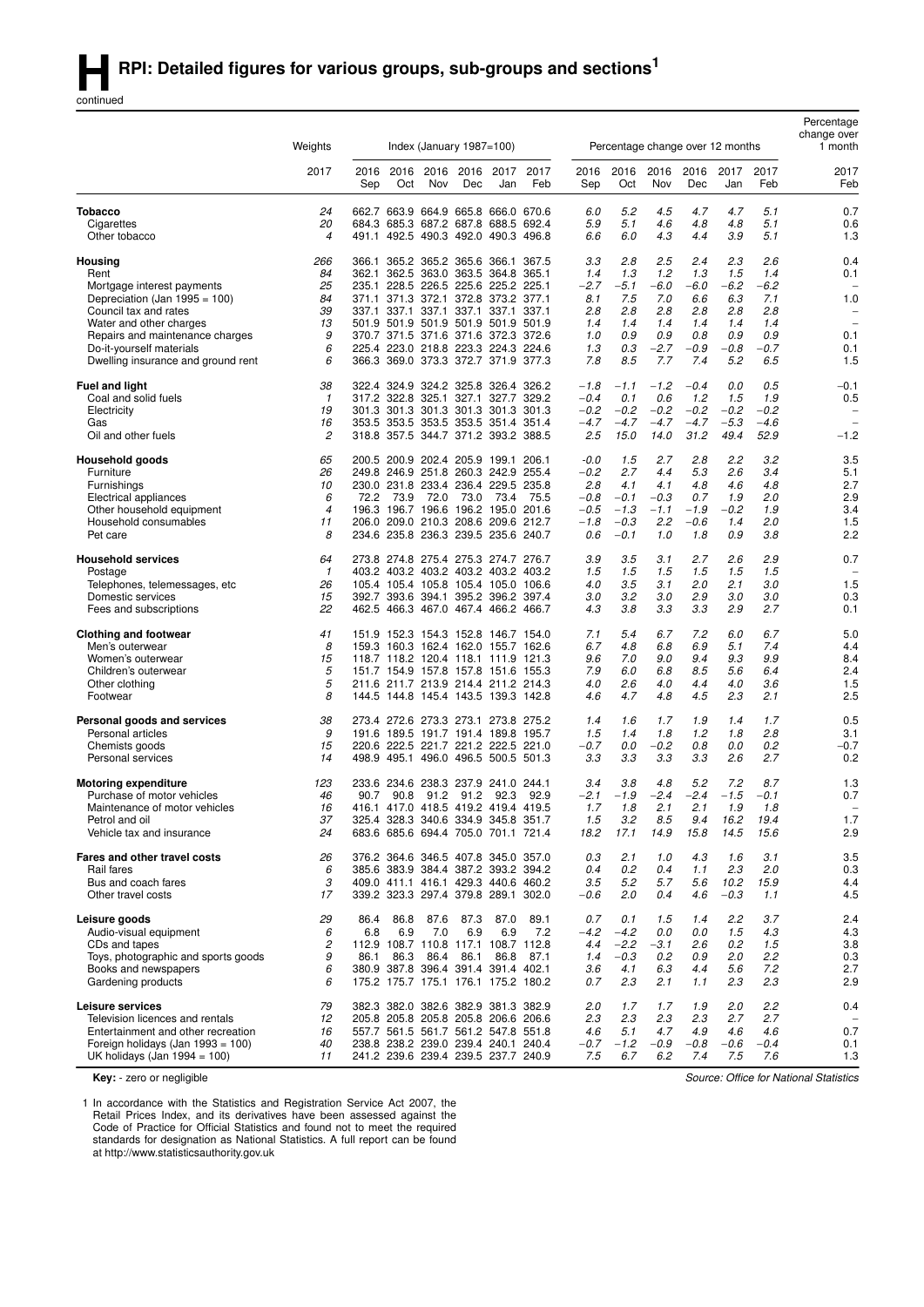# H RPI: Detailed figures for various groups, sub-groups and sections[1]

continued

| | Weights | Index (January 1987=100) | | | | | | Percentage change over 12 months | | | | | | Percentage change over 1 month |
|---|---|---|---|---|---|---|---|---|---|---|---|---|---|---|
| | 2017 | 2016 Sep | 2016 Oct | 2016 Nov | 2016 Dec | 2017 Jan | 2017 Feb | 2016 Sep | 2016 Oct | 2016 Nov | 2016 Dec | 2017 Jan | 2017 Feb | 2017 Feb |
| **Tobacco** | 24 | 662.7 | 663.9 | 664.9 | 665.8 | 666.0 | 670.6 | 6.0 | 5.2 | 4.5 | 4.7 | 4.7 | 5.1 | 0.7 |
| Cigarettes | 20 | 684.3 | 685.3 | 687.2 | 687.8 | 688.5 | 692.4 | 5.9 | 5.1 | 4.6 | 4.8 | 4.8 | 5.1 | 0.6 |
| Other tobacco | 4 | 491.1 | 492.5 | 490.3 | 492.0 | 490.3 | 496.8 | 6.6 | 6.0 | 4.3 | 4.4 | 3.9 | 5.1 | 1.3 |
| **Housing** | 266 | 366.1 | 365.2 | 365.2 | 365.6 | 366.1 | 367.5 | 3.3 | 2.8 | 2.5 | 2.4 | 2.3 | 2.6 | 0.4 |
| Rent | 84 | 362.1 | 362.5 | 363.0 | 363.5 | 364.8 | 365.1 | 1.4 | 1.3 | 1.2 | 1.3 | 1.5 | 1.4 | 0.1 |
| Mortgage interest payments | 25 | 235.1 | 228.5 | 226.5 | 225.6 | 225.2 | 225.1 | −2.7 | −5.1 | −6.0 | −6.0 | −6.2 | −6.2 | – |
| Depreciation (Jan 1995 = 100) | 84 | 371.1 | 371.3 | 372.1 | 372.8 | 373.2 | 377.1 | 8.1 | 7.5 | 7.0 | 6.6 | 6.3 | 7.1 | 1.0 |
| Council tax and rates | 39 | 337.1 | 337.1 | 337.1 | 337.1 | 337.1 | 337.1 | 2.8 | 2.8 | 2.8 | 2.8 | 2.8 | 2.8 | – |
| Water and other charges | 13 | 501.9 | 501.9 | 501.9 | 501.9 | 501.9 | 501.9 | 1.4 | 1.4 | 1.4 | 1.4 | 1.4 | 1.4 | – |
| Repairs and maintenance charges | 9 | 370.7 | 371.5 | 371.6 | 371.6 | 372.3 | 372.6 | 1.0 | 0.9 | 0.9 | 0.8 | 0.9 | 0.9 | 0.1 |
| Do-it-yourself materials | 6 | 225.4 | 223.0 | 218.8 | 223.3 | 224.3 | 224.6 | 1.3 | 0.3 | −2.7 | −0.9 | −0.8 | −0.7 | 0.1 |
| Dwelling insurance and ground rent | 6 | 366.3 | 369.0 | 373.3 | 372.7 | 371.9 | 377.3 | 7.8 | 8.5 | 7.7 | 7.4 | 5.2 | 6.5 | 1.5 |
| **Fuel and light** | 38 | 322.4 | 324.9 | 324.2 | 325.8 | 326.4 | 326.2 | −1.8 | −1.1 | −1.2 | −0.4 | 0.0 | 0.5 | −0.1 |
| Coal and solid fuels | 1 | 317.2 | 322.8 | 325.1 | 327.1 | 327.7 | 329.2 | −0.4 | 0.1 | 0.6 | 1.2 | 1.5 | 1.9 | 0.5 |
| Electricity | 19 | 301.3 | 301.3 | 301.3 | 301.3 | 301.3 | 301.3 | −0.2 | −0.2 | −0.2 | −0.2 | −0.2 | −0.2 | – |
| Gas | 16 | 353.5 | 353.5 | 353.5 | 353.5 | 351.4 | 351.4 | −4.7 | −4.7 | −4.7 | −4.7 | −5.3 | −4.6 | – |
| Oil and other fuels | 2 | 318.8 | 357.5 | 344.7 | 371.2 | 393.2 | 388.5 | 2.5 | 15.0 | 14.0 | 31.2 | 49.4 | 52.9 | −1.2 |
| **Household goods** | 65 | 200.5 | 200.9 | 202.4 | 205.9 | 199.1 | 206.1 | −0.0 | 1.5 | 2.7 | 2.8 | 2.2 | 3.2 | 3.5 |
| Furniture | 26 | 249.8 | 246.9 | 251.8 | 260.3 | 242.9 | 255.4 | −0.2 | 2.7 | 4.4 | 5.3 | 2.6 | 3.4 | 5.1 |
| Furnishings | 10 | 230.0 | 231.8 | 233.4 | 236.4 | 229.5 | 235.8 | 2.8 | 4.1 | 4.1 | 4.8 | 4.6 | 4.8 | 2.7 |
| Electrical appliances | 6 | 72.2 | 73.9 | 72.0 | 73.0 | 73.4 | 75.5 | −0.8 | −0.1 | −0.3 | 0.7 | 1.9 | 2.0 | 2.9 |
| Other household equipment | 4 | 196.3 | 196.7 | 196.6 | 196.2 | 195.0 | 201.6 | −0.5 | −1.3 | −1.1 | −1.9 | −0.2 | 1.9 | 3.4 |
| Household consumables | 11 | 206.0 | 209.0 | 210.3 | 208.6 | 209.6 | 212.7 | −1.8 | −0.3 | 2.2 | −0.6 | 1.4 | 2.0 | 1.5 |
| Pet care | 8 | 234.6 | 235.8 | 236.3 | 239.5 | 235.6 | 240.7 | 0.6 | −0.1 | 1.0 | 1.8 | 0.9 | 3.8 | 2.2 |
| **Household services** | 64 | 273.8 | 274.8 | 275.4 | 275.3 | 274.7 | 276.7 | 3.9 | 3.5 | 3.1 | 2.7 | 2.6 | 2.9 | 0.7 |
| Postage | 1 | 403.2 | 403.2 | 403.2 | 403.2 | 403.2 | 403.2 | 1.5 | 1.5 | 1.5 | 1.5 | 1.5 | 1.5 | – |
| Telephones, telemessages, etc | 26 | 105.4 | 105.4 | 105.8 | 105.4 | 105.0 | 106.6 | 4.0 | 3.5 | 3.1 | 2.0 | 2.1 | 3.0 | 1.5 |
| Domestic services | 15 | 392.7 | 393.6 | 394.1 | 395.2 | 396.2 | 397.4 | 3.0 | 3.2 | 3.0 | 2.9 | 3.0 | 3.0 | 0.3 |
| Fees and subscriptions | 22 | 462.5 | 466.3 | 467.0 | 467.4 | 466.2 | 466.7 | 4.3 | 3.8 | 3.3 | 3.3 | 2.9 | 2.7 | 0.1 |
| **Clothing and footwear** | 41 | 151.9 | 152.3 | 154.3 | 152.8 | 146.7 | 154.0 | 7.1 | 5.4 | 6.7 | 7.2 | 6.0 | 6.7 | 5.0 |
| Men's outerwear | 8 | 159.3 | 160.3 | 162.4 | 162.0 | 155.7 | 162.6 | 6.7 | 4.8 | 6.8 | 6.9 | 5.1 | 7.4 | 4.4 |
| Women's outerwear | 15 | 118.7 | 118.2 | 120.4 | 118.1 | 111.9 | 121.3 | 9.6 | 7.0 | 9.0 | 9.4 | 9.3 | 9.9 | 8.4 |
| Children's outerwear | 5 | 151.7 | 154.9 | 157.8 | 157.8 | 151.6 | 155.3 | 7.9 | 6.0 | 6.8 | 8.5 | 5.6 | 6.4 | 2.4 |
| Other clothing | 5 | 211.6 | 211.7 | 213.9 | 214.4 | 211.2 | 214.3 | 4.0 | 2.6 | 4.0 | 4.4 | 4.0 | 3.6 | 1.5 |
| Footwear | 8 | 144.5 | 144.8 | 145.4 | 143.5 | 139.3 | 142.8 | 4.6 | 4.7 | 4.8 | 4.5 | 2.3 | 2.1 | 2.5 |
| **Personal goods and services** | 38 | 273.4 | 272.6 | 273.3 | 273.1 | 273.8 | 275.2 | 1.4 | 1.6 | 1.7 | 1.9 | 1.4 | 1.7 | 0.5 |
| Personal articles | 9 | 191.6 | 189.5 | 191.7 | 191.4 | 189.8 | 195.7 | 1.5 | 1.4 | 1.8 | 1.2 | 1.8 | 2.8 | 3.1 |
| Chemists goods | 15 | 220.6 | 222.5 | 221.7 | 221.2 | 222.5 | 221.0 | −0.7 | 0.0 | −0.2 | 0.8 | 0.0 | 0.2 | −0.7 |
| Personal services | 14 | 498.9 | 495.1 | 496.0 | 496.5 | 500.5 | 501.3 | 3.3 | 3.3 | 3.3 | 3.3 | 2.6 | 2.7 | 0.2 |
| **Motoring expenditure** | 123 | 233.6 | 234.6 | 238.3 | 237.9 | 241.0 | 244.1 | 3.4 | 3.8 | 4.8 | 5.2 | 7.2 | 8.7 | 1.3 |
| Purchase of motor vehicles | 46 | 90.7 | 90.8 | 91.2 | 91.2 | 92.3 | 92.9 | −2.1 | −1.9 | −2.4 | −2.4 | −1.5 | −0.1 | 0.7 |
| Maintenance of motor vehicles | 16 | 416.1 | 417.0 | 418.5 | 419.2 | 419.4 | 419.5 | 1.7 | 1.8 | 2.1 | 2.1 | 1.9 | 1.8 | – |
| Petrol and oil | 37 | 325.4 | 328.3 | 340.6 | 334.9 | 345.8 | 351.7 | 1.5 | 3.2 | 8.5 | 9.4 | 16.2 | 19.4 | 1.7 |
| Vehicle tax and insurance | 24 | 683.6 | 685.6 | 694.4 | 705.0 | 701.1 | 721.4 | 18.2 | 17.1 | 14.9 | 15.8 | 14.5 | 15.6 | 2.9 |
| **Fares and other travel costs** | 26 | 376.2 | 364.6 | 346.5 | 407.8 | 345.0 | 357.0 | 0.3 | 2.1 | 1.0 | 4.3 | 1.6 | 3.1 | 3.5 |
| Rail fares | 6 | 385.6 | 383.9 | 384.4 | 387.2 | 393.2 | 394.2 | 0.4 | 0.2 | 0.4 | 1.1 | 2.3 | 2.0 | 0.3 |
| Bus and coach fares | 3 | 409.0 | 411.1 | 416.1 | 429.3 | 440.6 | 460.2 | 3.5 | 5.2 | 5.7 | 5.6 | 10.2 | 15.9 | 4.4 |
| Other travel costs | 17 | 339.2 | 323.3 | 297.4 | 379.8 | 289.1 | 302.0 | −0.6 | 2.0 | 0.4 | 4.6 | −0.3 | 1.1 | 4.5 |
| **Leisure goods** | 29 | 86.4 | 86.8 | 87.6 | 87.3 | 87.0 | 89.1 | 0.7 | 0.1 | 1.5 | 1.4 | 2.2 | 3.7 | 2.4 |
| Audio-visual equipment | 6 | 6.8 | 6.9 | 7.0 | 6.9 | 6.9 | 7.2 | −4.2 | −4.2 | 0.0 | 0.0 | 1.5 | 4.3 | 4.3 |
| CDs and tapes | 2 | 112.9 | 108.7 | 110.8 | 117.1 | 108.7 | 112.8 | 4.4 | −2.2 | −3.1 | 2.6 | 0.2 | 1.5 | 3.8 |
| Toys, photographic and sports goods | 9 | 86.1 | 86.3 | 86.4 | 86.1 | 86.8 | 87.1 | 1.4 | −0.3 | 0.2 | 0.9 | 2.0 | 2.2 | 0.3 |
| Books and newspapers | 6 | 380.9 | 387.8 | 396.4 | 391.4 | 391.4 | 402.1 | 3.6 | 4.1 | 6.3 | 4.4 | 5.6 | 7.2 | 2.7 |
| Gardening products | 6 | 175.2 | 175.7 | 175.1 | 176.1 | 175.2 | 180.2 | 0.7 | 2.3 | 2.1 | 1.1 | 2.3 | 2.3 | 2.9 |
| **Leisure services** | 79 | 382.3 | 382.0 | 382.6 | 382.9 | 381.3 | 382.9 | 2.0 | 1.7 | 1.7 | 1.9 | 2.0 | 2.2 | 0.4 |
| Television licences and rentals | 12 | 205.8 | 205.8 | 205.8 | 205.8 | 206.6 | 206.6 | 2.3 | 2.3 | 2.3 | 2.3 | 2.7 | 2.7 | – |
| Entertainment and other recreation | 16 | 557.7 | 561.5 | 561.7 | 561.2 | 547.8 | 551.8 | 4.6 | 5.1 | 4.7 | 4.9 | 4.6 | 4.6 | 0.7 |
| Foreign holidays (Jan 1993 = 100) | 40 | 238.8 | 238.2 | 239.0 | 239.4 | 240.1 | 240.4 | −0.7 | −1.2 | −0.9 | −0.8 | −0.6 | −0.4 | 0.1 |
| UK holidays (Jan 1994 = 100) | 11 | 241.2 | 239.6 | 239.4 | 239.5 | 237.7 | 240.9 | 7.5 | 6.7 | 6.2 | 7.4 | 7.5 | 7.6 | 1.3 |

**Key:** - zero or negligible

Source: Office for National Statistics

1 In accordance with the Statistics and Registration Service Act 2007, the Retail Prices Index, and its derivatives have been assessed against the Code of Practice for Official Statistics and found not to meet the required standards for designation as National Statistics. A full report can be found at http://www.statisticsauthority.gov.uk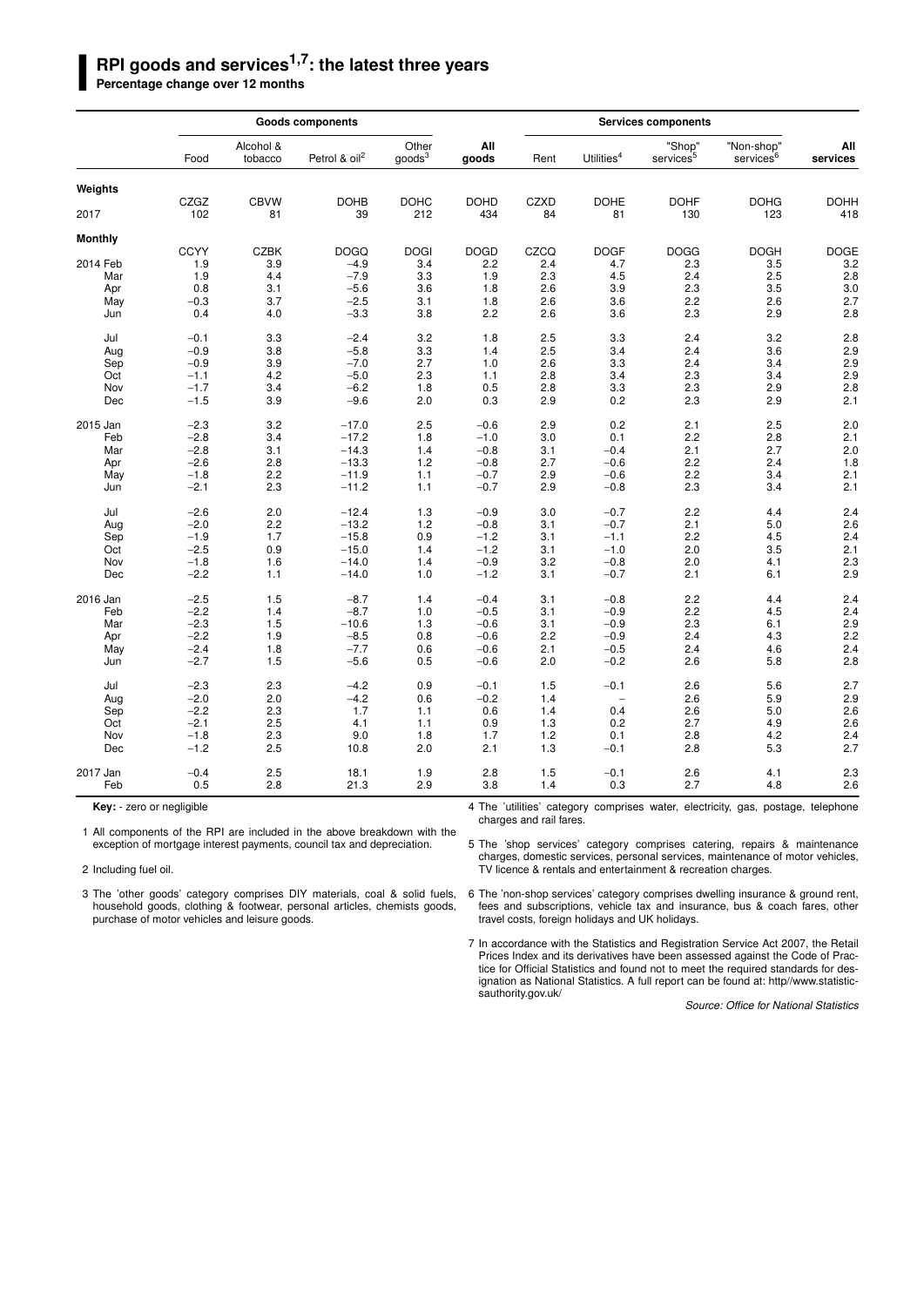# RPI goods and services[1,7]: the latest three years

**Percentage change over 12 months**

| | Goods components | | | | | Services components | | | | |
|---|---|---|---|---|---|---|---|---|---|---|
| | Food | Alcohol & tobacco | Petrol & oil[2] | Other goods[3] | **All goods** | Rent | Utilities[4] | "Shop" services[5] | "Non-shop" services[6] | **All services** |
| **Weights** | CZGZ | CBVW | DOHB | DOHC | DOHD | CZXD | DOHE | DOHF | DOHG | DOHH |
| 2017 | 102 | 81 | 39 | 212 | 434 | 84 | 81 | 130 | 123 | 418 |
| **Monthly** | CCYY | CZBK | DOGQ | DOGI | DOGD | CZCQ | DOGF | DOGG | DOGH | DOGE |
| 2014 Feb | 1.9 | 3.9 | −4.9 | 3.4 | 2.2 | 2.4 | 4.7 | 2.3 | 3.5 | 3.2 |
| Mar | 1.9 | 4.4 | −7.9 | 3.3 | 1.9 | 2.3 | 4.5 | 2.4 | 2.5 | 2.8 |
| Apr | 0.8 | 3.1 | −5.6 | 3.6 | 1.8 | 2.6 | 3.9 | 2.3 | 3.5 | 3.0 |
| May | −0.3 | 3.7 | −2.5 | 3.1 | 1.8 | 2.6 | 3.6 | 2.2 | 2.6 | 2.7 |
| Jun | 0.4 | 4.0 | −3.3 | 3.8 | 2.2 | 2.6 | 3.6 | 2.3 | 2.9 | 2.8 |
| Jul | −0.1 | 3.3 | −2.4 | 3.2 | 1.8 | 2.5 | 3.3 | 2.4 | 3.2 | 2.8 |
| Aug | −0.9 | 3.8 | −5.8 | 3.3 | 1.4 | 2.5 | 3.4 | 2.4 | 3.6 | 2.9 |
| Sep | −0.9 | 3.9 | −7.0 | 2.7 | 1.0 | 2.6 | 3.3 | 2.4 | 3.4 | 2.9 |
| Oct | −1.1 | 4.2 | −5.0 | 2.3 | 1.1 | 2.8 | 3.4 | 2.3 | 3.4 | 2.9 |
| Nov | −1.7 | 3.4 | −6.2 | 1.8 | 0.5 | 2.8 | 3.3 | 2.3 | 2.9 | 2.8 |
| Dec | −1.5 | 3.9 | −9.6 | 2.0 | 0.3 | 2.9 | 0.2 | 2.3 | 2.9 | 2.1 |
| 2015 Jan | −2.3 | 3.2 | −17.0 | 2.5 | −0.6 | 2.9 | 0.2 | 2.1 | 2.5 | 2.0 |
| Feb | −2.8 | 3.4 | −17.2 | 1.8 | −1.0 | 3.0 | 0.1 | 2.2 | 2.8 | 2.1 |
| Mar | −2.8 | 3.1 | −14.3 | 1.4 | −0.8 | 3.1 | −0.4 | 2.1 | 2.7 | 2.0 |
| Apr | −2.6 | 2.8 | −13.3 | 1.2 | −0.8 | 2.7 | −0.6 | 2.2 | 2.4 | 1.8 |
| May | −1.8 | 2.2 | −11.9 | 1.1 | −0.7 | 2.9 | −0.6 | 2.2 | 3.4 | 2.1 |
| Jun | −2.1 | 2.3 | −11.2 | 1.1 | −0.7 | 2.9 | −0.8 | 2.3 | 3.4 | 2.1 |
| Jul | −2.6 | 2.0 | −12.4 | 1.3 | −0.9 | 3.0 | −0.7 | 2.2 | 4.4 | 2.4 |
| Aug | −2.0 | 2.2 | −13.2 | 1.2 | −0.8 | 3.1 | −0.7 | 2.1 | 5.0 | 2.6 |
| Sep | −1.9 | 1.7 | −15.8 | 0.9 | −1.2 | 3.1 | −1.1 | 2.2 | 4.5 | 2.4 |
| Oct | −2.5 | 0.9 | −15.0 | 1.4 | −1.2 | 3.1 | −1.0 | 2.0 | 3.5 | 2.1 |
| Nov | −1.8 | 1.6 | −14.0 | 1.4 | −0.9 | 3.2 | −0.8 | 2.0 | 4.1 | 2.3 |
| Dec | −2.2 | 1.1 | −14.0 | 1.0 | −1.2 | 3.1 | −0.7 | 2.1 | 6.1 | 2.9 |
| 2016 Jan | −2.5 | 1.5 | −8.7 | 1.4 | −0.4 | 3.1 | −0.8 | 2.2 | 4.4 | 2.4 |
| Feb | −2.2 | 1.4 | −8.7 | 1.0 | −0.5 | 3.1 | −0.9 | 2.2 | 4.5 | 2.4 |
| Mar | −2.3 | 1.5 | −10.6 | 1.3 | −0.6 | 3.1 | −0.9 | 2.3 | 6.1 | 2.9 |
| Apr | −2.2 | 1.9 | −8.5 | 0.8 | −0.6 | 2.2 | −0.9 | 2.4 | 4.3 | 2.2 |
| May | −2.4 | 1.8 | −7.7 | 0.6 | −0.6 | 2.1 | −0.5 | 2.4 | 4.6 | 2.4 |
| Jun | −2.7 | 1.5 | −5.6 | 0.5 | −0.6 | 2.0 | −0.2 | 2.6 | 5.8 | 2.8 |
| Jul | −2.3 | 2.3 | −4.2 | 0.9 | −0.1 | 1.5 | −0.1 | 2.6 | 5.6 | 2.7 |
| Aug | −2.0 | 2.0 | −4.2 | 0.6 | −0.2 | 1.4 | – | 2.6 | 5.9 | 2.9 |
| Sep | −2.2 | 2.3 | 1.7 | 1.1 | 0.6 | 1.4 | 0.4 | 2.6 | 5.0 | 2.6 |
| Oct | −2.1 | 2.5 | 4.1 | 1.1 | 0.9 | 1.3 | 0.2 | 2.7 | 4.9 | 2.6 |
| Nov | −1.8 | 2.3 | 9.0 | 1.8 | 1.7 | 1.2 | 0.1 | 2.8 | 4.2 | 2.4 |
| Dec | −1.2 | 2.5 | 10.8 | 2.0 | 2.1 | 1.3 | −0.1 | 2.8 | 5.3 | 2.7 |
| 2017 Jan | −0.4 | 2.5 | 18.1 | 1.9 | 2.8 | 1.5 | −0.1 | 2.6 | 4.1 | 2.3 |
| Feb | 0.5 | 2.8 | 21.3 | 2.9 | 3.8 | 1.4 | 0.3 | 2.7 | 4.8 | 2.6 |

**Key:** - zero or negligible

1 All components of the RPI are included in the above breakdown with the exception of mortgage interest payments, council tax and depreciation.

2 Including fuel oil.

3 The 'other goods' category comprises DIY materials, coal & solid fuels, household goods, clothing & footwear, personal articles, chemists goods, purchase of motor vehicles and leisure goods.

4 The 'utilities' category comprises water, electricity, gas, postage, telephone charges and rail fares.

5 The 'shop services' category comprises catering, repairs & maintenance charges, domestic services, personal services, maintenance of motor vehicles, TV licence & rentals and entertainment & recreation charges.

6 The 'non-shop services' category comprises dwelling insurance & ground rent, fees and subscriptions, vehicle tax and insurance, bus & coach fares, other travel costs, foreign holidays and UK holidays.

7 In accordance with the Statistics and Registration Service Act 2007, the Retail Prices Index and its derivatives have been assessed against the Code of Practice for Official Statistics and found not to meet the required standards for designation as National Statistics. A full report can be found at: http//www.statisticsauthority.gov.uk/

*Source: Office for National Statistics*